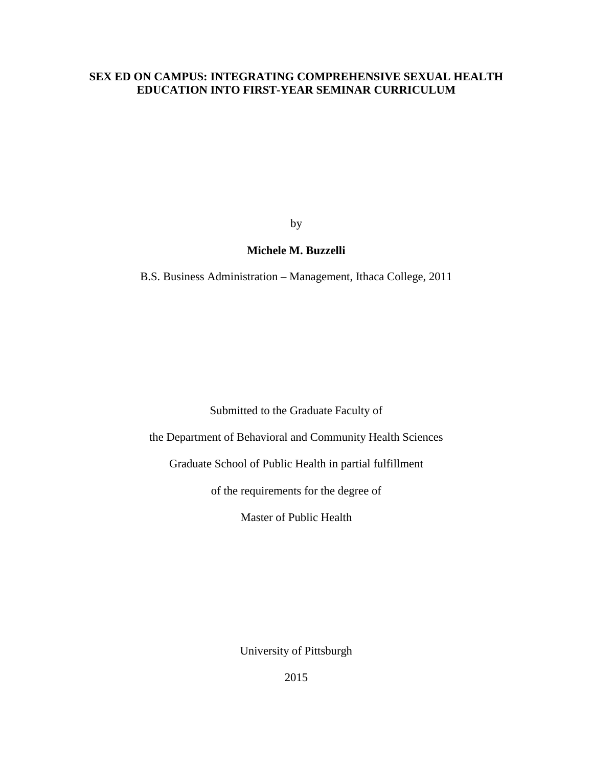# SEX ED ON CAMPUS: INTEGRATING COMPREHENSIVE SEXUAL HEALTH EDUCATION INTO FIRST-YEAR SEMINAR CURRICULUM

by

**Michele M. Buzzelli**

B.S. Business Administration – Management, Ithaca College, 2011

Submitted to the Graduate Faculty of

the Department of Behavioral and Community Health Sciences

Graduate School of Public Health in partial fulfillment

of the requirements for the degree of

Master of Public Health

University of Pittsburgh

2015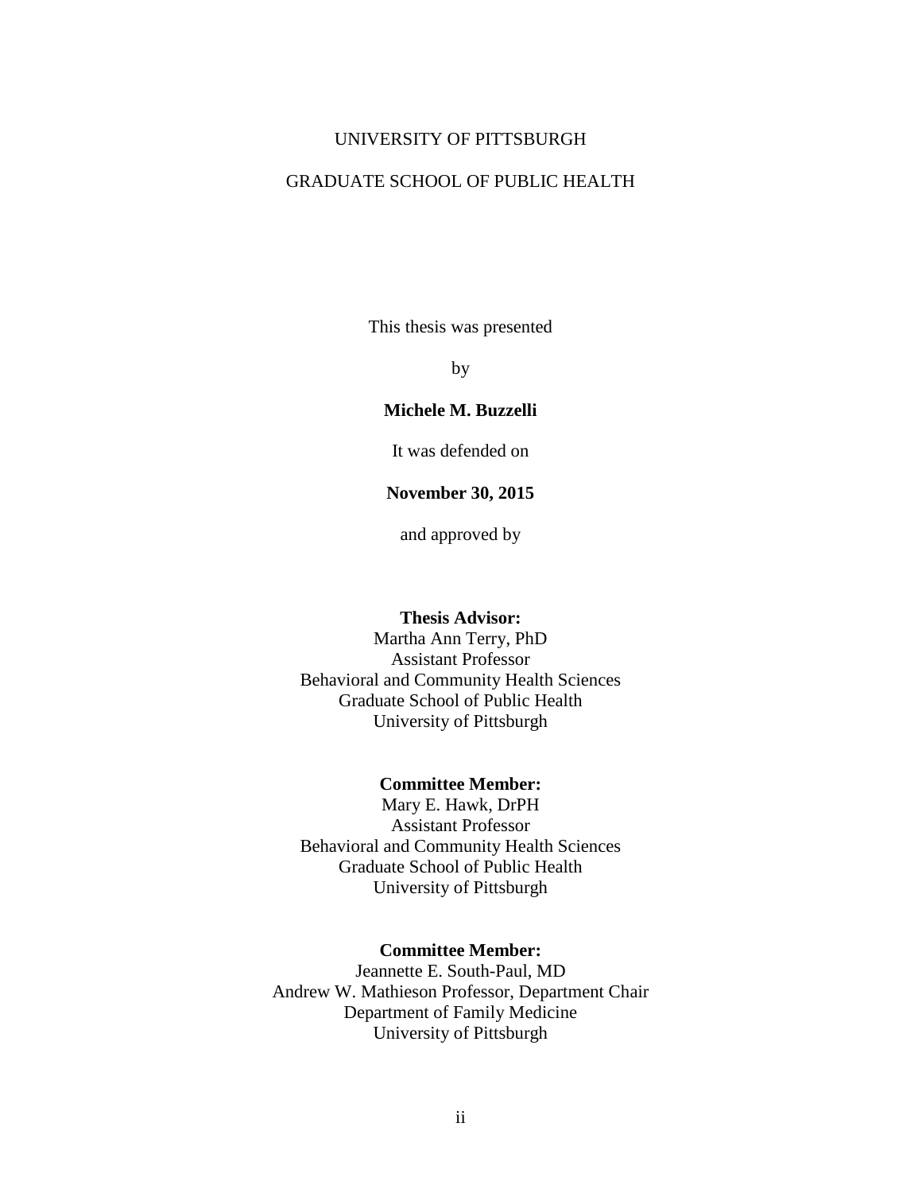UNIVERSITY OF PITTSBURGH

GRADUATE SCHOOL OF PUBLIC HEALTH

This thesis was presented

by

**Michele M. Buzzelli**

It was defended on

**November 30, 2015**

and approved by

**Thesis Advisor:**
Martha Ann Terry, PhD
Assistant Professor
Behavioral and Community Health Sciences
Graduate School of Public Health
University of Pittsburgh

**Committee Member:**
Mary E. Hawk, DrPH
Assistant Professor
Behavioral and Community Health Sciences
Graduate School of Public Health
University of Pittsburgh

**Committee Member:**
Jeannette E. South-Paul, MD
Andrew W. Mathieson Professor, Department Chair
Department of Family Medicine
University of Pittsburgh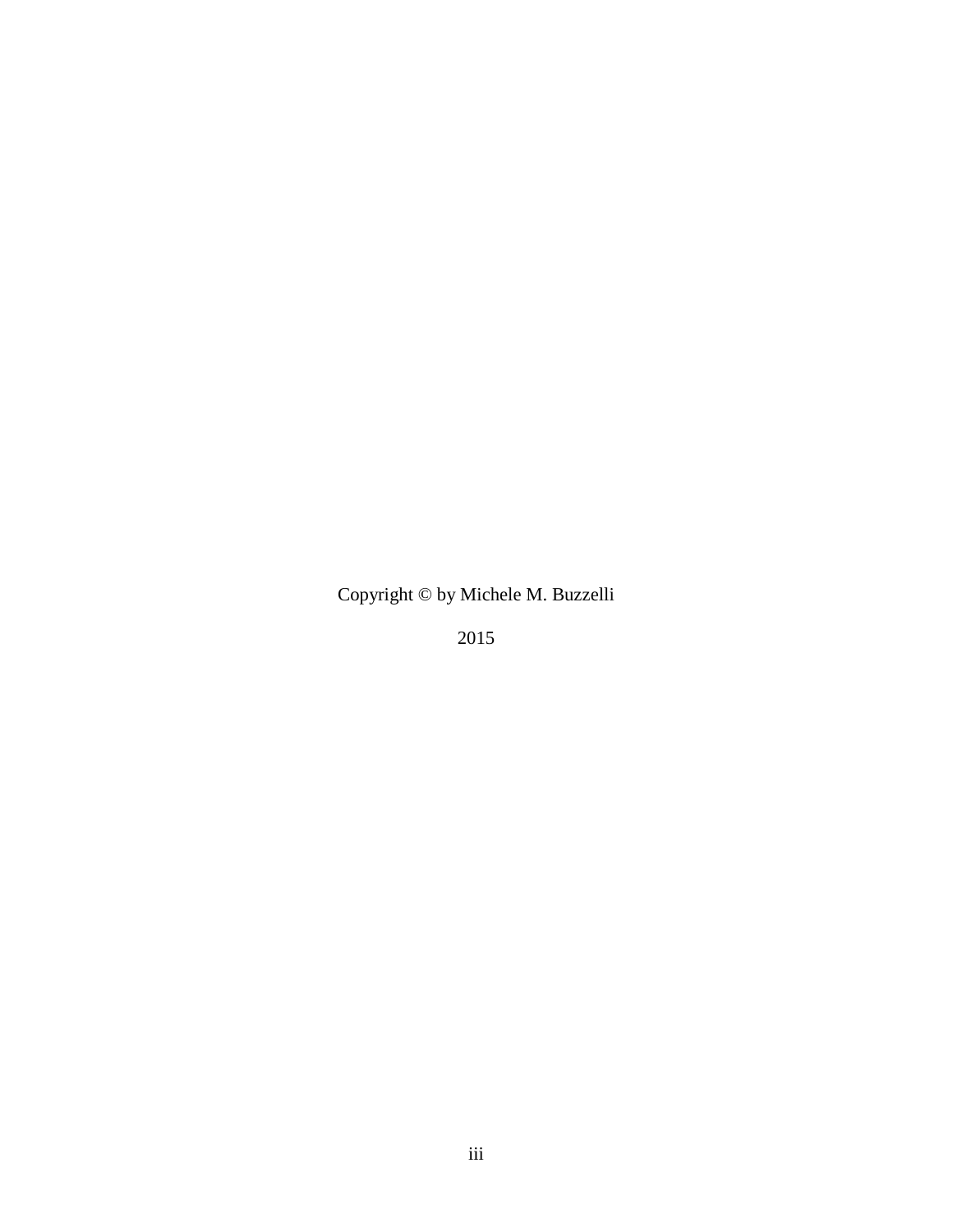Copyright © by Michele M. Buzzelli

2015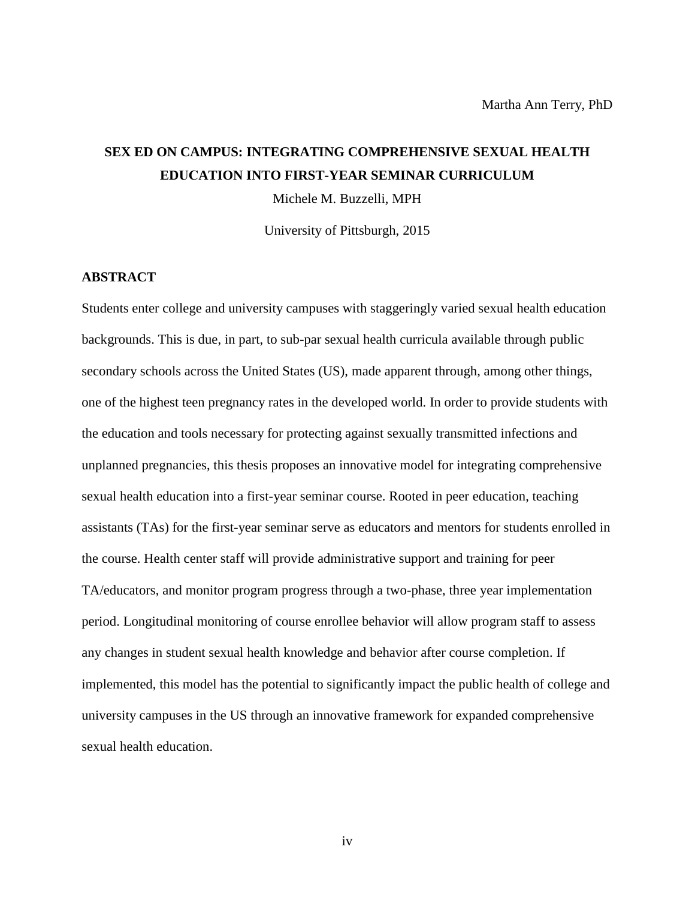Martha Ann Terry, PhD

**SEX ED ON CAMPUS: INTEGRATING COMPREHENSIVE SEXUAL HEALTH EDUCATION INTO FIRST-YEAR SEMINAR CURRICULUM**

Michele M. Buzzelli, MPH

University of Pittsburgh, 2015

## ABSTRACT

Students enter college and university campuses with staggeringly varied sexual health education backgrounds. This is due, in part, to sub-par sexual health curricula available through public secondary schools across the United States (US), made apparent through, among other things, one of the highest teen pregnancy rates in the developed world. In order to provide students with the education and tools necessary for protecting against sexually transmitted infections and unplanned pregnancies, this thesis proposes an innovative model for integrating comprehensive sexual health education into a first-year seminar course. Rooted in peer education, teaching assistants (TAs) for the first-year seminar serve as educators and mentors for students enrolled in the course. Health center staff will provide administrative support and training for peer TA/educators, and monitor program progress through a two-phase, three year implementation period. Longitudinal monitoring of course enrollee behavior will allow program staff to assess any changes in student sexual health knowledge and behavior after course completion. If implemented, this model has the potential to significantly impact the public health of college and university campuses in the US through an innovative framework for expanded comprehensive sexual health education.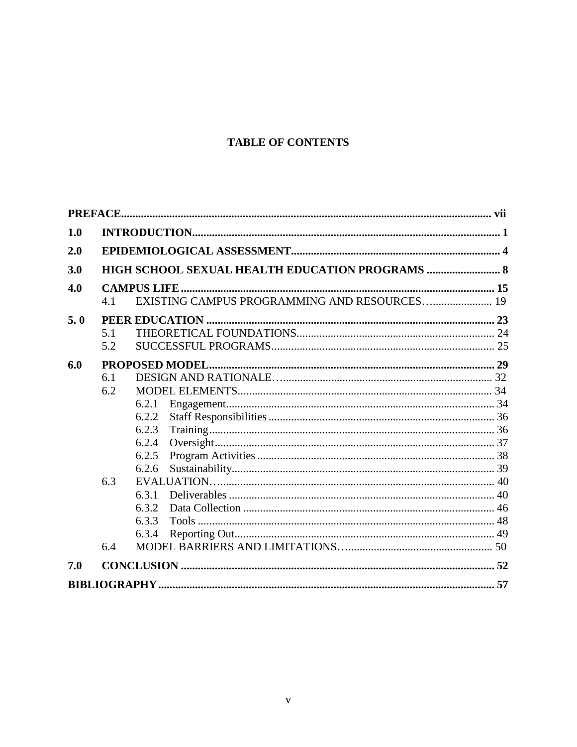**TABLE OF CONTENTS**

**PREFACE** ..... **vii**

**1.0 INTRODUCTION** ..... **1**

**2.0 EPIDEMIOLOGICAL ASSESSMENT** ..... **4**

**3.0 HIGH SCHOOL SEXUAL HEALTH EDUCATION PROGRAMS** ..... **8**

**4.0 CAMPUS LIFE** ..... **15**

- 4.1 EXISTING CAMPUS PROGRAMMING AND RESOURCES ..... 19

**5. 0 PEER EDUCATION** ..... **23**

- 5.1 THEORETICAL FOUNDATIONS ..... 24
- 5.2 SUCCESSFUL PROGRAMS ..... 25

**6.0 PROPOSED MODEL** ..... **29**

- 6.1 DESIGN AND RATIONALE ..... 32
- 6.2 MODEL ELEMENTS ..... 34
  - 6.2.1 Engagement ..... 34
  - 6.2.2 Staff Responsibilities ..... 36
  - 6.2.3 Training ..... 36
  - 6.2.4 Oversight ..... 37
  - 6.2.5 Program Activities ..... 38
  - 6.2.6 Sustainability ..... 39
- 6.3 EVALUATION ..... 40
  - 6.3.1 Deliverables ..... 40
  - 6.3.2 Data Collection ..... 46
  - 6.3.3 Tools ..... 48
  - 6.3.4 Reporting Out ..... 49
- 6.4 MODEL BARRIERS AND LIMITATIONS ..... 50

**7.0 CONCLUSION** ..... **52**

**BIBLIOGRAPHY** ..... **57**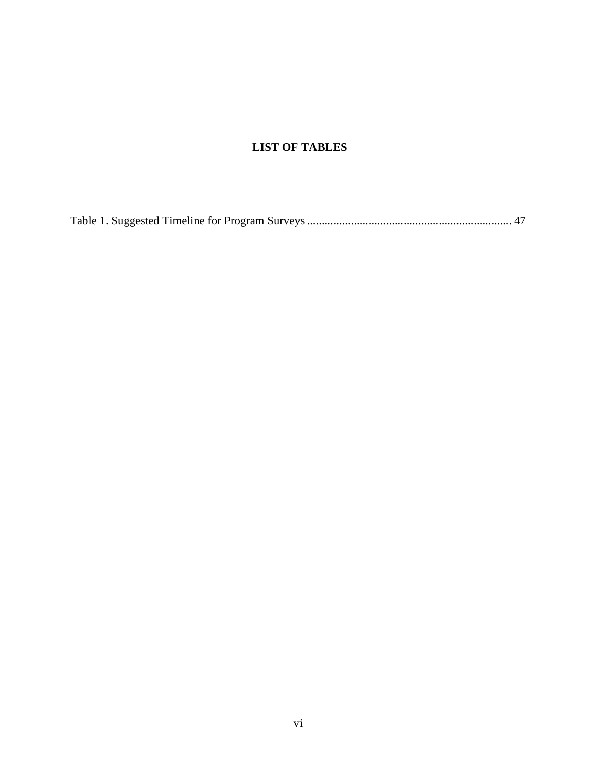# LIST OF TABLES

Table 1. Suggested Timeline for Program Surveys ..................................................................... 47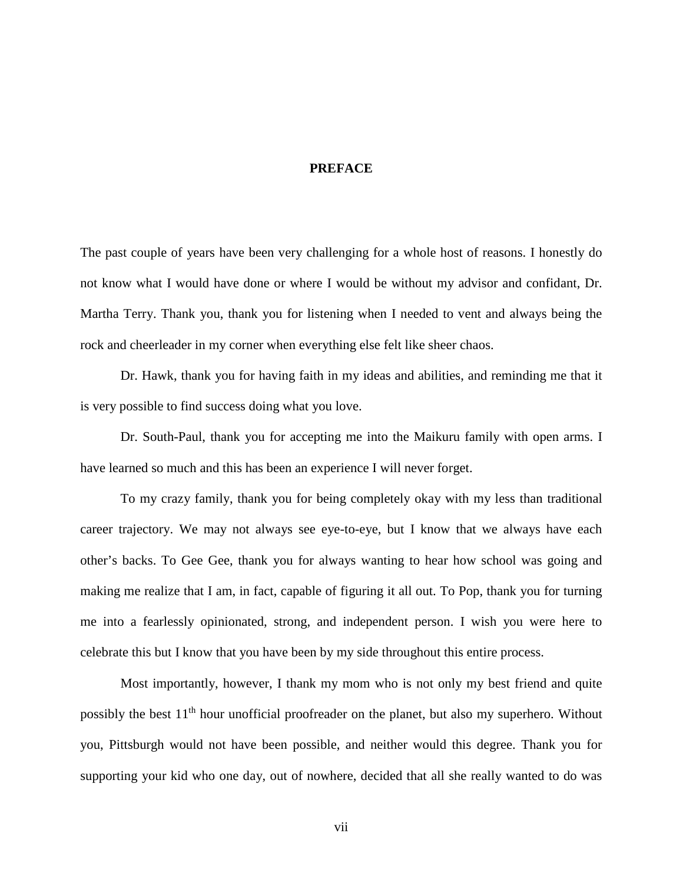# PREFACE

The past couple of years have been very challenging for a whole host of reasons. I honestly do not know what I would have done or where I would be without my advisor and confidant, Dr. Martha Terry. Thank you, thank you for listening when I needed to vent and always being the rock and cheerleader in my corner when everything else felt like sheer chaos.

Dr. Hawk, thank you for having faith in my ideas and abilities, and reminding me that it is very possible to find success doing what you love.

Dr. South-Paul, thank you for accepting me into the Maikuru family with open arms. I have learned so much and this has been an experience I will never forget.

To my crazy family, thank you for being completely okay with my less than traditional career trajectory. We may not always see eye-to-eye, but I know that we always have each other's backs. To Gee Gee, thank you for always wanting to hear how school was going and making me realize that I am, in fact, capable of figuring it all out. To Pop, thank you for turning me into a fearlessly opinionated, strong, and independent person. I wish you were here to celebrate this but I know that you have been by my side throughout this entire process.

Most importantly, however, I thank my mom who is not only my best friend and quite possibly the best 11th hour unofficial proofreader on the planet, but also my superhero. Without you, Pittsburgh would not have been possible, and neither would this degree. Thank you for supporting your kid who one day, out of nowhere, decided that all she really wanted to do was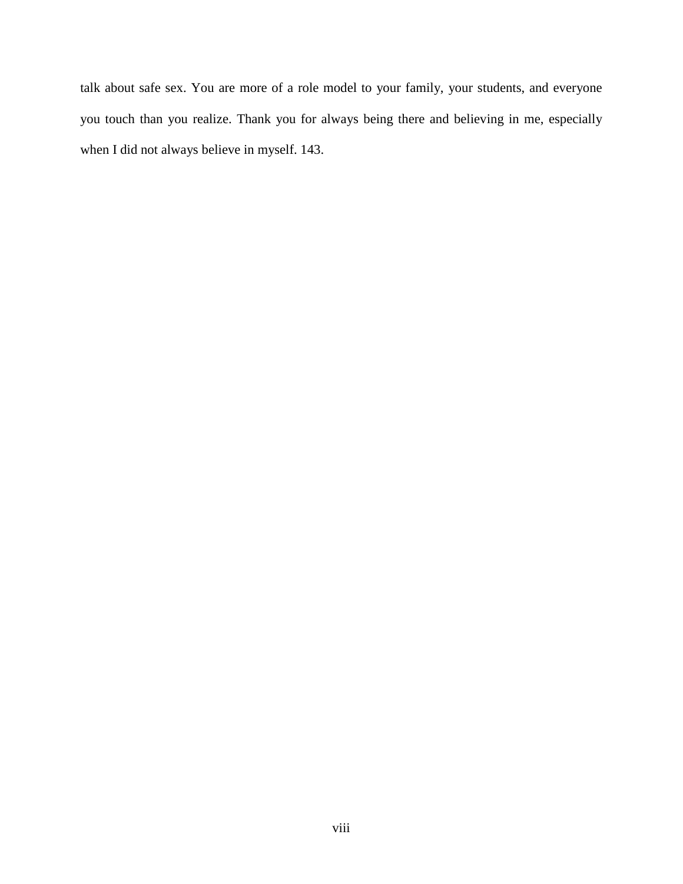talk about safe sex. You are more of a role model to your family, your students, and everyone you touch than you realize. Thank you for always being there and believing in me, especially when I did not always believe in myself. 143.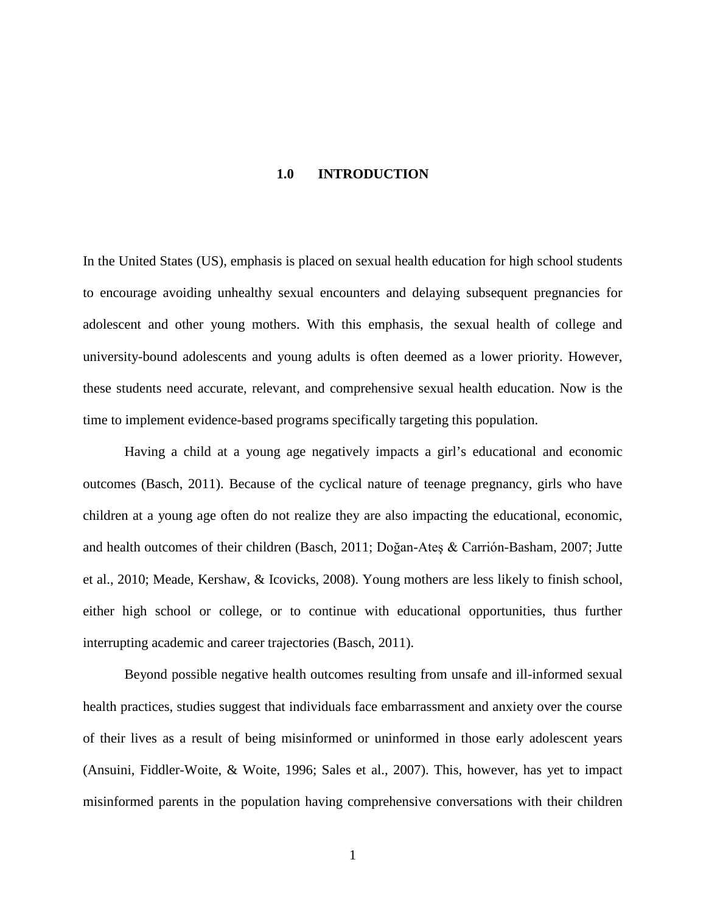# 1.0 INTRODUCTION

In the United States (US), emphasis is placed on sexual health education for high school students to encourage avoiding unhealthy sexual encounters and delaying subsequent pregnancies for adolescent and other young mothers. With this emphasis, the sexual health of college and university-bound adolescents and young adults is often deemed as a lower priority. However, these students need accurate, relevant, and comprehensive sexual health education. Now is the time to implement evidence-based programs specifically targeting this population.

Having a child at a young age negatively impacts a girl's educational and economic outcomes (Basch, 2011). Because of the cyclical nature of teenage pregnancy, girls who have children at a young age often do not realize they are also impacting the educational, economic, and health outcomes of their children (Basch, 2011; Doğan-Ateş & Carrión-Basham, 2007; Jutte et al., 2010; Meade, Kershaw, & Icovicks, 2008). Young mothers are less likely to finish school, either high school or college, or to continue with educational opportunities, thus further interrupting academic and career trajectories (Basch, 2011).

Beyond possible negative health outcomes resulting from unsafe and ill-informed sexual health practices, studies suggest that individuals face embarrassment and anxiety over the course of their lives as a result of being misinformed or uninformed in those early adolescent years (Ansuini, Fiddler-Woite, & Woite, 1996; Sales et al., 2007). This, however, has yet to impact misinformed parents in the population having comprehensive conversations with their children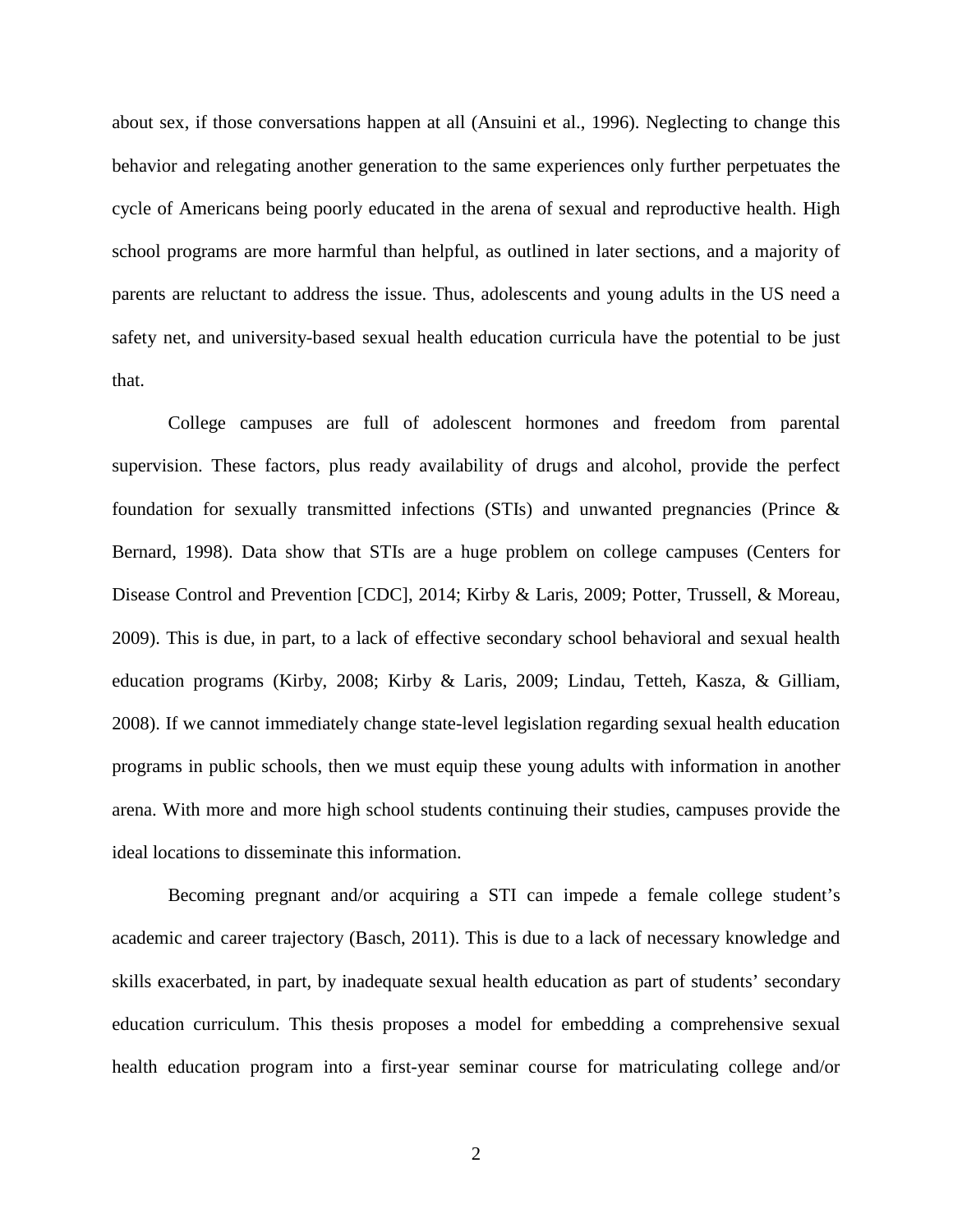about sex, if those conversations happen at all (Ansuini et al., 1996). Neglecting to change this behavior and relegating another generation to the same experiences only further perpetuates the cycle of Americans being poorly educated in the arena of sexual and reproductive health. High school programs are more harmful than helpful, as outlined in later sections, and a majority of parents are reluctant to address the issue. Thus, adolescents and young adults in the US need a safety net, and university-based sexual health education curricula have the potential to be just that.

College campuses are full of adolescent hormones and freedom from parental supervision. These factors, plus ready availability of drugs and alcohol, provide the perfect foundation for sexually transmitted infections (STIs) and unwanted pregnancies (Prince & Bernard, 1998). Data show that STIs are a huge problem on college campuses (Centers for Disease Control and Prevention [CDC], 2014; Kirby & Laris, 2009; Potter, Trussell, & Moreau, 2009). This is due, in part, to a lack of effective secondary school behavioral and sexual health education programs (Kirby, 2008; Kirby & Laris, 2009; Lindau, Tetteh, Kasza, & Gilliam, 2008). If we cannot immediately change state-level legislation regarding sexual health education programs in public schools, then we must equip these young adults with information in another arena. With more and more high school students continuing their studies, campuses provide the ideal locations to disseminate this information.

Becoming pregnant and/or acquiring a STI can impede a female college student's academic and career trajectory (Basch, 2011). This is due to a lack of necessary knowledge and skills exacerbated, in part, by inadequate sexual health education as part of students' secondary education curriculum. This thesis proposes a model for embedding a comprehensive sexual health education program into a first-year seminar course for matriculating college and/or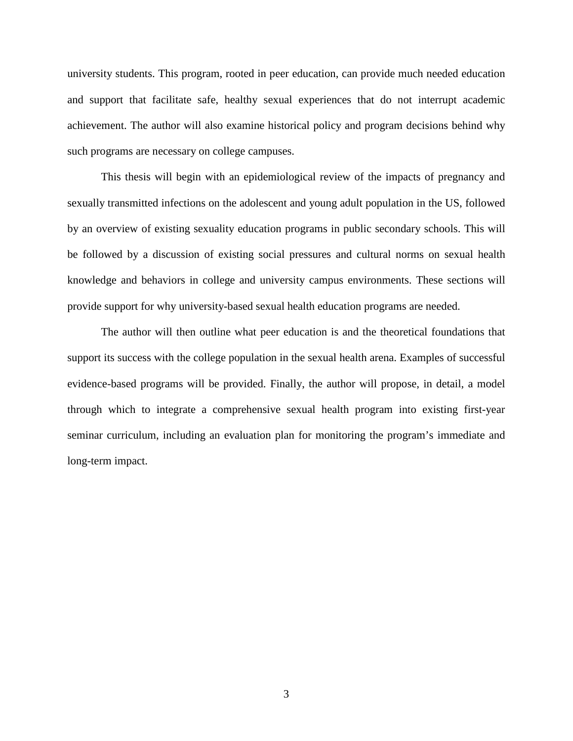university students. This program, rooted in peer education, can provide much needed education and support that facilitate safe, healthy sexual experiences that do not interrupt academic achievement. The author will also examine historical policy and program decisions behind why such programs are necessary on college campuses.

This thesis will begin with an epidemiological review of the impacts of pregnancy and sexually transmitted infections on the adolescent and young adult population in the US, followed by an overview of existing sexuality education programs in public secondary schools. This will be followed by a discussion of existing social pressures and cultural norms on sexual health knowledge and behaviors in college and university campus environments. These sections will provide support for why university-based sexual health education programs are needed.

The author will then outline what peer education is and the theoretical foundations that support its success with the college population in the sexual health arena. Examples of successful evidence-based programs will be provided. Finally, the author will propose, in detail, a model through which to integrate a comprehensive sexual health program into existing first-year seminar curriculum, including an evaluation plan for monitoring the program's immediate and long-term impact.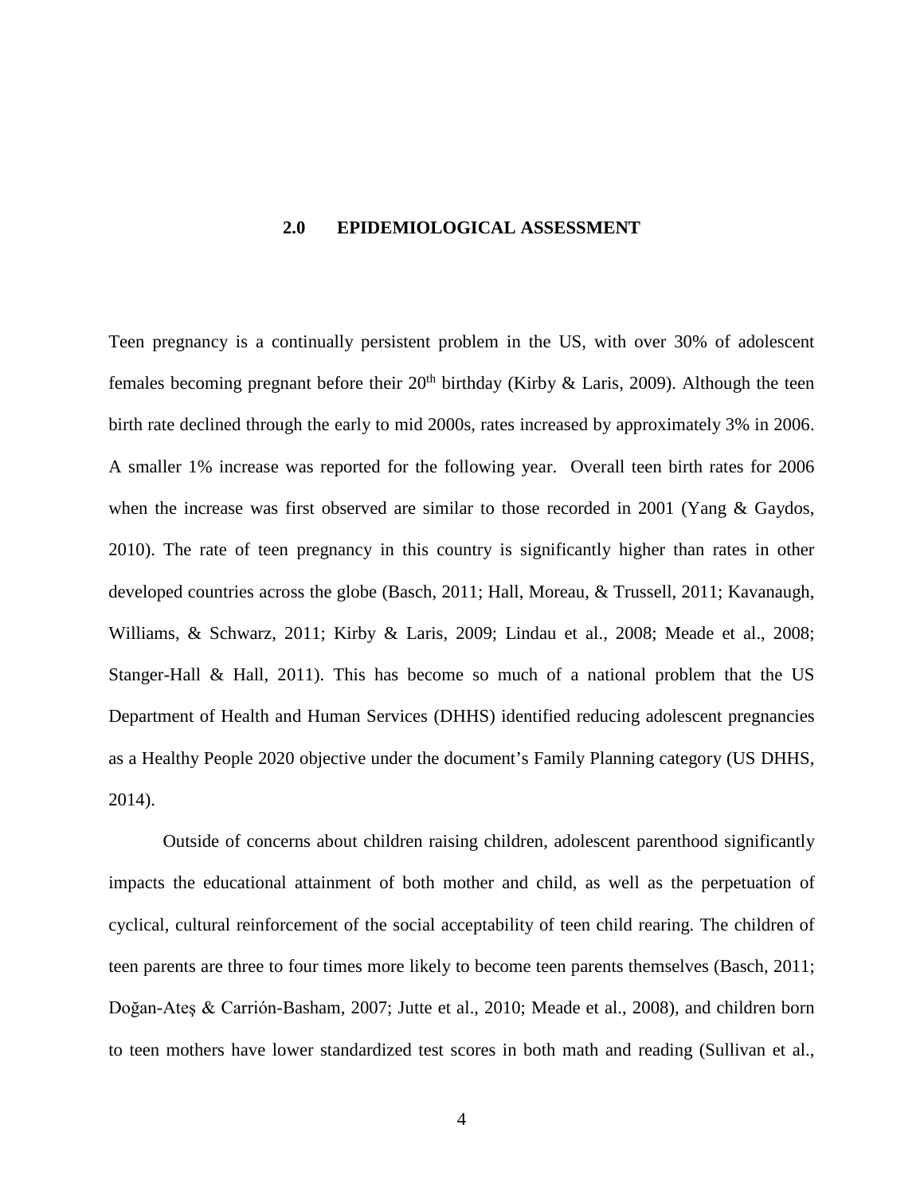# 2.0 EPIDEMIOLOGICAL ASSESSMENT

Teen pregnancy is a continually persistent problem in the US, with over 30% of adolescent females becoming pregnant before their 20th birthday (Kirby & Laris, 2009). Although the teen birth rate declined through the early to mid 2000s, rates increased by approximately 3% in 2006. A smaller 1% increase was reported for the following year. Overall teen birth rates for 2006 when the increase was first observed are similar to those recorded in 2001 (Yang & Gaydos, 2010). The rate of teen pregnancy in this country is significantly higher than rates in other developed countries across the globe (Basch, 2011; Hall, Moreau, & Trussell, 2011; Kavanaugh, Williams, & Schwarz, 2011; Kirby & Laris, 2009; Lindau et al., 2008; Meade et al., 2008; Stanger-Hall & Hall, 2011). This has become so much of a national problem that the US Department of Health and Human Services (DHHS) identified reducing adolescent pregnancies as a Healthy People 2020 objective under the document's Family Planning category (US DHHS, 2014).

Outside of concerns about children raising children, adolescent parenthood significantly impacts the educational attainment of both mother and child, as well as the perpetuation of cyclical, cultural reinforcement of the social acceptability of teen child rearing. The children of teen parents are three to four times more likely to become teen parents themselves (Basch, 2011; Doğan-Ateş & Carrión-Basham, 2007; Jutte et al., 2010; Meade et al., 2008), and children born to teen mothers have lower standardized test scores in both math and reading (Sullivan et al.,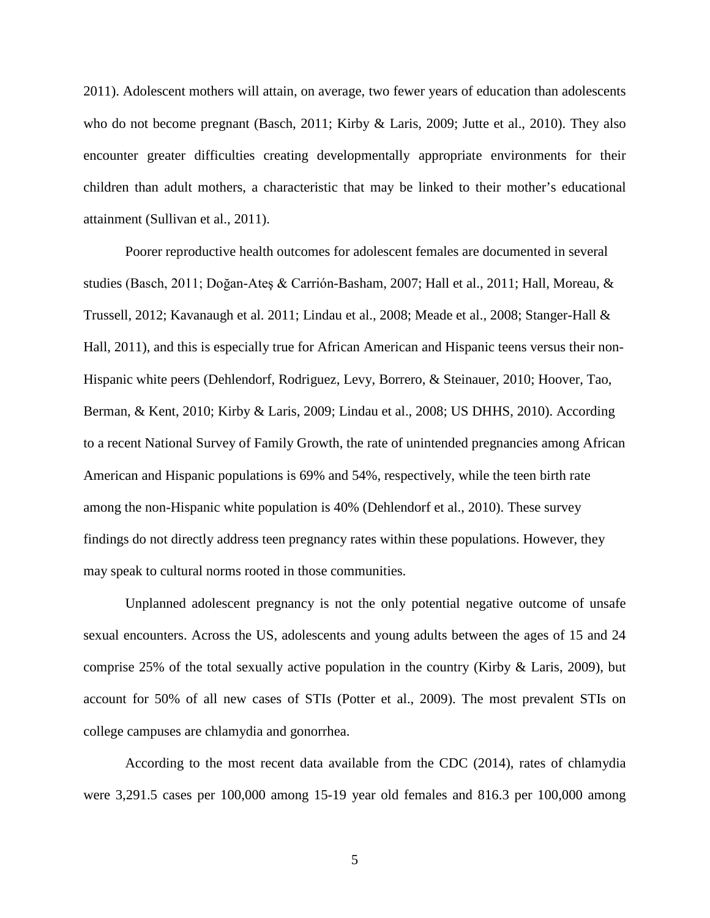2011). Adolescent mothers will attain, on average, two fewer years of education than adolescents who do not become pregnant (Basch, 2011; Kirby & Laris, 2009; Jutte et al., 2010). They also encounter greater difficulties creating developmentally appropriate environments for their children than adult mothers, a characteristic that may be linked to their mother's educational attainment (Sullivan et al., 2011).

Poorer reproductive health outcomes for adolescent females are documented in several studies (Basch, 2011; Doğan-Ateş & Carrión-Basham, 2007; Hall et al., 2011; Hall, Moreau, & Trussell, 2012; Kavanaugh et al. 2011; Lindau et al., 2008; Meade et al., 2008; Stanger-Hall & Hall, 2011), and this is especially true for African American and Hispanic teens versus their non-Hispanic white peers (Dehlendorf, Rodriguez, Levy, Borrero, & Steinauer, 2010; Hoover, Tao, Berman, & Kent, 2010; Kirby & Laris, 2009; Lindau et al., 2008; US DHHS, 2010). According to a recent National Survey of Family Growth, the rate of unintended pregnancies among African American and Hispanic populations is 69% and 54%, respectively, while the teen birth rate among the non-Hispanic white population is 40% (Dehlendorf et al., 2010). These survey findings do not directly address teen pregnancy rates within these populations. However, they may speak to cultural norms rooted in those communities.

Unplanned adolescent pregnancy is not the only potential negative outcome of unsafe sexual encounters. Across the US, adolescents and young adults between the ages of 15 and 24 comprise 25% of the total sexually active population in the country (Kirby & Laris, 2009), but account for 50% of all new cases of STIs (Potter et al., 2009). The most prevalent STIs on college campuses are chlamydia and gonorrhea.

According to the most recent data available from the CDC (2014), rates of chlamydia were 3,291.5 cases per 100,000 among 15-19 year old females and 816.3 per 100,000 among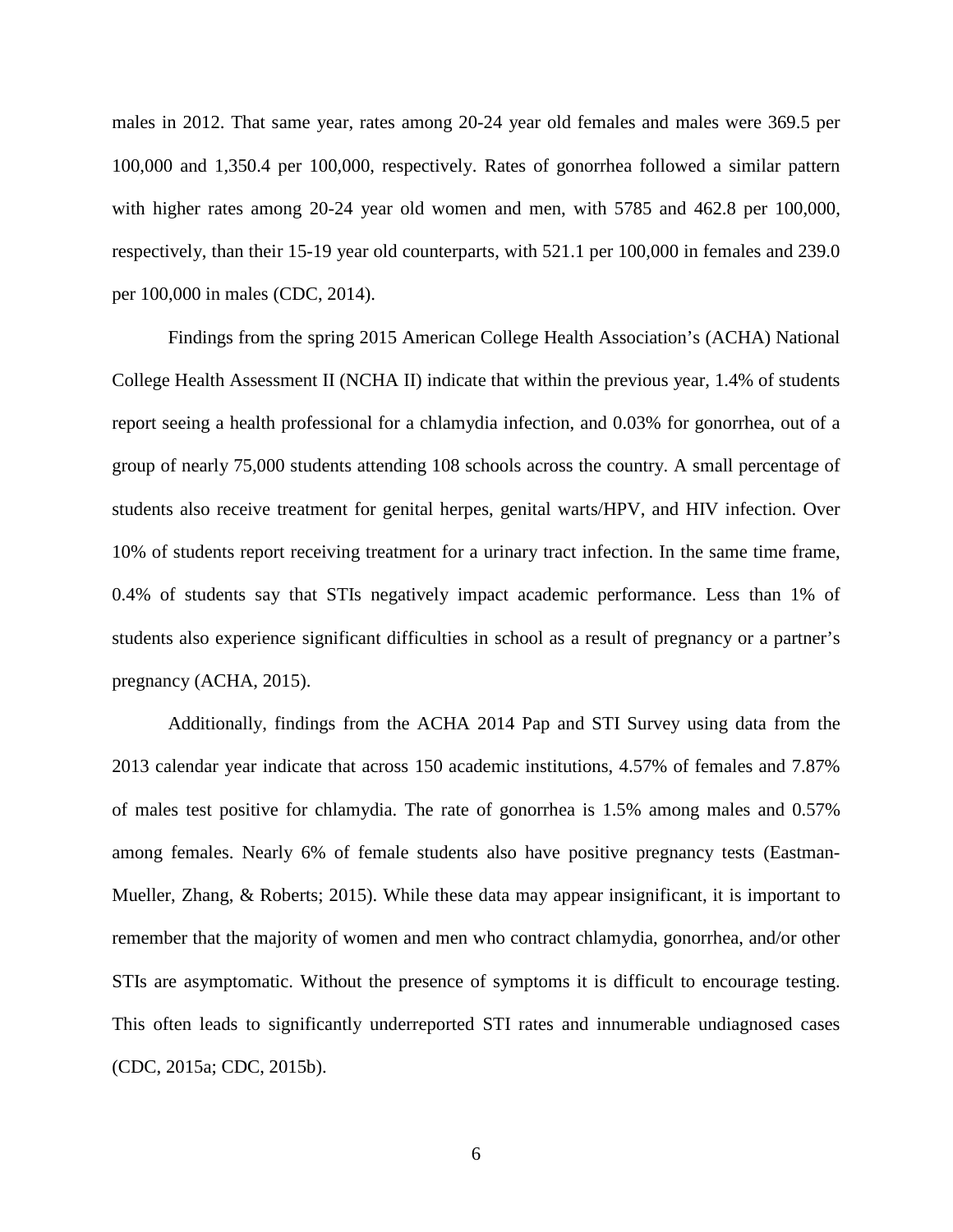males in 2012. That same year, rates among 20-24 year old females and males were 369.5 per 100,000 and 1,350.4 per 100,000, respectively. Rates of gonorrhea followed a similar pattern with higher rates among 20-24 year old women and men, with 5785 and 462.8 per 100,000, respectively, than their 15-19 year old counterparts, with 521.1 per 100,000 in females and 239.0 per 100,000 in males (CDC, 2014).

Findings from the spring 2015 American College Health Association's (ACHA) National College Health Assessment II (NCHA II) indicate that within the previous year, 1.4% of students report seeing a health professional for a chlamydia infection, and 0.03% for gonorrhea, out of a group of nearly 75,000 students attending 108 schools across the country. A small percentage of students also receive treatment for genital herpes, genital warts/HPV, and HIV infection. Over 10% of students report receiving treatment for a urinary tract infection. In the same time frame, 0.4% of students say that STIs negatively impact academic performance. Less than 1% of students also experience significant difficulties in school as a result of pregnancy or a partner's pregnancy (ACHA, 2015).

Additionally, findings from the ACHA 2014 Pap and STI Survey using data from the 2013 calendar year indicate that across 150 academic institutions, 4.57% of females and 7.87% of males test positive for chlamydia. The rate of gonorrhea is 1.5% among males and 0.57% among females. Nearly 6% of female students also have positive pregnancy tests (Eastman-Mueller, Zhang, & Roberts; 2015). While these data may appear insignificant, it is important to remember that the majority of women and men who contract chlamydia, gonorrhea, and/or other STIs are asymptomatic. Without the presence of symptoms it is difficult to encourage testing. This often leads to significantly underreported STI rates and innumerable undiagnosed cases (CDC, 2015a; CDC, 2015b).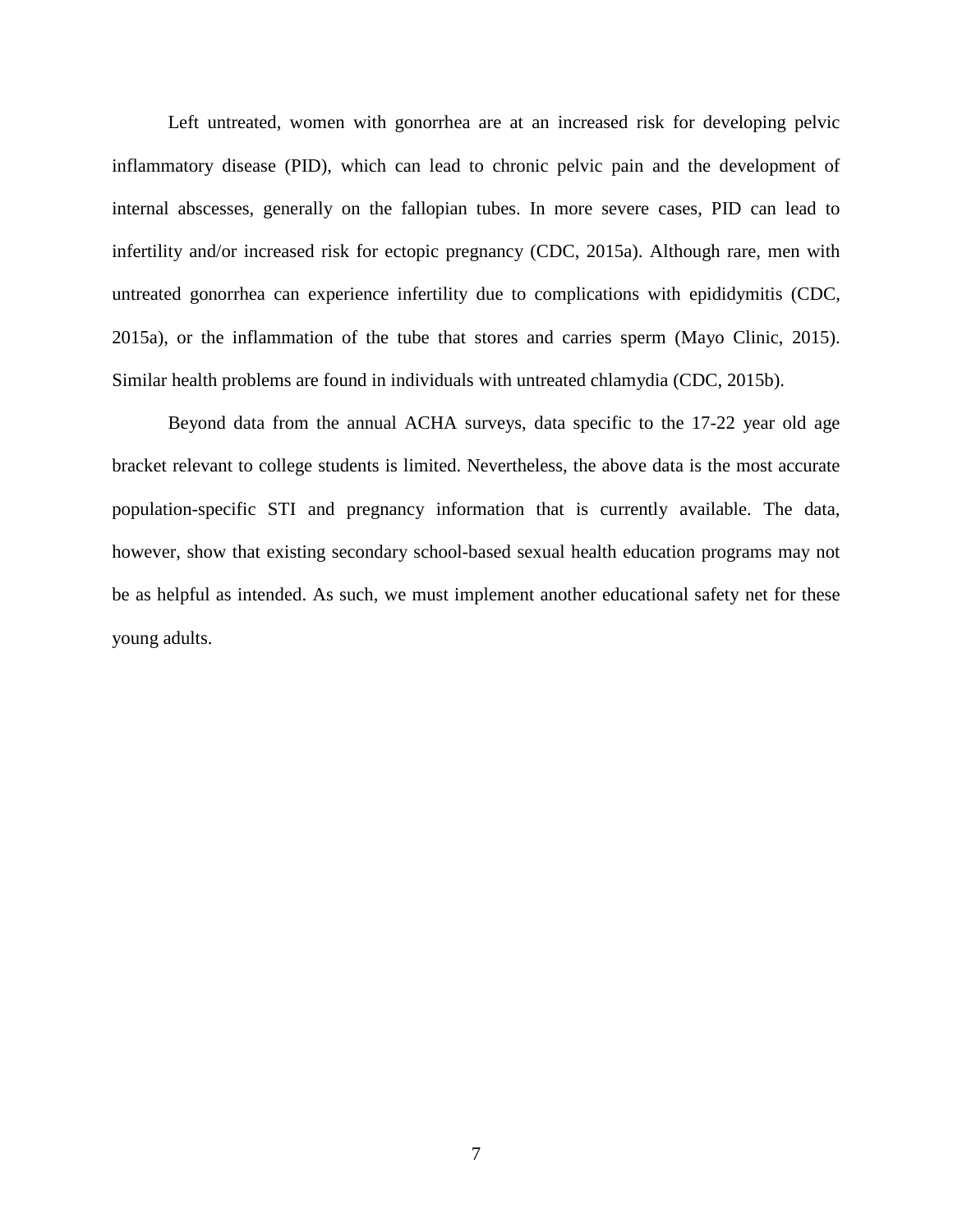Left untreated, women with gonorrhea are at an increased risk for developing pelvic inflammatory disease (PID), which can lead to chronic pelvic pain and the development of internal abscesses, generally on the fallopian tubes. In more severe cases, PID can lead to infertility and/or increased risk for ectopic pregnancy (CDC, 2015a). Although rare, men with untreated gonorrhea can experience infertility due to complications with epididymitis (CDC, 2015a), or the inflammation of the tube that stores and carries sperm (Mayo Clinic, 2015). Similar health problems are found in individuals with untreated chlamydia (CDC, 2015b).

Beyond data from the annual ACHA surveys, data specific to the 17-22 year old age bracket relevant to college students is limited. Nevertheless, the above data is the most accurate population-specific STI and pregnancy information that is currently available. The data, however, show that existing secondary school-based sexual health education programs may not be as helpful as intended. As such, we must implement another educational safety net for these young adults.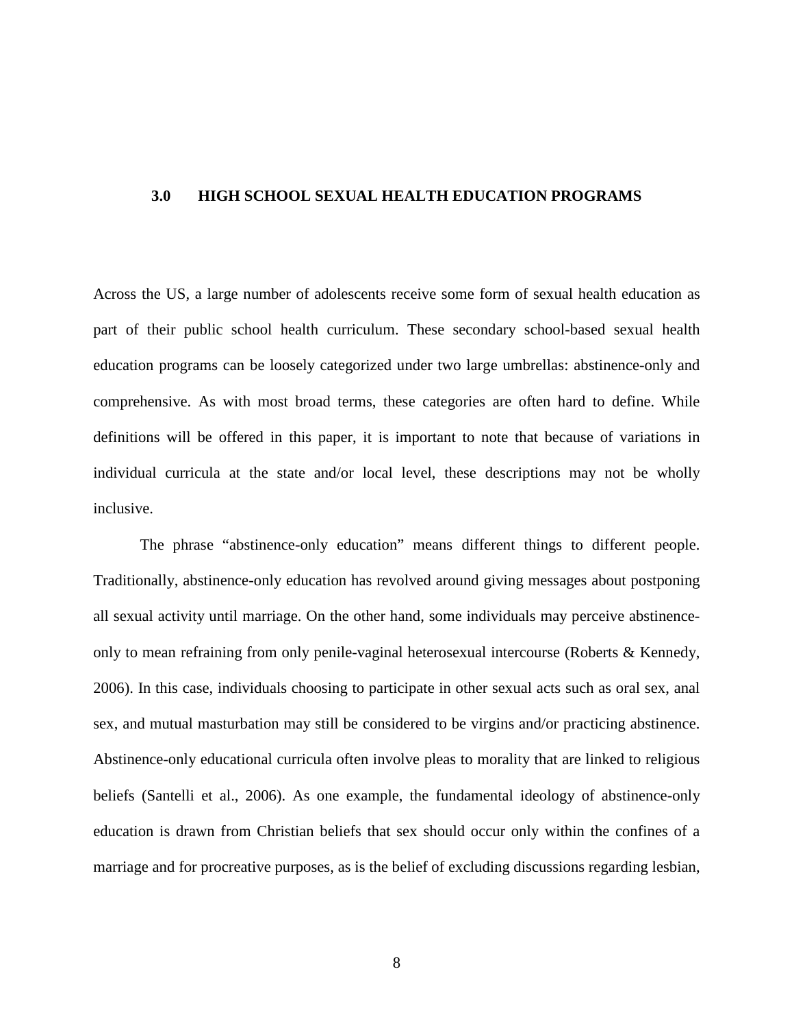# 3.0 HIGH SCHOOL SEXUAL HEALTH EDUCATION PROGRAMS

Across the US, a large number of adolescents receive some form of sexual health education as part of their public school health curriculum. These secondary school-based sexual health education programs can be loosely categorized under two large umbrellas: abstinence-only and comprehensive. As with most broad terms, these categories are often hard to define. While definitions will be offered in this paper, it is important to note that because of variations in individual curricula at the state and/or local level, these descriptions may not be wholly inclusive.

The phrase "abstinence-only education" means different things to different people. Traditionally, abstinence-only education has revolved around giving messages about postponing all sexual activity until marriage. On the other hand, some individuals may perceive abstinence-only to mean refraining from only penile-vaginal heterosexual intercourse (Roberts & Kennedy, 2006). In this case, individuals choosing to participate in other sexual acts such as oral sex, anal sex, and mutual masturbation may still be considered to be virgins and/or practicing abstinence. Abstinence-only educational curricula often involve pleas to morality that are linked to religious beliefs (Santelli et al., 2006). As one example, the fundamental ideology of abstinence-only education is drawn from Christian beliefs that sex should occur only within the confines of a marriage and for procreative purposes, as is the belief of excluding discussions regarding lesbian,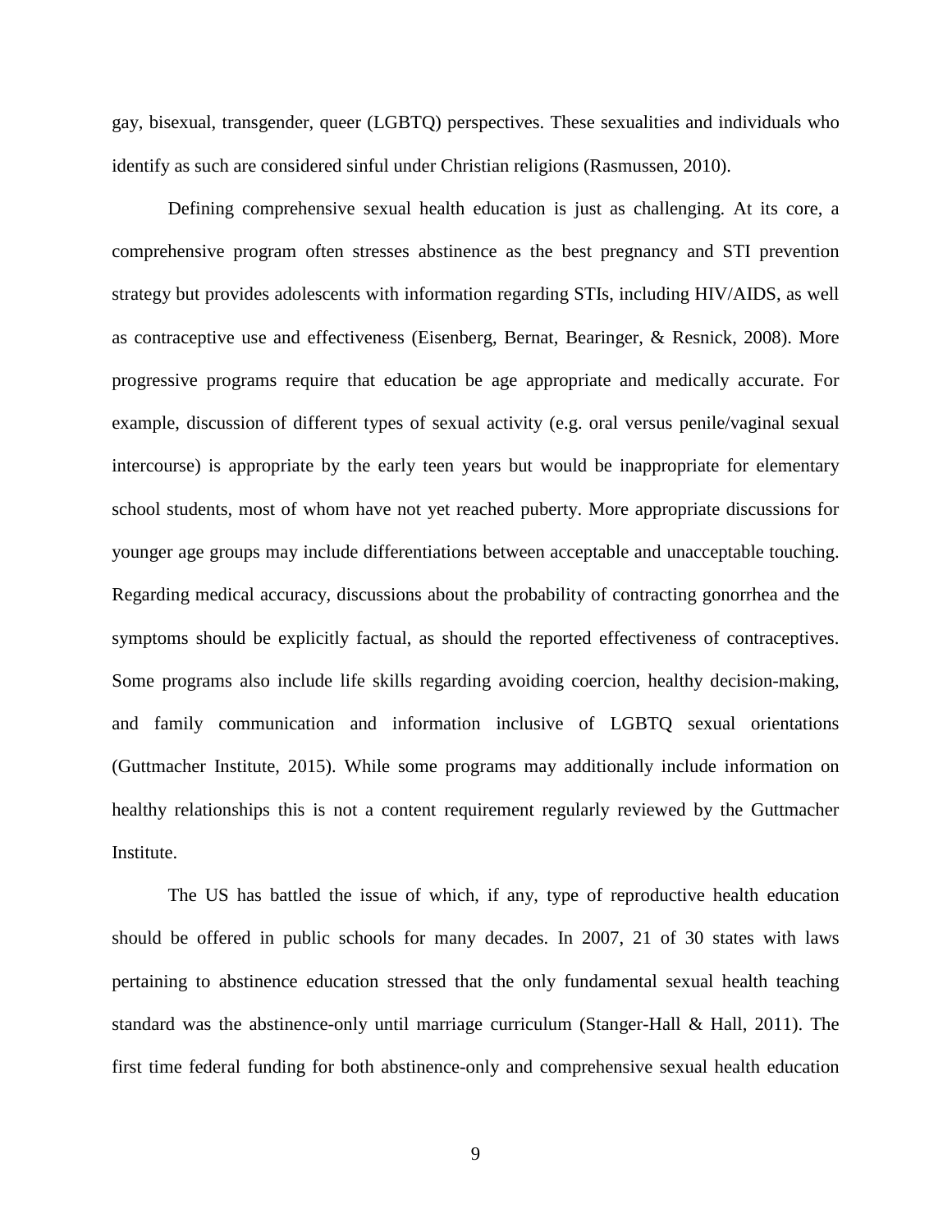gay, bisexual, transgender, queer (LGBTQ) perspectives. These sexualities and individuals who identify as such are considered sinful under Christian religions (Rasmussen, 2010).

Defining comprehensive sexual health education is just as challenging. At its core, a comprehensive program often stresses abstinence as the best pregnancy and STI prevention strategy but provides adolescents with information regarding STIs, including HIV/AIDS, as well as contraceptive use and effectiveness (Eisenberg, Bernat, Bearinger, & Resnick, 2008). More progressive programs require that education be age appropriate and medically accurate. For example, discussion of different types of sexual activity (e.g. oral versus penile/vaginal sexual intercourse) is appropriate by the early teen years but would be inappropriate for elementary school students, most of whom have not yet reached puberty. More appropriate discussions for younger age groups may include differentiations between acceptable and unacceptable touching. Regarding medical accuracy, discussions about the probability of contracting gonorrhea and the symptoms should be explicitly factual, as should the reported effectiveness of contraceptives. Some programs also include life skills regarding avoiding coercion, healthy decision-making, and family communication and information inclusive of LGBTQ sexual orientations (Guttmacher Institute, 2015). While some programs may additionally include information on healthy relationships this is not a content requirement regularly reviewed by the Guttmacher Institute.

The US has battled the issue of which, if any, type of reproductive health education should be offered in public schools for many decades. In 2007, 21 of 30 states with laws pertaining to abstinence education stressed that the only fundamental sexual health teaching standard was the abstinence-only until marriage curriculum (Stanger-Hall & Hall, 2011). The first time federal funding for both abstinence-only and comprehensive sexual health education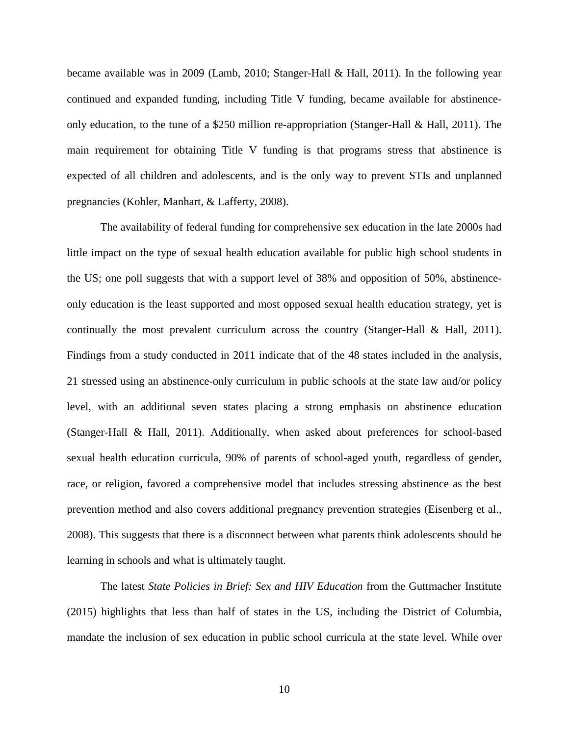became available was in 2009 (Lamb, 2010; Stanger-Hall & Hall, 2011). In the following year continued and expanded funding, including Title V funding, became available for abstinence-only education, to the tune of a $250 million re-appropriation (Stanger-Hall & Hall, 2011). The main requirement for obtaining Title V funding is that programs stress that abstinence is expected of all children and adolescents, and is the only way to prevent STIs and unplanned pregnancies (Kohler, Manhart, & Lafferty, 2008).

The availability of federal funding for comprehensive sex education in the late 2000s had little impact on the type of sexual health education available for public high school students in the US; one poll suggests that with a support level of 38% and opposition of 50%, abstinence-only education is the least supported and most opposed sexual health education strategy, yet is continually the most prevalent curriculum across the country (Stanger-Hall & Hall, 2011). Findings from a study conducted in 2011 indicate that of the 48 states included in the analysis, 21 stressed using an abstinence-only curriculum in public schools at the state law and/or policy level, with an additional seven states placing a strong emphasis on abstinence education (Stanger-Hall & Hall, 2011). Additionally, when asked about preferences for school-based sexual health education curricula, 90% of parents of school-aged youth, regardless of gender, race, or religion, favored a comprehensive model that includes stressing abstinence as the best prevention method and also covers additional pregnancy prevention strategies (Eisenberg et al., 2008). This suggests that there is a disconnect between what parents think adolescents should be learning in schools and what is ultimately taught.

The latest *State Policies in Brief: Sex and HIV Education* from the Guttmacher Institute (2015) highlights that less than half of states in the US, including the District of Columbia, mandate the inclusion of sex education in public school curricula at the state level. While over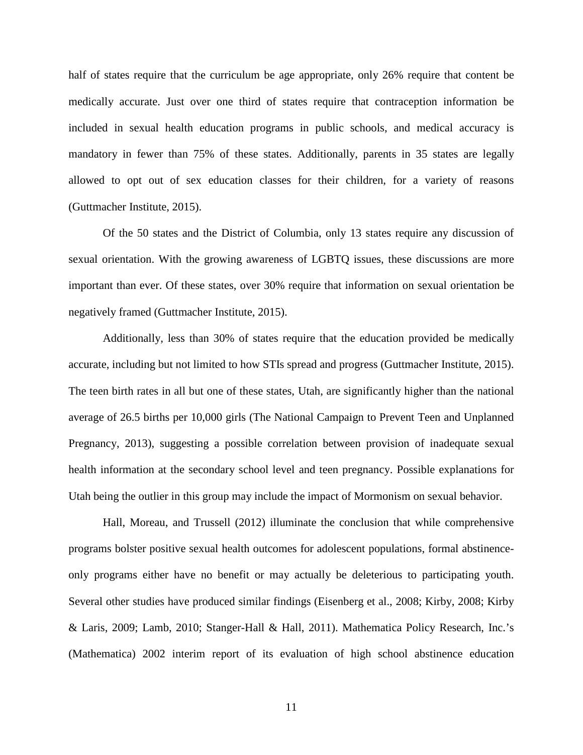half of states require that the curriculum be age appropriate, only 26% require that content be medically accurate. Just over one third of states require that contraception information be included in sexual health education programs in public schools, and medical accuracy is mandatory in fewer than 75% of these states. Additionally, parents in 35 states are legally allowed to opt out of sex education classes for their children, for a variety of reasons (Guttmacher Institute, 2015).

Of the 50 states and the District of Columbia, only 13 states require any discussion of sexual orientation. With the growing awareness of LGBTQ issues, these discussions are more important than ever. Of these states, over 30% require that information on sexual orientation be negatively framed (Guttmacher Institute, 2015).

Additionally, less than 30% of states require that the education provided be medically accurate, including but not limited to how STIs spread and progress (Guttmacher Institute, 2015). The teen birth rates in all but one of these states, Utah, are significantly higher than the national average of 26.5 births per 10,000 girls (The National Campaign to Prevent Teen and Unplanned Pregnancy, 2013), suggesting a possible correlation between provision of inadequate sexual health information at the secondary school level and teen pregnancy. Possible explanations for Utah being the outlier in this group may include the impact of Mormonism on sexual behavior.

Hall, Moreau, and Trussell (2012) illuminate the conclusion that while comprehensive programs bolster positive sexual health outcomes for adolescent populations, formal abstinence-only programs either have no benefit or may actually be deleterious to participating youth. Several other studies have produced similar findings (Eisenberg et al., 2008; Kirby, 2008; Kirby & Laris, 2009; Lamb, 2010; Stanger-Hall & Hall, 2011). Mathematica Policy Research, Inc.'s (Mathematica) 2002 interim report of its evaluation of high school abstinence education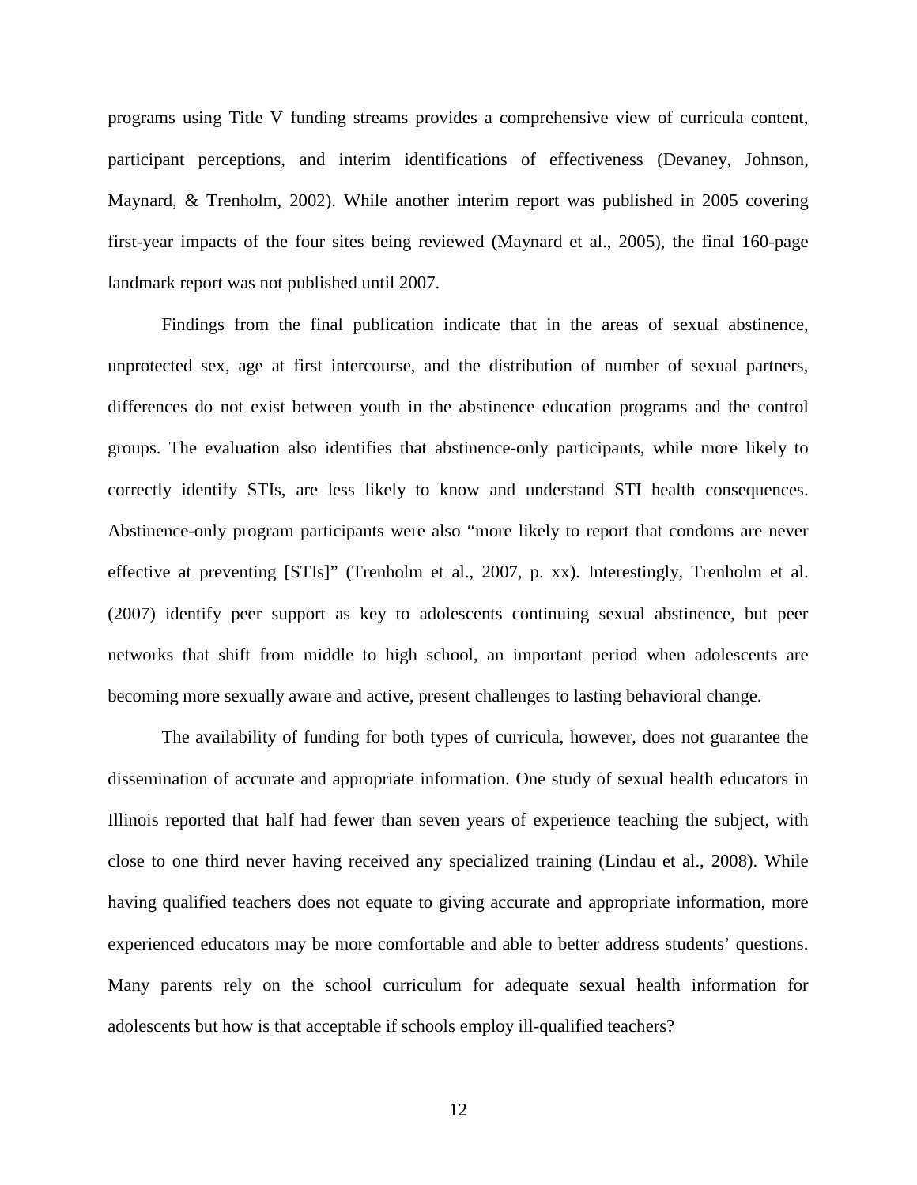programs using Title V funding streams provides a comprehensive view of curricula content, participant perceptions, and interim identifications of effectiveness (Devaney, Johnson, Maynard, & Trenholm, 2002). While another interim report was published in 2005 covering first-year impacts of the four sites being reviewed (Maynard et al., 2005), the final 160-page landmark report was not published until 2007.

Findings from the final publication indicate that in the areas of sexual abstinence, unprotected sex, age at first intercourse, and the distribution of number of sexual partners, differences do not exist between youth in the abstinence education programs and the control groups. The evaluation also identifies that abstinence-only participants, while more likely to correctly identify STIs, are less likely to know and understand STI health consequences. Abstinence-only program participants were also "more likely to report that condoms are never effective at preventing [STIs]" (Trenholm et al., 2007, p. xx). Interestingly, Trenholm et al. (2007) identify peer support as key to adolescents continuing sexual abstinence, but peer networks that shift from middle to high school, an important period when adolescents are becoming more sexually aware and active, present challenges to lasting behavioral change.

The availability of funding for both types of curricula, however, does not guarantee the dissemination of accurate and appropriate information. One study of sexual health educators in Illinois reported that half had fewer than seven years of experience teaching the subject, with close to one third never having received any specialized training (Lindau et al., 2008). While having qualified teachers does not equate to giving accurate and appropriate information, more experienced educators may be more comfortable and able to better address students' questions. Many parents rely on the school curriculum for adequate sexual health information for adolescents but how is that acceptable if schools employ ill-qualified teachers?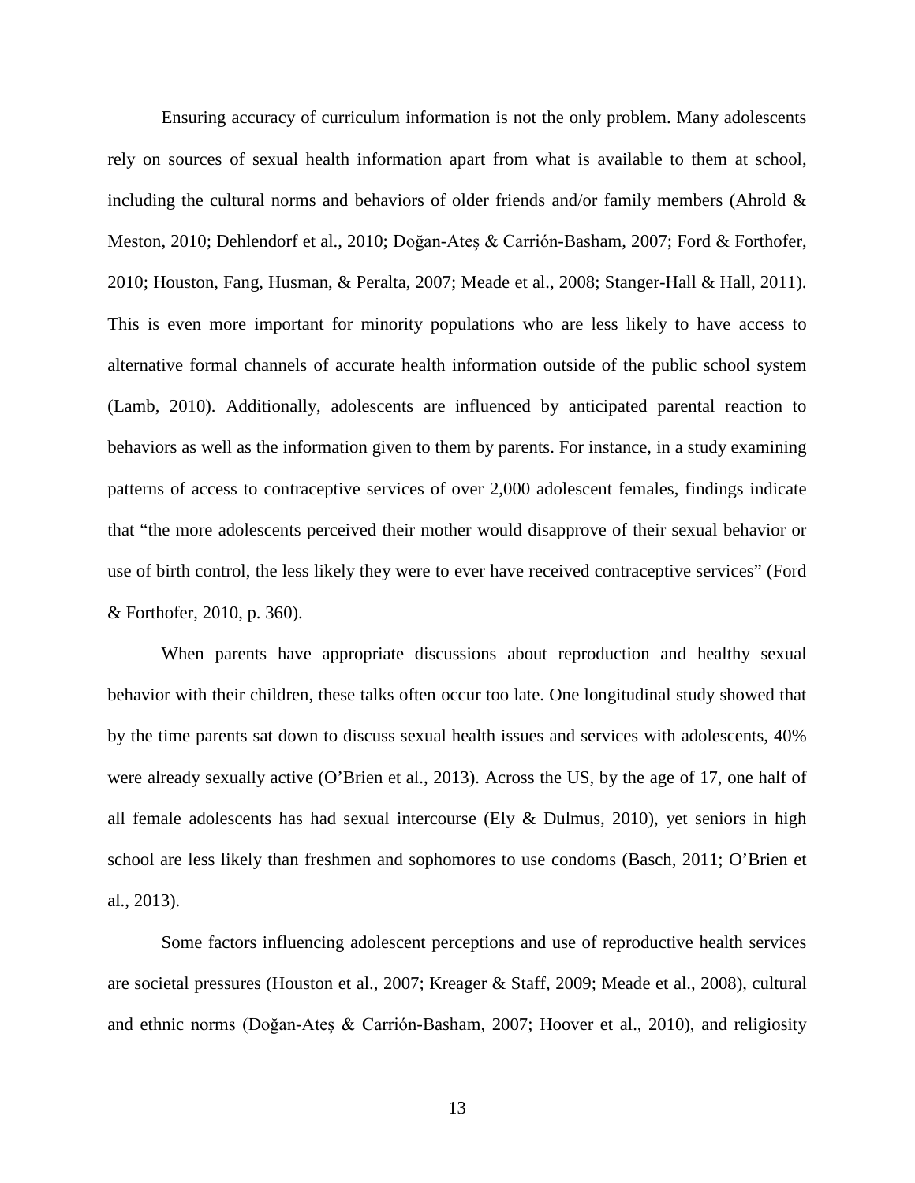Ensuring accuracy of curriculum information is not the only problem. Many adolescents rely on sources of sexual health information apart from what is available to them at school, including the cultural norms and behaviors of older friends and/or family members (Ahrold & Meston, 2010; Dehlendorf et al., 2010; Doğan-Ateş & Carrión-Basham, 2007; Ford & Forthofer, 2010; Houston, Fang, Husman, & Peralta, 2007; Meade et al., 2008; Stanger-Hall & Hall, 2011). This is even more important for minority populations who are less likely to have access to alternative formal channels of accurate health information outside of the public school system (Lamb, 2010). Additionally, adolescents are influenced by anticipated parental reaction to behaviors as well as the information given to them by parents. For instance, in a study examining patterns of access to contraceptive services of over 2,000 adolescent females, findings indicate that "the more adolescents perceived their mother would disapprove of their sexual behavior or use of birth control, the less likely they were to ever have received contraceptive services" (Ford & Forthofer, 2010, p. 360).

When parents have appropriate discussions about reproduction and healthy sexual behavior with their children, these talks often occur too late. One longitudinal study showed that by the time parents sat down to discuss sexual health issues and services with adolescents, 40% were already sexually active (O'Brien et al., 2013). Across the US, by the age of 17, one half of all female adolescents has had sexual intercourse (Ely & Dulmus, 2010), yet seniors in high school are less likely than freshmen and sophomores to use condoms (Basch, 2011; O'Brien et al., 2013).

Some factors influencing adolescent perceptions and use of reproductive health services are societal pressures (Houston et al., 2007; Kreager & Staff, 2009; Meade et al., 2008), cultural and ethnic norms (Doğan-Ateş & Carrión-Basham, 2007; Hoover et al., 2010), and religiosity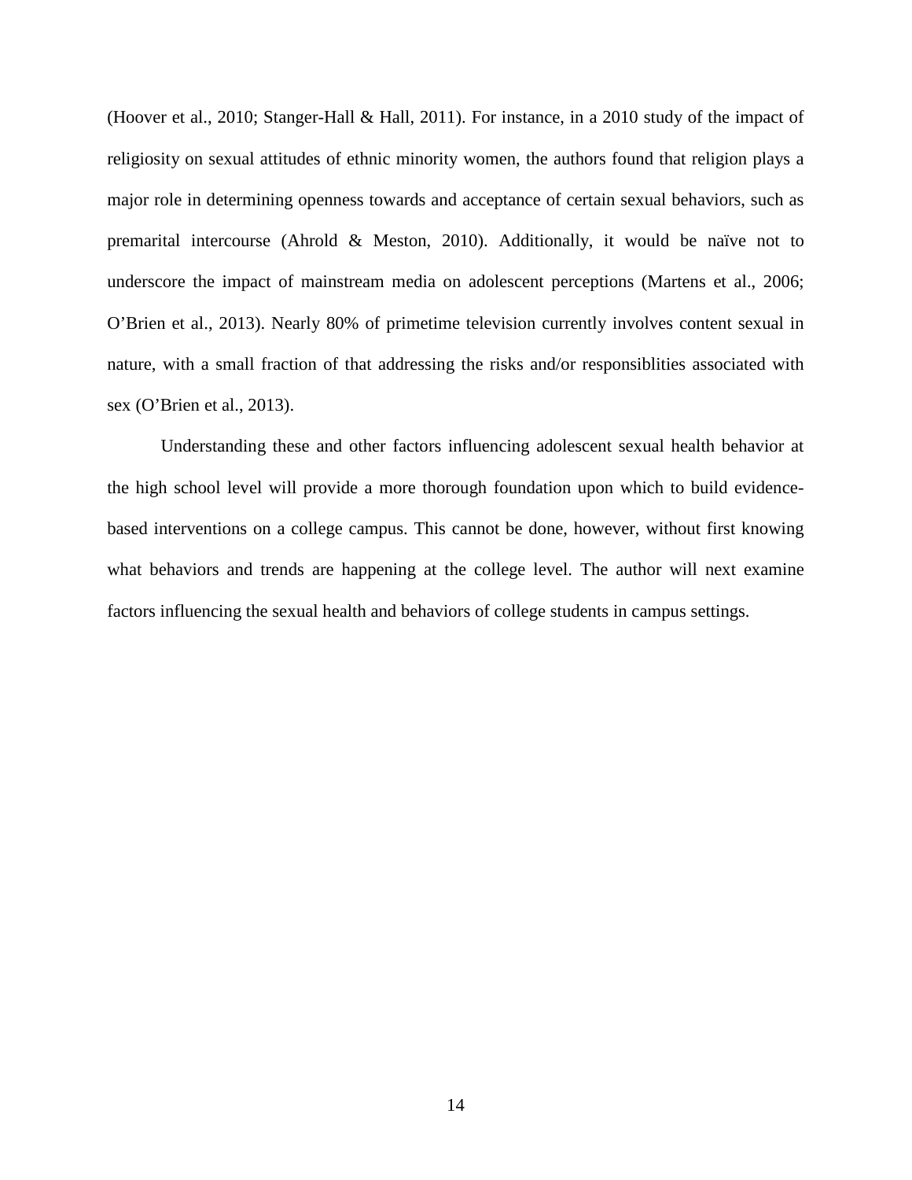(Hoover et al., 2010; Stanger-Hall & Hall, 2011). For instance, in a 2010 study of the impact of religiosity on sexual attitudes of ethnic minority women, the authors found that religion plays a major role in determining openness towards and acceptance of certain sexual behaviors, such as premarital intercourse (Ahrold & Meston, 2010). Additionally, it would be naïve not to underscore the impact of mainstream media on adolescent perceptions (Martens et al., 2006; O'Brien et al., 2013). Nearly 80% of primetime television currently involves content sexual in nature, with a small fraction of that addressing the risks and/or responsiblities associated with sex (O'Brien et al., 2013).

Understanding these and other factors influencing adolescent sexual health behavior at the high school level will provide a more thorough foundation upon which to build evidence-based interventions on a college campus. This cannot be done, however, without first knowing what behaviors and trends are happening at the college level. The author will next examine factors influencing the sexual health and behaviors of college students in campus settings.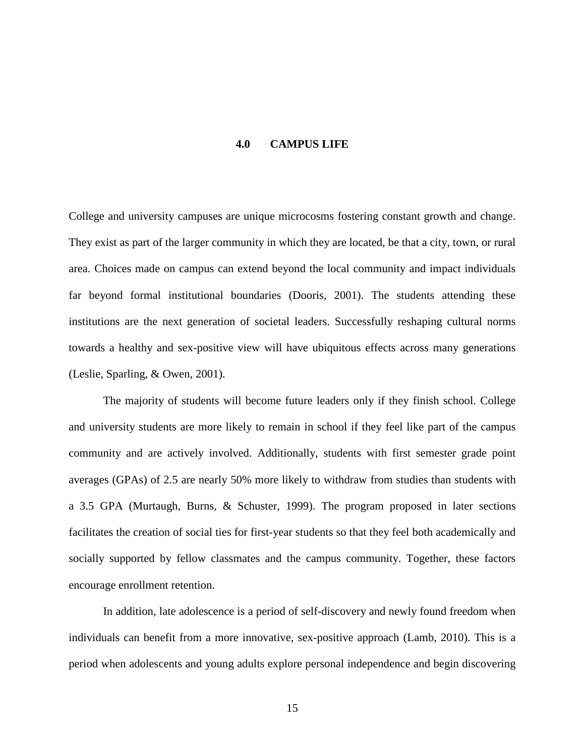# 4.0 CAMPUS LIFE

College and university campuses are unique microcosms fostering constant growth and change. They exist as part of the larger community in which they are located, be that a city, town, or rural area. Choices made on campus can extend beyond the local community and impact individuals far beyond formal institutional boundaries (Dooris, 2001). The students attending these institutions are the next generation of societal leaders. Successfully reshaping cultural norms towards a healthy and sex-positive view will have ubiquitous effects across many generations (Leslie, Sparling, & Owen, 2001).

The majority of students will become future leaders only if they finish school. College and university students are more likely to remain in school if they feel like part of the campus community and are actively involved. Additionally, students with first semester grade point averages (GPAs) of 2.5 are nearly 50% more likely to withdraw from studies than students with a 3.5 GPA (Murtaugh, Burns, & Schuster, 1999). The program proposed in later sections facilitates the creation of social ties for first-year students so that they feel both academically and socially supported by fellow classmates and the campus community. Together, these factors encourage enrollment retention.

In addition, late adolescence is a period of self-discovery and newly found freedom when individuals can benefit from a more innovative, sex-positive approach (Lamb, 2010). This is a period when adolescents and young adults explore personal independence and begin discovering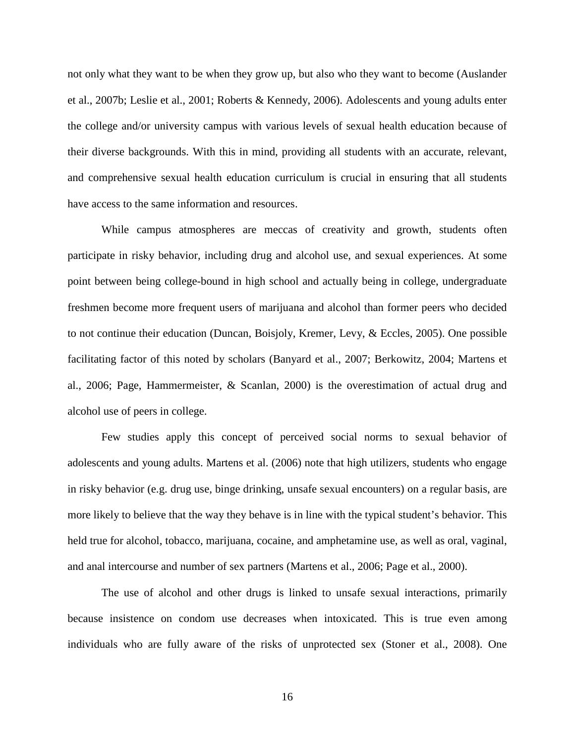not only what they want to be when they grow up, but also who they want to become (Auslander et al., 2007b; Leslie et al., 2001; Roberts & Kennedy, 2006). Adolescents and young adults enter the college and/or university campus with various levels of sexual health education because of their diverse backgrounds. With this in mind, providing all students with an accurate, relevant, and comprehensive sexual health education curriculum is crucial in ensuring that all students have access to the same information and resources.

While campus atmospheres are meccas of creativity and growth, students often participate in risky behavior, including drug and alcohol use, and sexual experiences. At some point between being college-bound in high school and actually being in college, undergraduate freshmen become more frequent users of marijuana and alcohol than former peers who decided to not continue their education (Duncan, Boisjoly, Kremer, Levy, & Eccles, 2005). One possible facilitating factor of this noted by scholars (Banyard et al., 2007; Berkowitz, 2004; Martens et al., 2006; Page, Hammermeister, & Scanlan, 2000) is the overestimation of actual drug and alcohol use of peers in college.

Few studies apply this concept of perceived social norms to sexual behavior of adolescents and young adults. Martens et al. (2006) note that high utilizers, students who engage in risky behavior (e.g. drug use, binge drinking, unsafe sexual encounters) on a regular basis, are more likely to believe that the way they behave is in line with the typical student's behavior. This held true for alcohol, tobacco, marijuana, cocaine, and amphetamine use, as well as oral, vaginal, and anal intercourse and number of sex partners (Martens et al., 2006; Page et al., 2000).

The use of alcohol and other drugs is linked to unsafe sexual interactions, primarily because insistence on condom use decreases when intoxicated. This is true even among individuals who are fully aware of the risks of unprotected sex (Stoner et al., 2008). One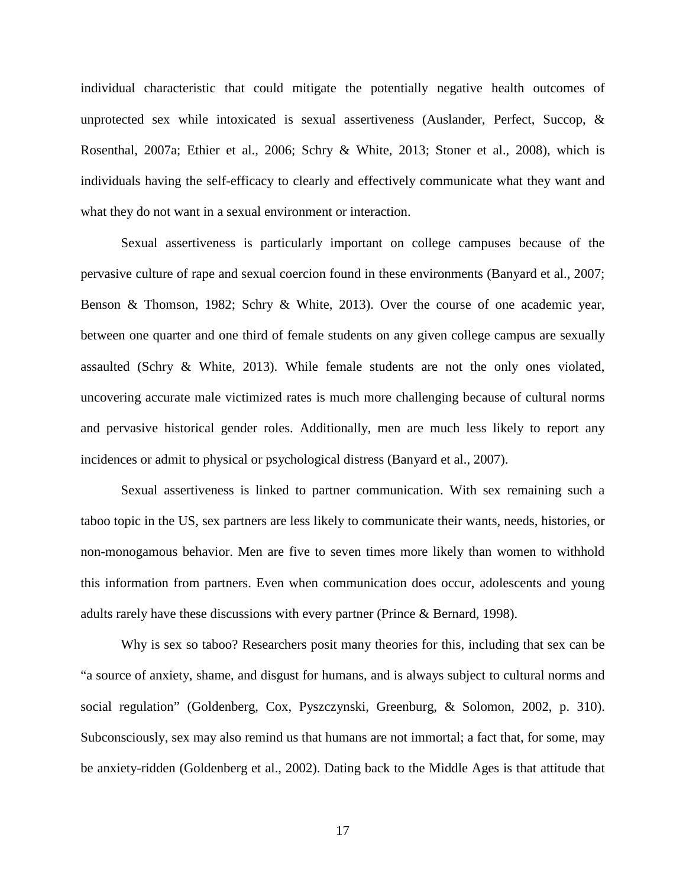individual characteristic that could mitigate the potentially negative health outcomes of unprotected sex while intoxicated is sexual assertiveness (Auslander, Perfect, Succop, & Rosenthal, 2007a; Ethier et al., 2006; Schry & White, 2013; Stoner et al., 2008), which is individuals having the self-efficacy to clearly and effectively communicate what they want and what they do not want in a sexual environment or interaction.

Sexual assertiveness is particularly important on college campuses because of the pervasive culture of rape and sexual coercion found in these environments (Banyard et al., 2007; Benson & Thomson, 1982; Schry & White, 2013). Over the course of one academic year, between one quarter and one third of female students on any given college campus are sexually assaulted (Schry & White, 2013). While female students are not the only ones violated, uncovering accurate male victimized rates is much more challenging because of cultural norms and pervasive historical gender roles. Additionally, men are much less likely to report any incidences or admit to physical or psychological distress (Banyard et al., 2007).

Sexual assertiveness is linked to partner communication. With sex remaining such a taboo topic in the US, sex partners are less likely to communicate their wants, needs, histories, or non-monogamous behavior. Men are five to seven times more likely than women to withhold this information from partners. Even when communication does occur, adolescents and young adults rarely have these discussions with every partner (Prince & Bernard, 1998).

Why is sex so taboo? Researchers posit many theories for this, including that sex can be "a source of anxiety, shame, and disgust for humans, and is always subject to cultural norms and social regulation" (Goldenberg, Cox, Pyszczynski, Greenburg, & Solomon, 2002, p. 310). Subconsciously, sex may also remind us that humans are not immortal; a fact that, for some, may be anxiety-ridden (Goldenberg et al., 2002). Dating back to the Middle Ages is that attitude that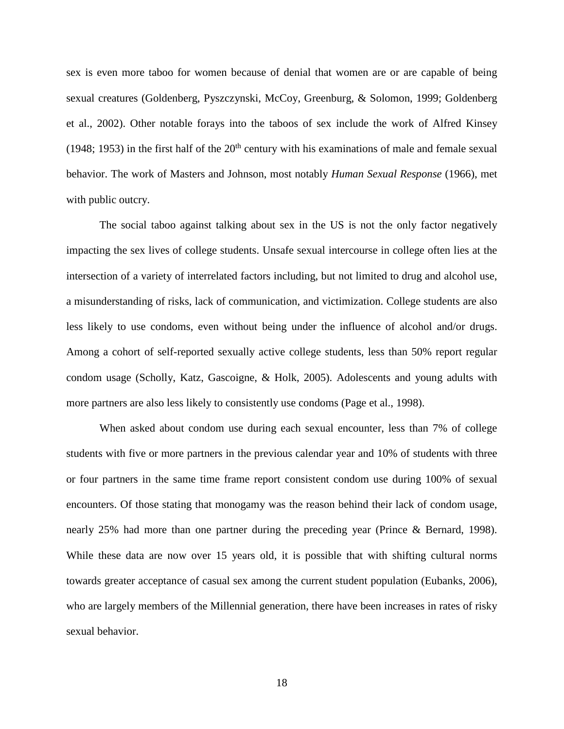sex is even more taboo for women because of denial that women are or are capable of being sexual creatures (Goldenberg, Pyszczynski, McCoy, Greenburg, & Solomon, 1999; Goldenberg et al., 2002). Other notable forays into the taboos of sex include the work of Alfred Kinsey (1948; 1953) in the first half of the 20th century with his examinations of male and female sexual behavior. The work of Masters and Johnson, most notably *Human Sexual Response* (1966), met with public outcry.

The social taboo against talking about sex in the US is not the only factor negatively impacting the sex lives of college students. Unsafe sexual intercourse in college often lies at the intersection of a variety of interrelated factors including, but not limited to drug and alcohol use, a misunderstanding of risks, lack of communication, and victimization. College students are also less likely to use condoms, even without being under the influence of alcohol and/or drugs. Among a cohort of self-reported sexually active college students, less than 50% report regular condom usage (Scholly, Katz, Gascoigne, & Holk, 2005). Adolescents and young adults with more partners are also less likely to consistently use condoms (Page et al., 1998).

When asked about condom use during each sexual encounter, less than 7% of college students with five or more partners in the previous calendar year and 10% of students with three or four partners in the same time frame report consistent condom use during 100% of sexual encounters. Of those stating that monogamy was the reason behind their lack of condom usage, nearly 25% had more than one partner during the preceding year (Prince & Bernard, 1998). While these data are now over 15 years old, it is possible that with shifting cultural norms towards greater acceptance of casual sex among the current student population (Eubanks, 2006), who are largely members of the Millennial generation, there have been increases in rates of risky sexual behavior.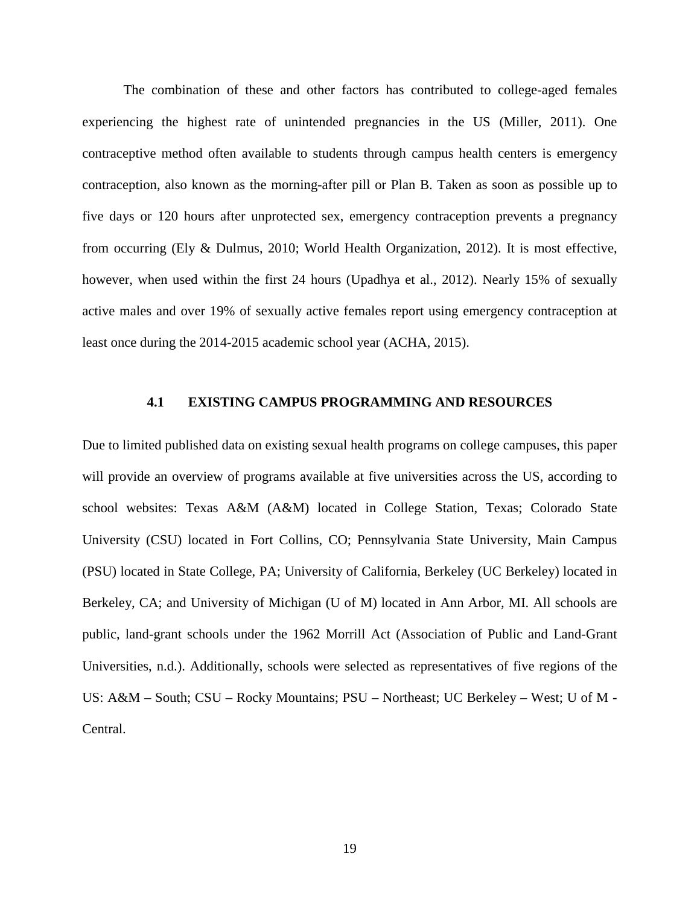The combination of these and other factors has contributed to college-aged females experiencing the highest rate of unintended pregnancies in the US (Miller, 2011). One contraceptive method often available to students through campus health centers is emergency contraception, also known as the morning-after pill or Plan B. Taken as soon as possible up to five days or 120 hours after unprotected sex, emergency contraception prevents a pregnancy from occurring (Ely & Dulmus, 2010; World Health Organization, 2012). It is most effective, however, when used within the first 24 hours (Upadhya et al., 2012). Nearly 15% of sexually active males and over 19% of sexually active females report using emergency contraception at least once during the 2014-2015 academic school year (ACHA, 2015).

## 4.1 EXISTING CAMPUS PROGRAMMING AND RESOURCES

Due to limited published data on existing sexual health programs on college campuses, this paper will provide an overview of programs available at five universities across the US, according to school websites: Texas A&M (A&M) located in College Station, Texas; Colorado State University (CSU) located in Fort Collins, CO; Pennsylvania State University, Main Campus (PSU) located in State College, PA; University of California, Berkeley (UC Berkeley) located in Berkeley, CA; and University of Michigan (U of M) located in Ann Arbor, MI. All schools are public, land-grant schools under the 1962 Morrill Act (Association of Public and Land-Grant Universities, n.d.). Additionally, schools were selected as representatives of five regions of the US: A&M – South; CSU – Rocky Mountains; PSU – Northeast; UC Berkeley – West; U of M - Central.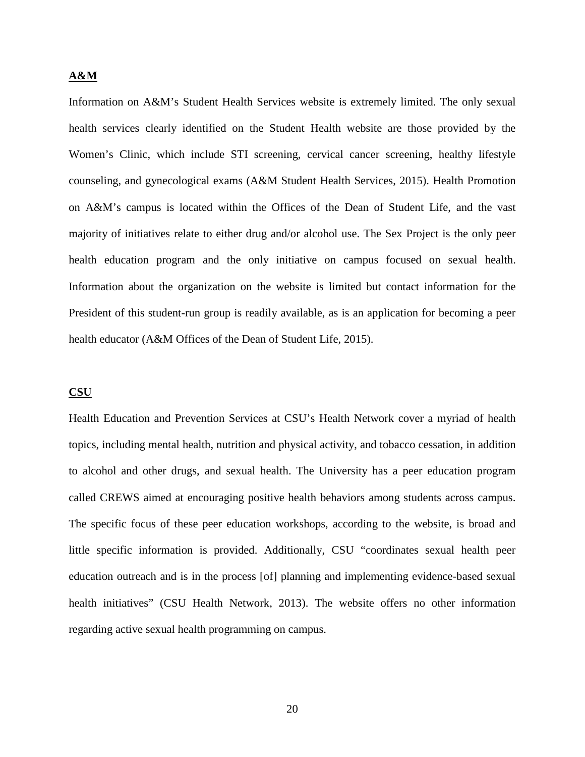### A&M

Information on A&M's Student Health Services website is extremely limited. The only sexual health services clearly identified on the Student Health website are those provided by the Women's Clinic, which include STI screening, cervical cancer screening, healthy lifestyle counseling, and gynecological exams (A&M Student Health Services, 2015). Health Promotion on A&M's campus is located within the Offices of the Dean of Student Life, and the vast majority of initiatives relate to either drug and/or alcohol use. The Sex Project is the only peer health education program and the only initiative on campus focused on sexual health. Information about the organization on the website is limited but contact information for the President of this student-run group is readily available, as is an application for becoming a peer health educator (A&M Offices of the Dean of Student Life, 2015).

### CSU

Health Education and Prevention Services at CSU's Health Network cover a myriad of health topics, including mental health, nutrition and physical activity, and tobacco cessation, in addition to alcohol and other drugs, and sexual health. The University has a peer education program called CREWS aimed at encouraging positive health behaviors among students across campus. The specific focus of these peer education workshops, according to the website, is broad and little specific information is provided. Additionally, CSU "coordinates sexual health peer education outreach and is in the process [of] planning and implementing evidence-based sexual health initiatives" (CSU Health Network, 2013). The website offers no other information regarding active sexual health programming on campus.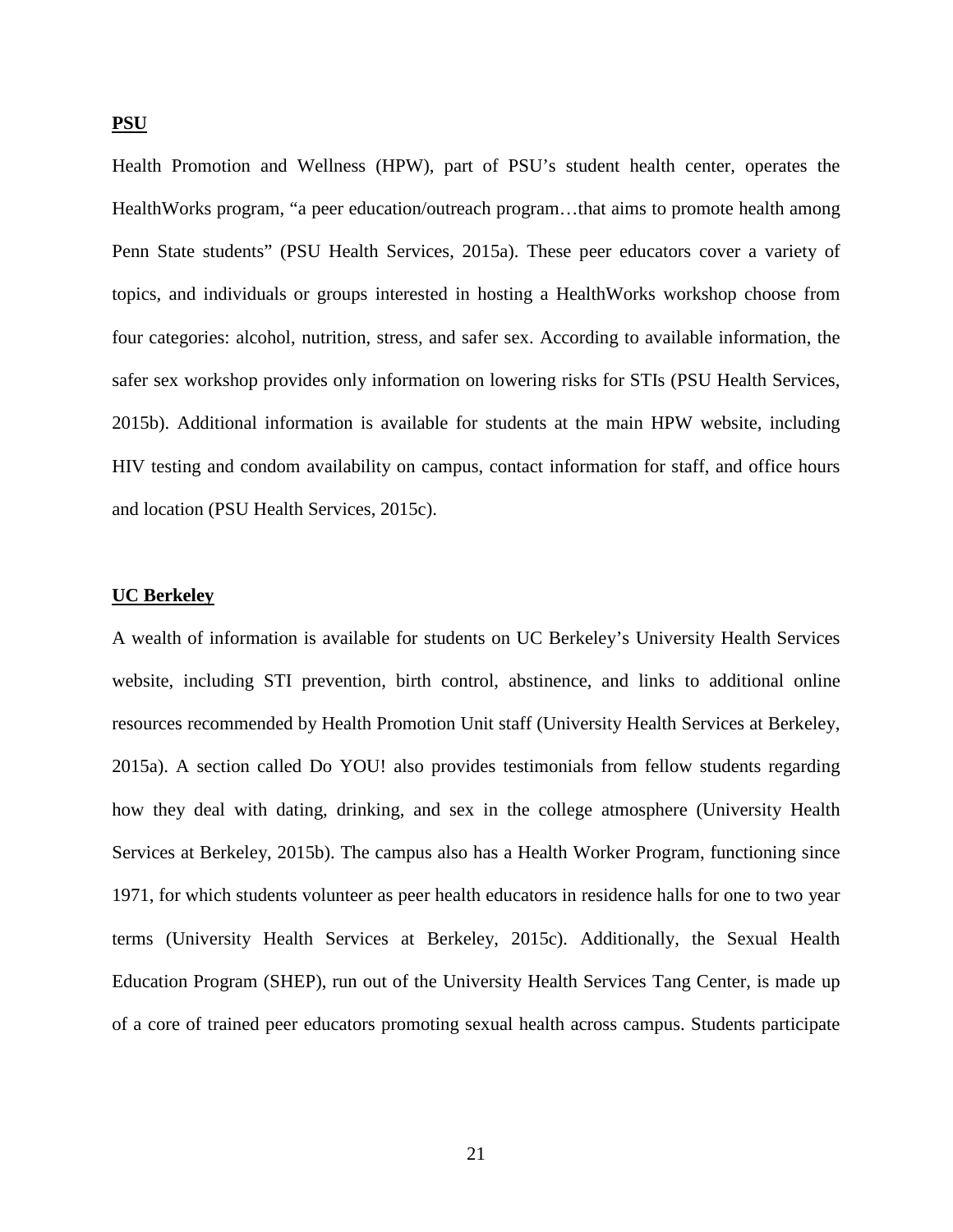**PSU**

Health Promotion and Wellness (HPW), part of PSU's student health center, operates the HealthWorks program, "a peer education/outreach program…that aims to promote health among Penn State students" (PSU Health Services, 2015a). These peer educators cover a variety of topics, and individuals or groups interested in hosting a HealthWorks workshop choose from four categories: alcohol, nutrition, stress, and safer sex. According to available information, the safer sex workshop provides only information on lowering risks for STIs (PSU Health Services, 2015b). Additional information is available for students at the main HPW website, including HIV testing and condom availability on campus, contact information for staff, and office hours and location (PSU Health Services, 2015c).

**UC Berkeley**

A wealth of information is available for students on UC Berkeley's University Health Services website, including STI prevention, birth control, abstinence, and links to additional online resources recommended by Health Promotion Unit staff (University Health Services at Berkeley, 2015a). A section called Do YOU! also provides testimonials from fellow students regarding how they deal with dating, drinking, and sex in the college atmosphere (University Health Services at Berkeley, 2015b). The campus also has a Health Worker Program, functioning since 1971, for which students volunteer as peer health educators in residence halls for one to two year terms (University Health Services at Berkeley, 2015c). Additionally, the Sexual Health Education Program (SHEP), run out of the University Health Services Tang Center, is made up of a core of trained peer educators promoting sexual health across campus. Students participate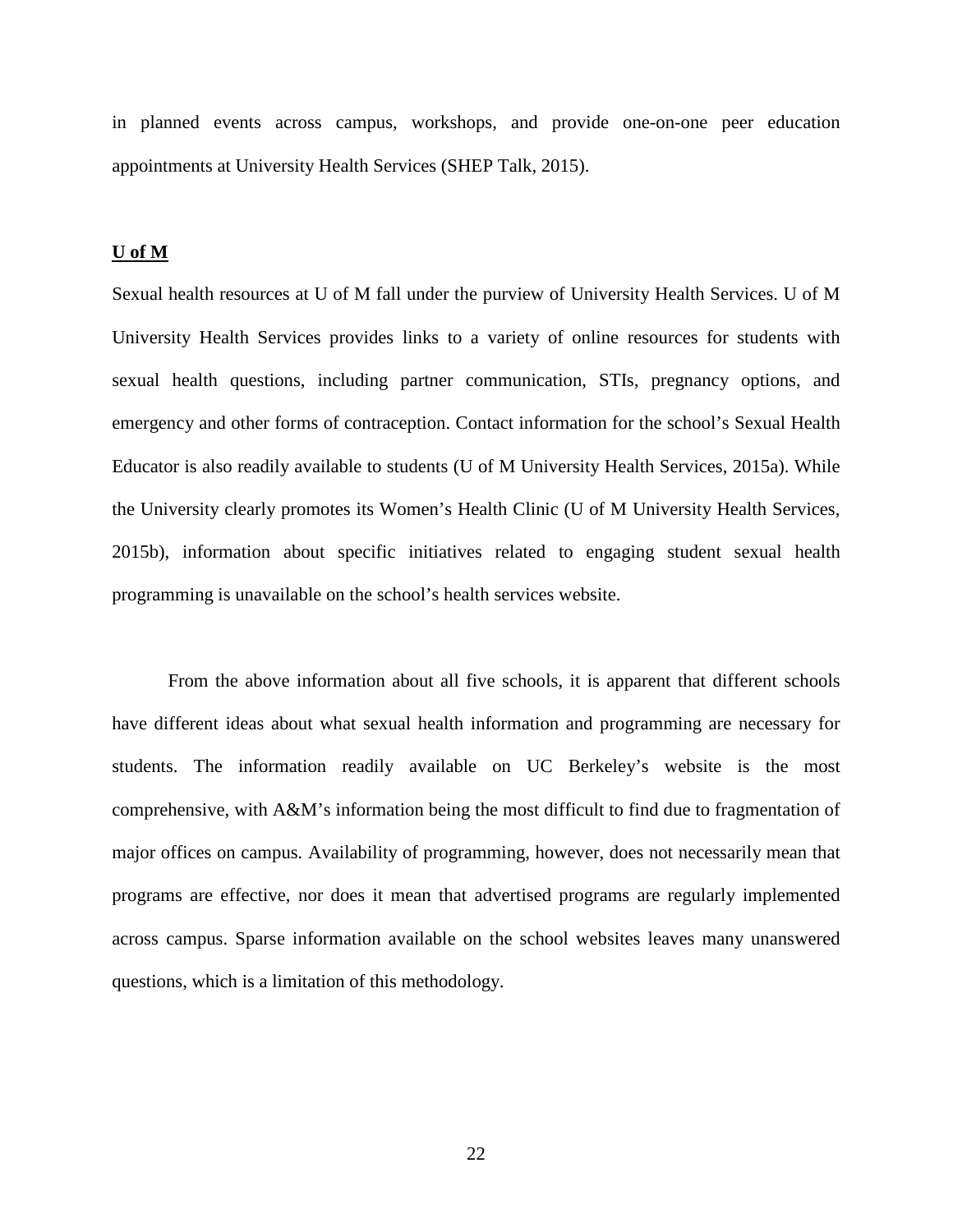in planned events across campus, workshops, and provide one-on-one peer education appointments at University Health Services (SHEP Talk, 2015).

**U of M**

Sexual health resources at U of M fall under the purview of University Health Services. U of M University Health Services provides links to a variety of online resources for students with sexual health questions, including partner communication, STIs, pregnancy options, and emergency and other forms of contraception. Contact information for the school's Sexual Health Educator is also readily available to students (U of M University Health Services, 2015a). While the University clearly promotes its Women's Health Clinic (U of M University Health Services, 2015b), information about specific initiatives related to engaging student sexual health programming is unavailable on the school's health services website.

From the above information about all five schools, it is apparent that different schools have different ideas about what sexual health information and programming are necessary for students. The information readily available on UC Berkeley's website is the most comprehensive, with A&M's information being the most difficult to find due to fragmentation of major offices on campus. Availability of programming, however, does not necessarily mean that programs are effective, nor does it mean that advertised programs are regularly implemented across campus. Sparse information available on the school websites leaves many unanswered questions, which is a limitation of this methodology.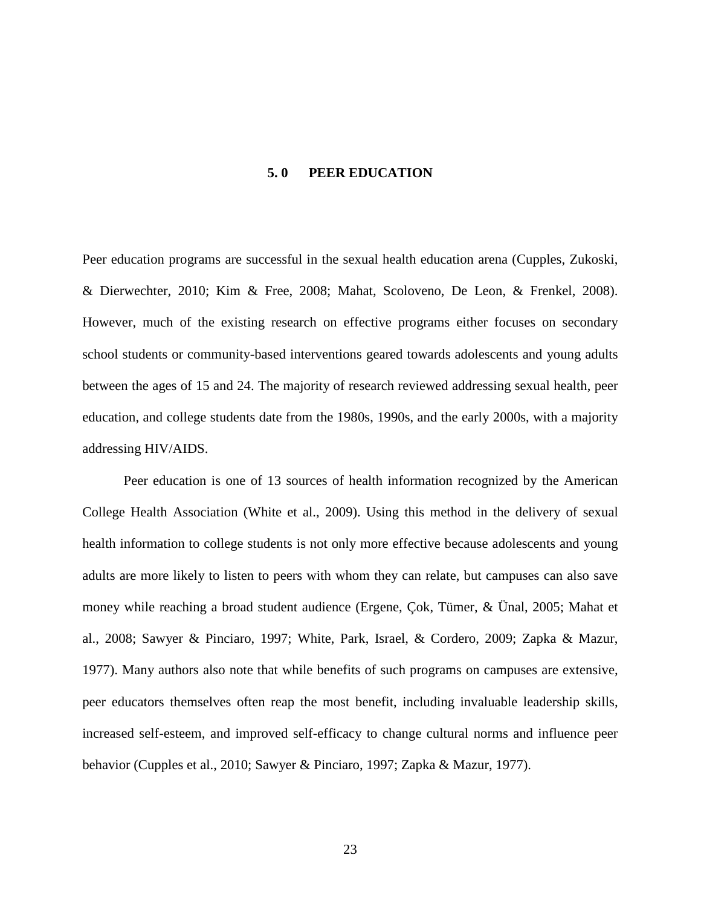# 5.0 PEER EDUCATION

Peer education programs are successful in the sexual health education arena (Cupples, Zukoski, & Dierwechter, 2010; Kim & Free, 2008; Mahat, Scoloveno, De Leon, & Frenkel, 2008). However, much of the existing research on effective programs either focuses on secondary school students or community-based interventions geared towards adolescents and young adults between the ages of 15 and 24. The majority of research reviewed addressing sexual health, peer education, and college students date from the 1980s, 1990s, and the early 2000s, with a majority addressing HIV/AIDS.

Peer education is one of 13 sources of health information recognized by the American College Health Association (White et al., 2009). Using this method in the delivery of sexual health information to college students is not only more effective because adolescents and young adults are more likely to listen to peers with whom they can relate, but campuses can also save money while reaching a broad student audience (Ergene, Çok, Tümer, & Ünal, 2005; Mahat et al., 2008; Sawyer & Pinciaro, 1997; White, Park, Israel, & Cordero, 2009; Zapka & Mazur, 1977). Many authors also note that while benefits of such programs on campuses are extensive, peer educators themselves often reap the most benefit, including invaluable leadership skills, increased self-esteem, and improved self-efficacy to change cultural norms and influence peer behavior (Cupples et al., 2010; Sawyer & Pinciaro, 1997; Zapka & Mazur, 1977).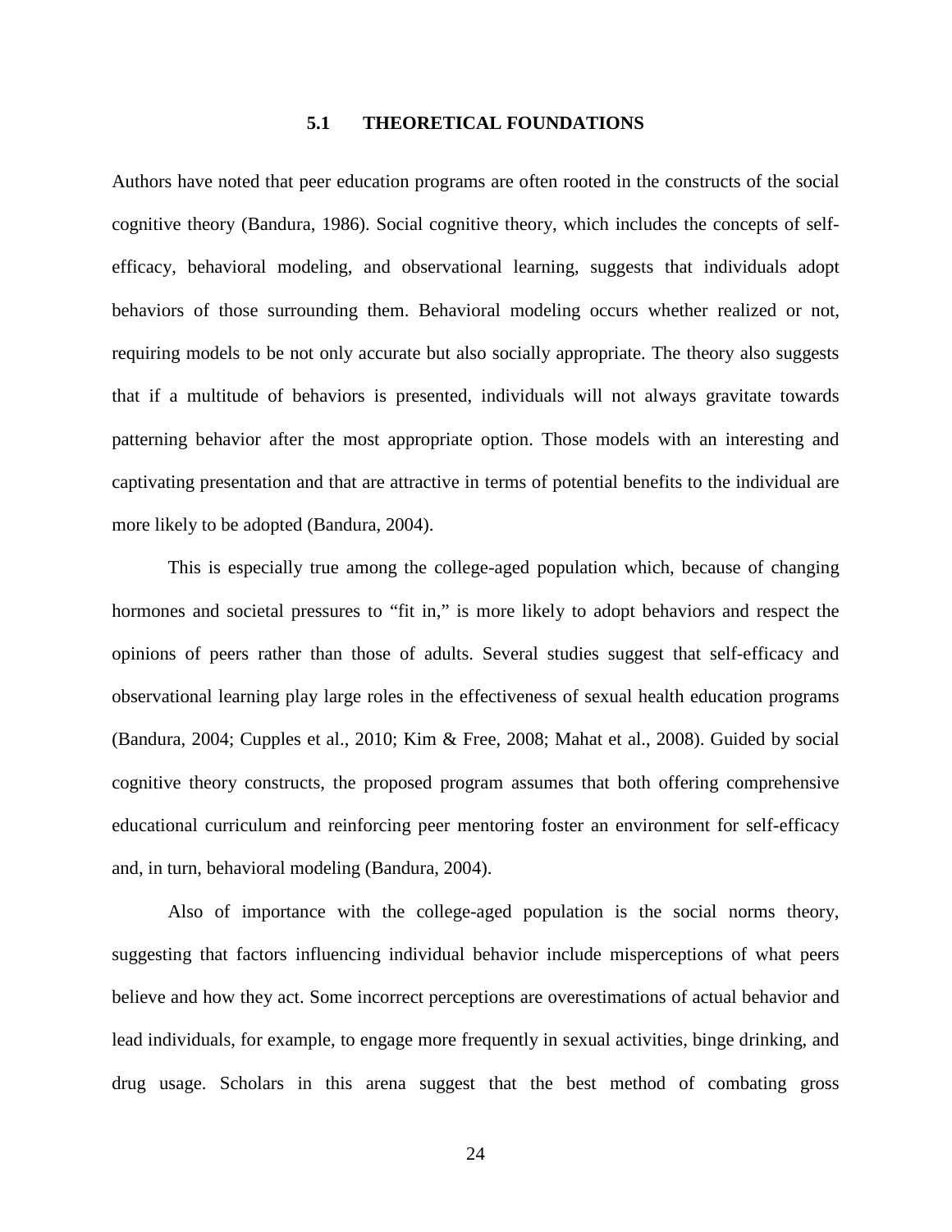## 5.1 THEORETICAL FOUNDATIONS

Authors have noted that peer education programs are often rooted in the constructs of the social cognitive theory (Bandura, 1986). Social cognitive theory, which includes the concepts of self-efficacy, behavioral modeling, and observational learning, suggests that individuals adopt behaviors of those surrounding them. Behavioral modeling occurs whether realized or not, requiring models to be not only accurate but also socially appropriate. The theory also suggests that if a multitude of behaviors is presented, individuals will not always gravitate towards patterning behavior after the most appropriate option. Those models with an interesting and captivating presentation and that are attractive in terms of potential benefits to the individual are more likely to be adopted (Bandura, 2004).

This is especially true among the college-aged population which, because of changing hormones and societal pressures to "fit in," is more likely to adopt behaviors and respect the opinions of peers rather than those of adults. Several studies suggest that self-efficacy and observational learning play large roles in the effectiveness of sexual health education programs (Bandura, 2004; Cupples et al., 2010; Kim & Free, 2008; Mahat et al., 2008). Guided by social cognitive theory constructs, the proposed program assumes that both offering comprehensive educational curriculum and reinforcing peer mentoring foster an environment for self-efficacy and, in turn, behavioral modeling (Bandura, 2004).

Also of importance with the college-aged population is the social norms theory, suggesting that factors influencing individual behavior include misperceptions of what peers believe and how they act. Some incorrect perceptions are overestimations of actual behavior and lead individuals, for example, to engage more frequently in sexual activities, binge drinking, and drug usage. Scholars in this arena suggest that the best method of combating gross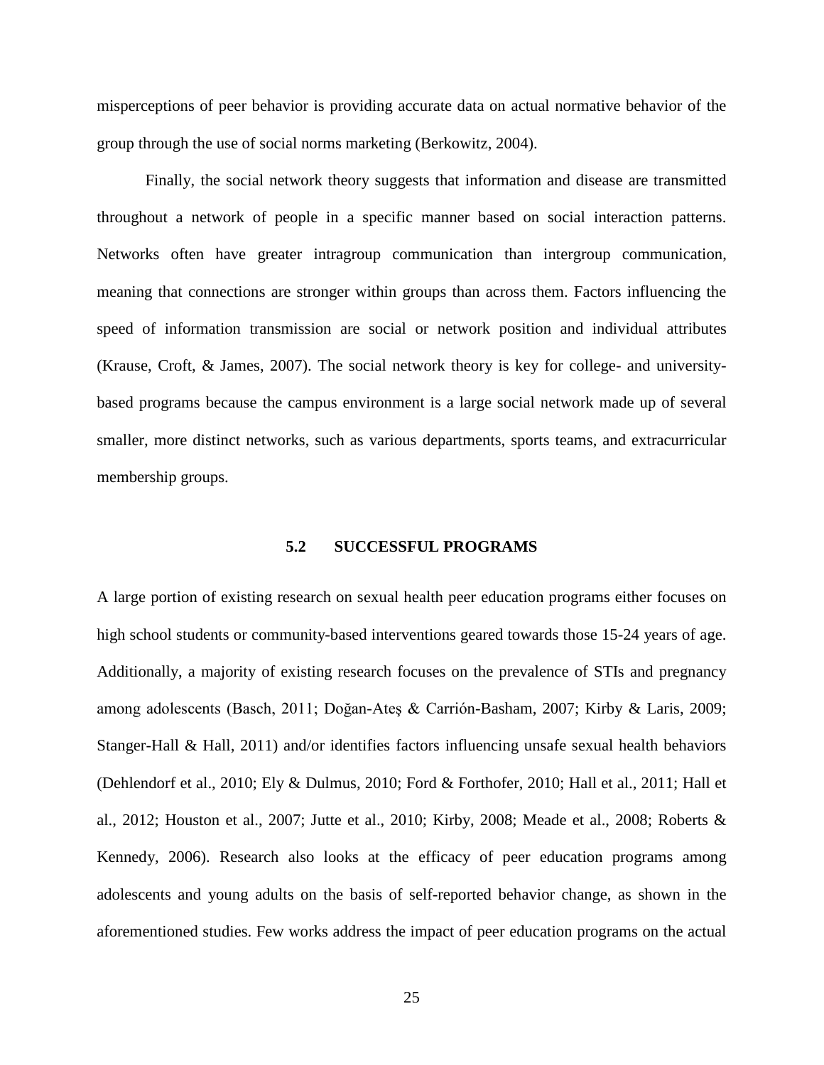misperceptions of peer behavior is providing accurate data on actual normative behavior of the group through the use of social norms marketing (Berkowitz, 2004).

Finally, the social network theory suggests that information and disease are transmitted throughout a network of people in a specific manner based on social interaction patterns. Networks often have greater intragroup communication than intergroup communication, meaning that connections are stronger within groups than across them. Factors influencing the speed of information transmission are social or network position and individual attributes (Krause, Croft, & James, 2007). The social network theory is key for college- and university-based programs because the campus environment is a large social network made up of several smaller, more distinct networks, such as various departments, sports teams, and extracurricular membership groups.

## 5.2 SUCCESSFUL PROGRAMS

A large portion of existing research on sexual health peer education programs either focuses on high school students or community-based interventions geared towards those 15-24 years of age. Additionally, a majority of existing research focuses on the prevalence of STIs and pregnancy among adolescents (Basch, 2011; Doğan-Ateş & Carrión-Basham, 2007; Kirby & Laris, 2009; Stanger-Hall & Hall, 2011) and/or identifies factors influencing unsafe sexual health behaviors (Dehlendorf et al., 2010; Ely & Dulmus, 2010; Ford & Forthofer, 2010; Hall et al., 2011; Hall et al., 2012; Houston et al., 2007; Jutte et al., 2010; Kirby, 2008; Meade et al., 2008; Roberts & Kennedy, 2006). Research also looks at the efficacy of peer education programs among adolescents and young adults on the basis of self-reported behavior change, as shown in the aforementioned studies. Few works address the impact of peer education programs on the actual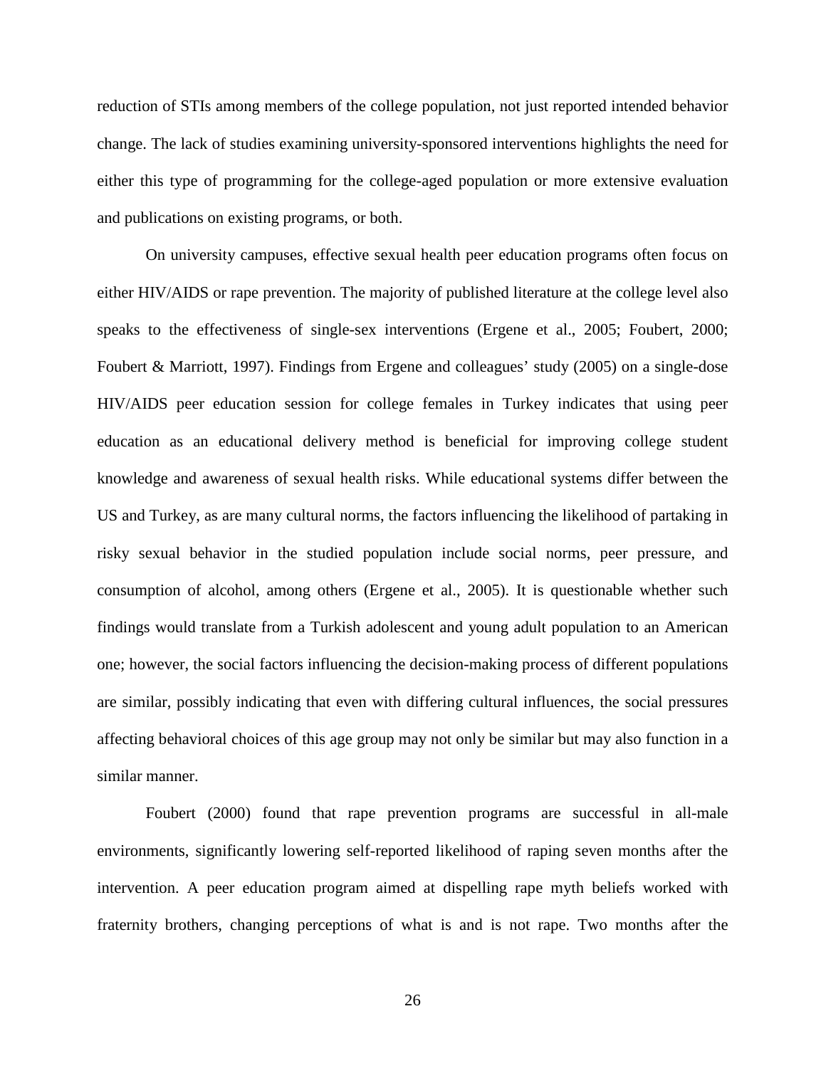reduction of STIs among members of the college population, not just reported intended behavior change. The lack of studies examining university-sponsored interventions highlights the need for either this type of programming for the college-aged population or more extensive evaluation and publications on existing programs, or both.

On university campuses, effective sexual health peer education programs often focus on either HIV/AIDS or rape prevention. The majority of published literature at the college level also speaks to the effectiveness of single-sex interventions (Ergene et al., 2005; Foubert, 2000; Foubert & Marriott, 1997). Findings from Ergene and colleagues' study (2005) on a single-dose HIV/AIDS peer education session for college females in Turkey indicates that using peer education as an educational delivery method is beneficial for improving college student knowledge and awareness of sexual health risks. While educational systems differ between the US and Turkey, as are many cultural norms, the factors influencing the likelihood of partaking in risky sexual behavior in the studied population include social norms, peer pressure, and consumption of alcohol, among others (Ergene et al., 2005). It is questionable whether such findings would translate from a Turkish adolescent and young adult population to an American one; however, the social factors influencing the decision-making process of different populations are similar, possibly indicating that even with differing cultural influences, the social pressures affecting behavioral choices of this age group may not only be similar but may also function in a similar manner.

Foubert (2000) found that rape prevention programs are successful in all-male environments, significantly lowering self-reported likelihood of raping seven months after the intervention. A peer education program aimed at dispelling rape myth beliefs worked with fraternity brothers, changing perceptions of what is and is not rape. Two months after the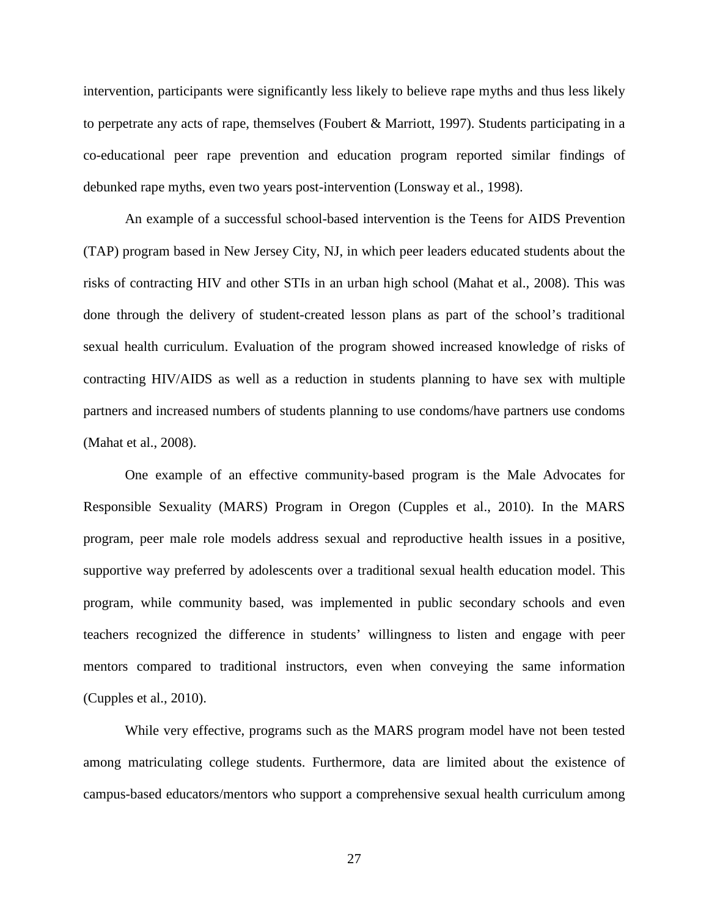intervention, participants were significantly less likely to believe rape myths and thus less likely to perpetrate any acts of rape, themselves (Foubert & Marriott, 1997). Students participating in a co-educational peer rape prevention and education program reported similar findings of debunked rape myths, even two years post-intervention (Lonsway et al., 1998).

An example of a successful school-based intervention is the Teens for AIDS Prevention (TAP) program based in New Jersey City, NJ, in which peer leaders educated students about the risks of contracting HIV and other STIs in an urban high school (Mahat et al., 2008). This was done through the delivery of student-created lesson plans as part of the school's traditional sexual health curriculum. Evaluation of the program showed increased knowledge of risks of contracting HIV/AIDS as well as a reduction in students planning to have sex with multiple partners and increased numbers of students planning to use condoms/have partners use condoms (Mahat et al., 2008).

One example of an effective community-based program is the Male Advocates for Responsible Sexuality (MARS) Program in Oregon (Cupples et al., 2010). In the MARS program, peer male role models address sexual and reproductive health issues in a positive, supportive way preferred by adolescents over a traditional sexual health education model. This program, while community based, was implemented in public secondary schools and even teachers recognized the difference in students' willingness to listen and engage with peer mentors compared to traditional instructors, even when conveying the same information (Cupples et al., 2010).

While very effective, programs such as the MARS program model have not been tested among matriculating college students. Furthermore, data are limited about the existence of campus-based educators/mentors who support a comprehensive sexual health curriculum among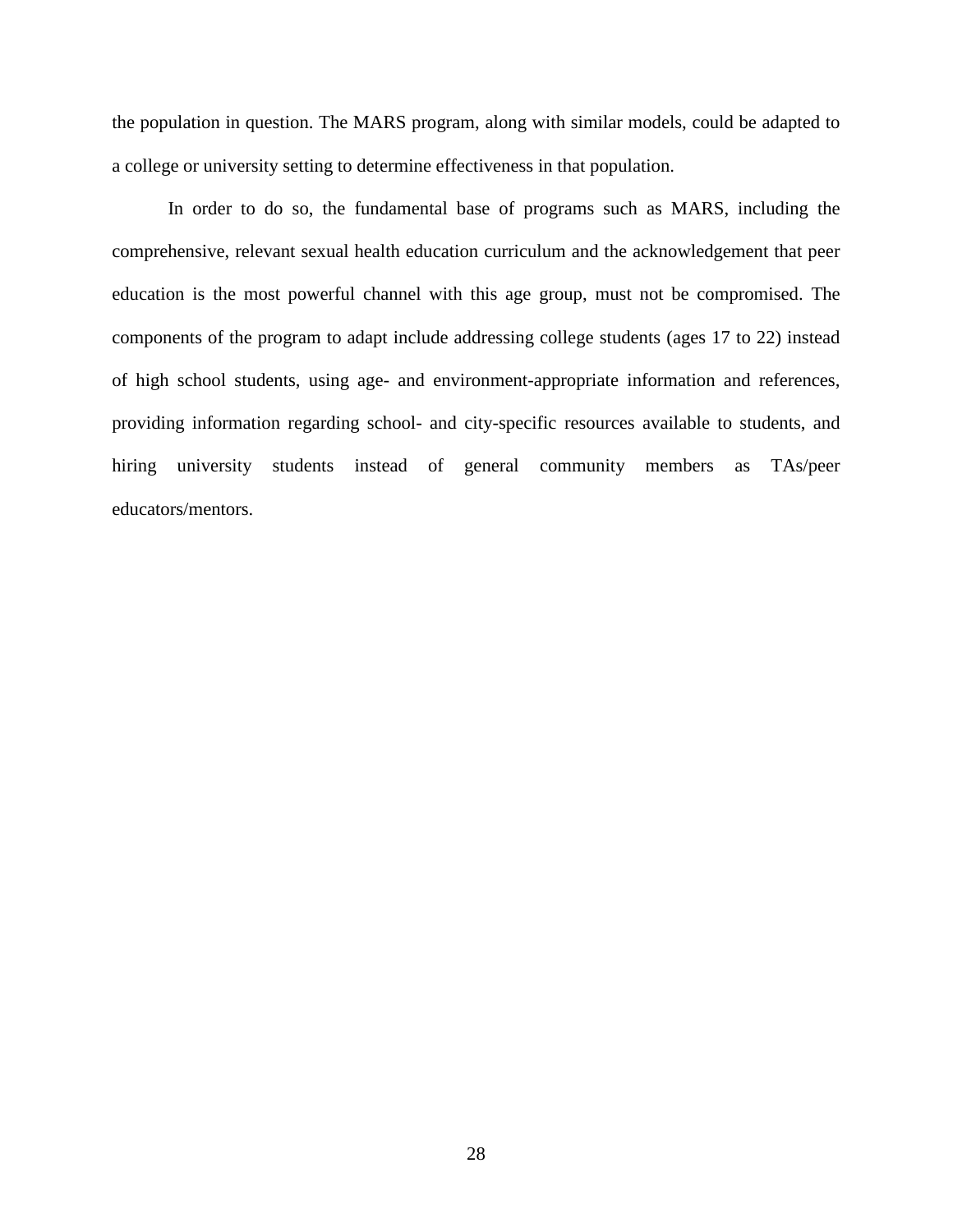the population in question. The MARS program, along with similar models, could be adapted to a college or university setting to determine effectiveness in that population.

In order to do so, the fundamental base of programs such as MARS, including the comprehensive, relevant sexual health education curriculum and the acknowledgement that peer education is the most powerful channel with this age group, must not be compromised. The components of the program to adapt include addressing college students (ages 17 to 22) instead of high school students, using age- and environment-appropriate information and references, providing information regarding school- and city-specific resources available to students, and hiring university students instead of general community members as TAs/peer educators/mentors.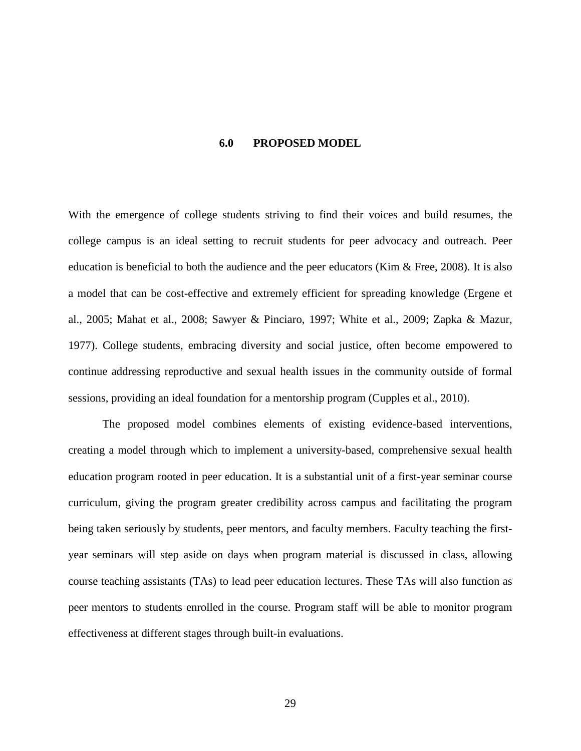# 6.0 PROPOSED MODEL

With the emergence of college students striving to find their voices and build resumes, the college campus is an ideal setting to recruit students for peer advocacy and outreach. Peer education is beneficial to both the audience and the peer educators (Kim & Free, 2008). It is also a model that can be cost-effective and extremely efficient for spreading knowledge (Ergene et al., 2005; Mahat et al., 2008; Sawyer & Pinciaro, 1997; White et al., 2009; Zapka & Mazur, 1977). College students, embracing diversity and social justice, often become empowered to continue addressing reproductive and sexual health issues in the community outside of formal sessions, providing an ideal foundation for a mentorship program (Cupples et al., 2010).

The proposed model combines elements of existing evidence-based interventions, creating a model through which to implement a university-based, comprehensive sexual health education program rooted in peer education. It is a substantial unit of a first-year seminar course curriculum, giving the program greater credibility across campus and facilitating the program being taken seriously by students, peer mentors, and faculty members. Faculty teaching the first-year seminars will step aside on days when program material is discussed in class, allowing course teaching assistants (TAs) to lead peer education lectures. These TAs will also function as peer mentors to students enrolled in the course. Program staff will be able to monitor program effectiveness at different stages through built-in evaluations.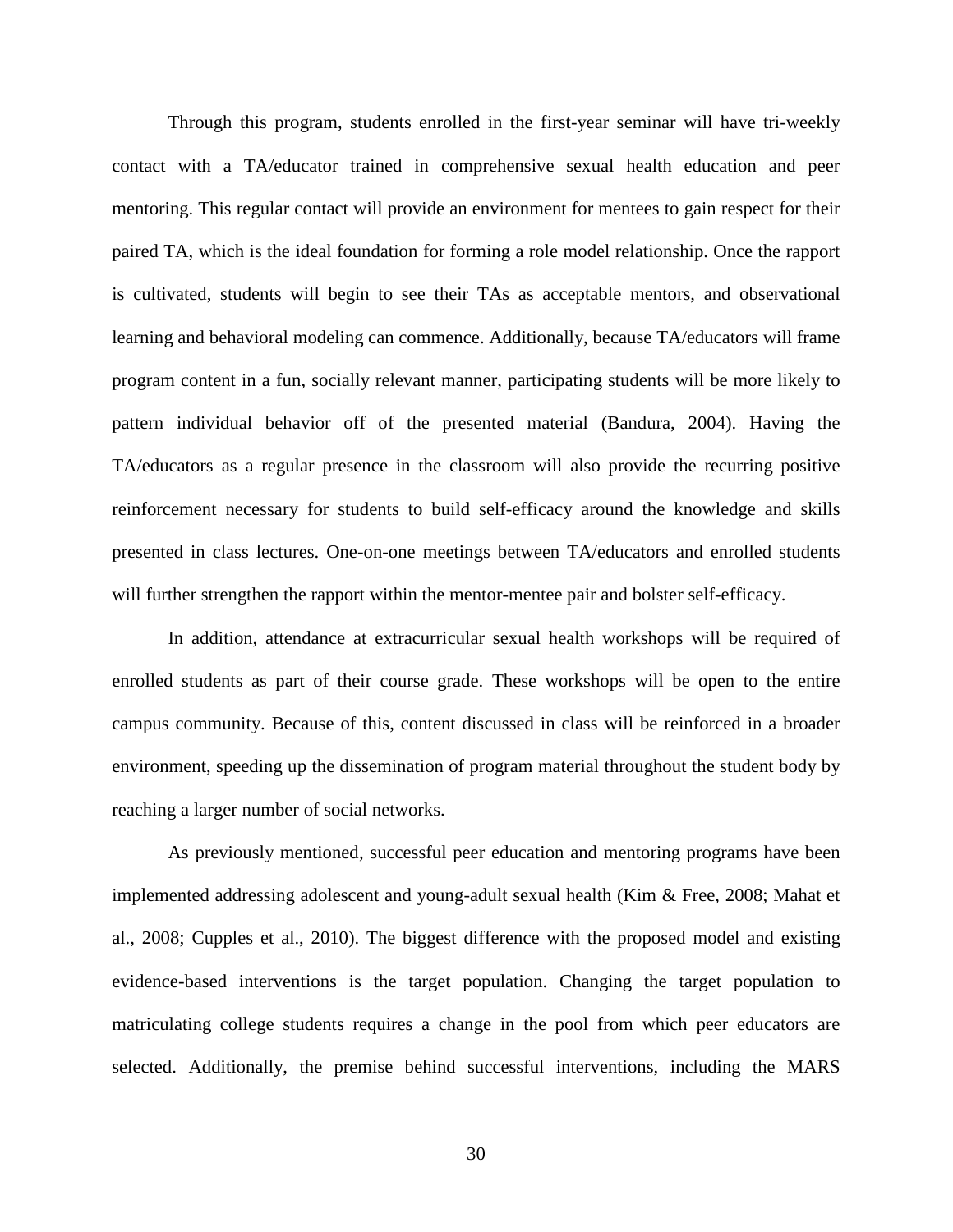Through this program, students enrolled in the first-year seminar will have tri-weekly contact with a TA/educator trained in comprehensive sexual health education and peer mentoring. This regular contact will provide an environment for mentees to gain respect for their paired TA, which is the ideal foundation for forming a role model relationship. Once the rapport is cultivated, students will begin to see their TAs as acceptable mentors, and observational learning and behavioral modeling can commence. Additionally, because TA/educators will frame program content in a fun, socially relevant manner, participating students will be more likely to pattern individual behavior off of the presented material (Bandura, 2004). Having the TA/educators as a regular presence in the classroom will also provide the recurring positive reinforcement necessary for students to build self-efficacy around the knowledge and skills presented in class lectures. One-on-one meetings between TA/educators and enrolled students will further strengthen the rapport within the mentor-mentee pair and bolster self-efficacy.

In addition, attendance at extracurricular sexual health workshops will be required of enrolled students as part of their course grade. These workshops will be open to the entire campus community. Because of this, content discussed in class will be reinforced in a broader environment, speeding up the dissemination of program material throughout the student body by reaching a larger number of social networks.

As previously mentioned, successful peer education and mentoring programs have been implemented addressing adolescent and young-adult sexual health (Kim & Free, 2008; Mahat et al., 2008; Cupples et al., 2010). The biggest difference with the proposed model and existing evidence-based interventions is the target population. Changing the target population to matriculating college students requires a change in the pool from which peer educators are selected. Additionally, the premise behind successful interventions, including the MARS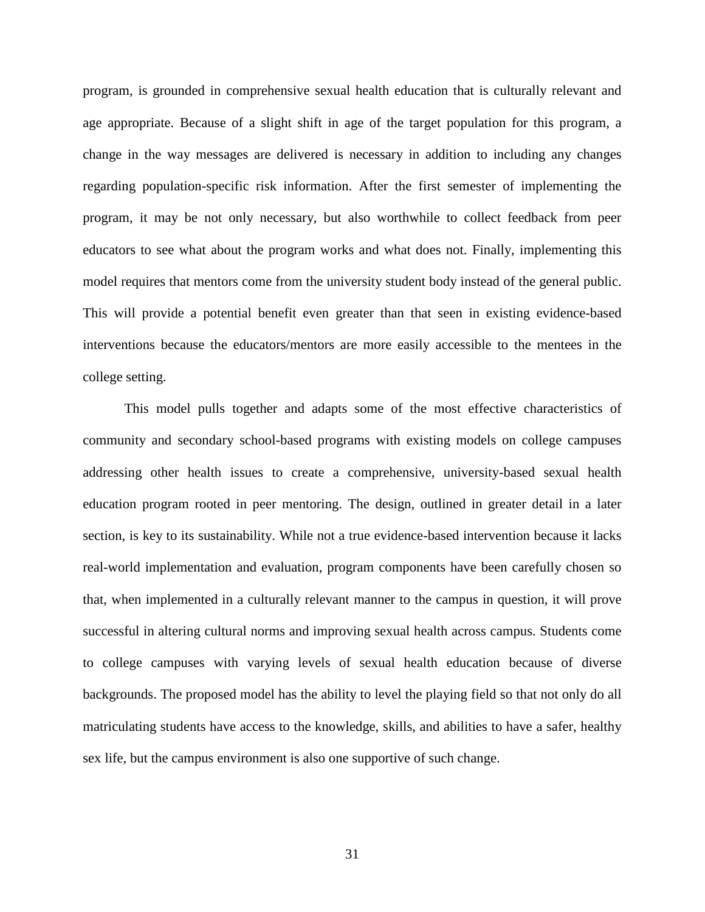program, is grounded in comprehensive sexual health education that is culturally relevant and age appropriate. Because of a slight shift in age of the target population for this program, a change in the way messages are delivered is necessary in addition to including any changes regarding population-specific risk information. After the first semester of implementing the program, it may be not only necessary, but also worthwhile to collect feedback from peer educators to see what about the program works and what does not. Finally, implementing this model requires that mentors come from the university student body instead of the general public. This will provide a potential benefit even greater than that seen in existing evidence-based interventions because the educators/mentors are more easily accessible to the mentees in the college setting.

This model pulls together and adapts some of the most effective characteristics of community and secondary school-based programs with existing models on college campuses addressing other health issues to create a comprehensive, university-based sexual health education program rooted in peer mentoring. The design, outlined in greater detail in a later section, is key to its sustainability. While not a true evidence-based intervention because it lacks real-world implementation and evaluation, program components have been carefully chosen so that, when implemented in a culturally relevant manner to the campus in question, it will prove successful in altering cultural norms and improving sexual health across campus. Students come to college campuses with varying levels of sexual health education because of diverse backgrounds. The proposed model has the ability to level the playing field so that not only do all matriculating students have access to the knowledge, skills, and abilities to have a safer, healthy sex life, but the campus environment is also one supportive of such change.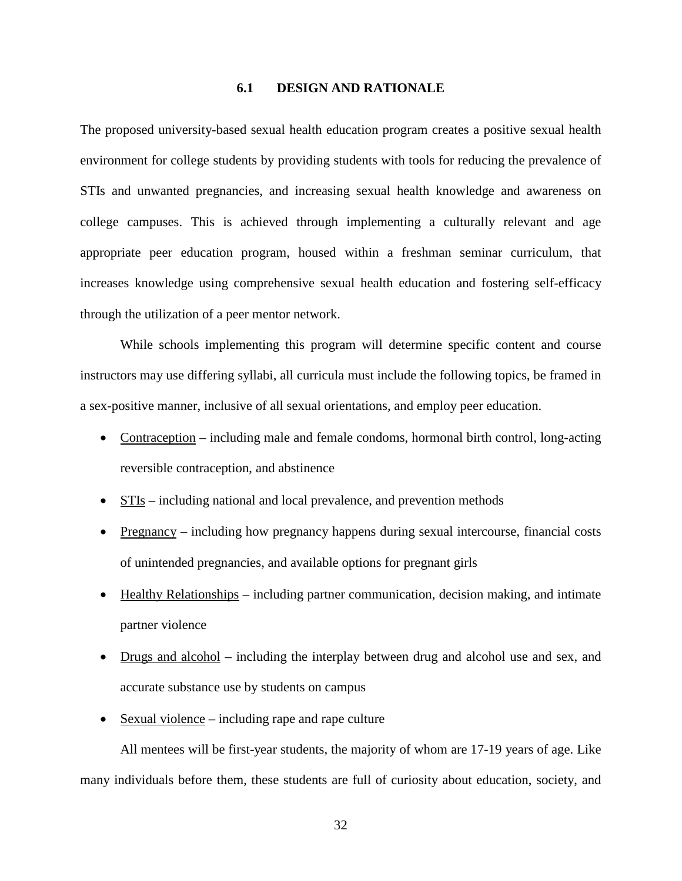### 6.1 DESIGN AND RATIONALE

The proposed university-based sexual health education program creates a positive sexual health environment for college students by providing students with tools for reducing the prevalence of STIs and unwanted pregnancies, and increasing sexual health knowledge and awareness on college campuses. This is achieved through implementing a culturally relevant and age appropriate peer education program, housed within a freshman seminar curriculum, that increases knowledge using comprehensive sexual health education and fostering self-efficacy through the utilization of a peer mentor network.

While schools implementing this program will determine specific content and course instructors may use differing syllabi, all curricula must include the following topics, be framed in a sex-positive manner, inclusive of all sexual orientations, and employ peer education.

- <u>Contraception</u> – including male and female condoms, hormonal birth control, long-acting reversible contraception, and abstinence
- <u>STIs</u> – including national and local prevalence, and prevention methods
- <u>Pregnancy</u> – including how pregnancy happens during sexual intercourse, financial costs of unintended pregnancies, and available options for pregnant girls
- <u>Healthy Relationships</u> – including partner communication, decision making, and intimate partner violence
- <u>Drugs and alcohol</u> – including the interplay between drug and alcohol use and sex, and accurate substance use by students on campus
- <u>Sexual violence</u> – including rape and rape culture

All mentees will be first-year students, the majority of whom are 17-19 years of age. Like many individuals before them, these students are full of curiosity about education, society, and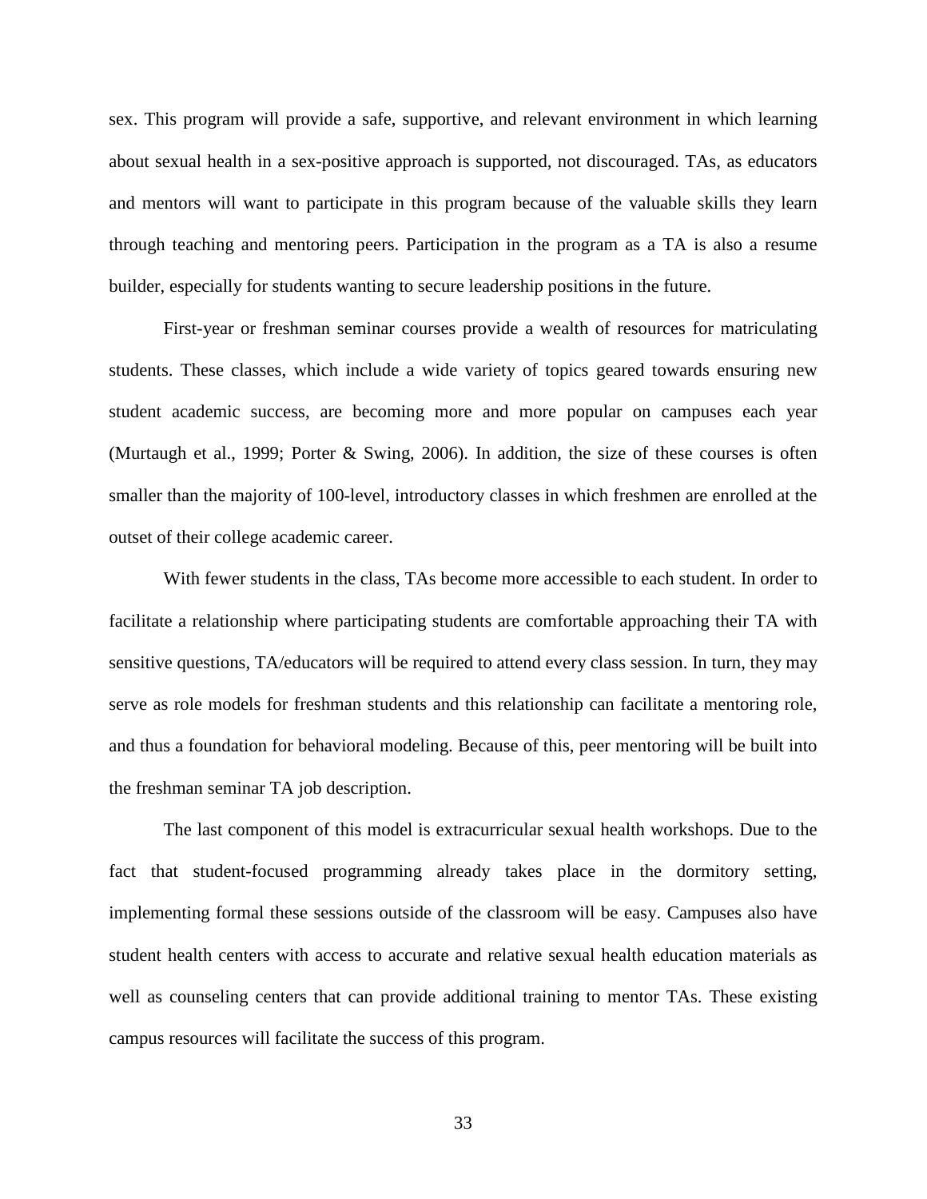sex. This program will provide a safe, supportive, and relevant environment in which learning about sexual health in a sex-positive approach is supported, not discouraged. TAs, as educators and mentors will want to participate in this program because of the valuable skills they learn through teaching and mentoring peers. Participation in the program as a TA is also a resume builder, especially for students wanting to secure leadership positions in the future.

First-year or freshman seminar courses provide a wealth of resources for matriculating students. These classes, which include a wide variety of topics geared towards ensuring new student academic success, are becoming more and more popular on campuses each year (Murtaugh et al., 1999; Porter & Swing, 2006). In addition, the size of these courses is often smaller than the majority of 100-level, introductory classes in which freshmen are enrolled at the outset of their college academic career.

With fewer students in the class, TAs become more accessible to each student. In order to facilitate a relationship where participating students are comfortable approaching their TA with sensitive questions, TA/educators will be required to attend every class session. In turn, they may serve as role models for freshman students and this relationship can facilitate a mentoring role, and thus a foundation for behavioral modeling. Because of this, peer mentoring will be built into the freshman seminar TA job description.

The last component of this model is extracurricular sexual health workshops. Due to the fact that student-focused programming already takes place in the dormitory setting, implementing formal these sessions outside of the classroom will be easy. Campuses also have student health centers with access to accurate and relative sexual health education materials as well as counseling centers that can provide additional training to mentor TAs. These existing campus resources will facilitate the success of this program.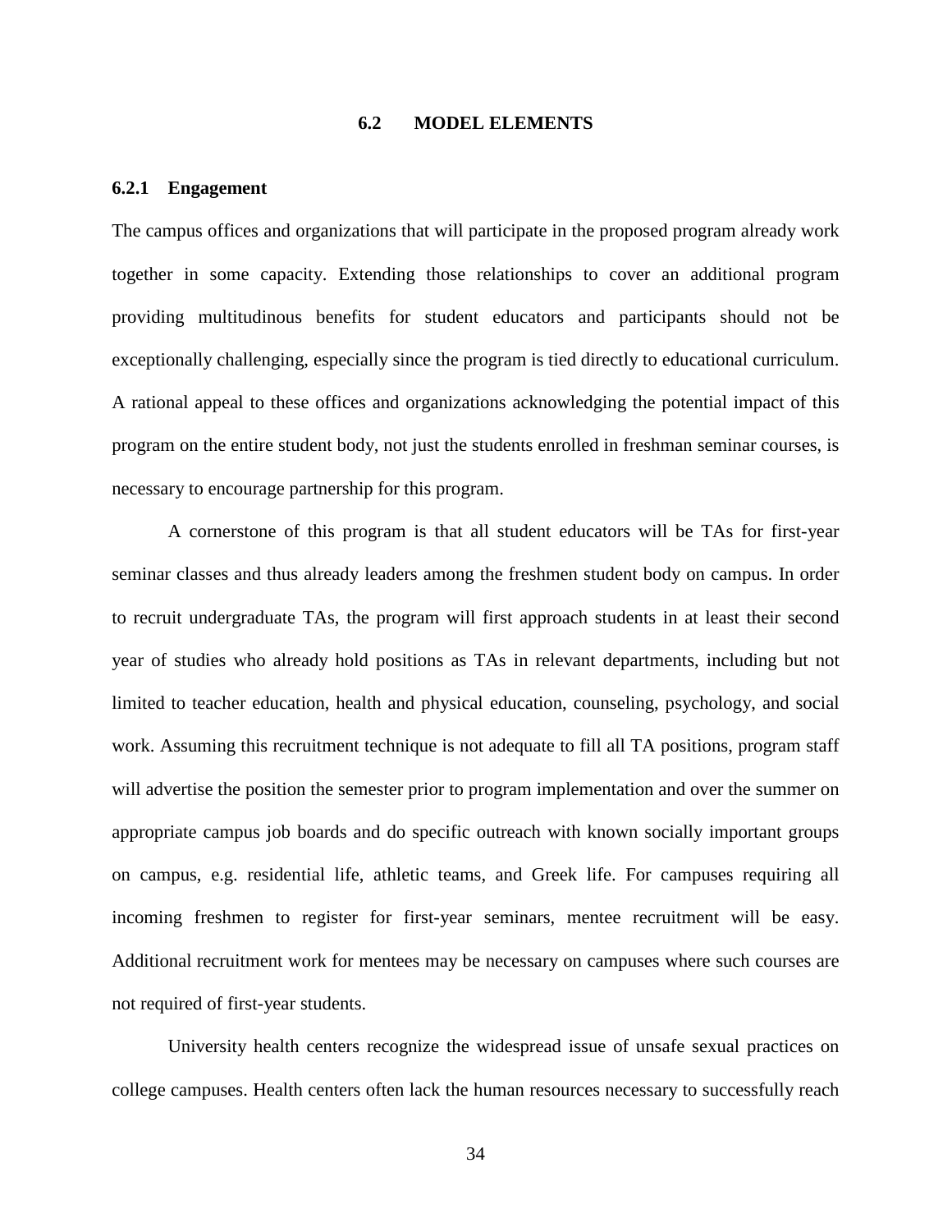## 6.2 MODEL ELEMENTS

### 6.2.1 Engagement

The campus offices and organizations that will participate in the proposed program already work together in some capacity. Extending those relationships to cover an additional program providing multitudinous benefits for student educators and participants should not be exceptionally challenging, especially since the program is tied directly to educational curriculum. A rational appeal to these offices and organizations acknowledging the potential impact of this program on the entire student body, not just the students enrolled in freshman seminar courses, is necessary to encourage partnership for this program.

A cornerstone of this program is that all student educators will be TAs for first-year seminar classes and thus already leaders among the freshmen student body on campus. In order to recruit undergraduate TAs, the program will first approach students in at least their second year of studies who already hold positions as TAs in relevant departments, including but not limited to teacher education, health and physical education, counseling, psychology, and social work. Assuming this recruitment technique is not adequate to fill all TA positions, program staff will advertise the position the semester prior to program implementation and over the summer on appropriate campus job boards and do specific outreach with known socially important groups on campus, e.g. residential life, athletic teams, and Greek life. For campuses requiring all incoming freshmen to register for first-year seminars, mentee recruitment will be easy. Additional recruitment work for mentees may be necessary on campuses where such courses are not required of first-year students.

University health centers recognize the widespread issue of unsafe sexual practices on college campuses. Health centers often lack the human resources necessary to successfully reach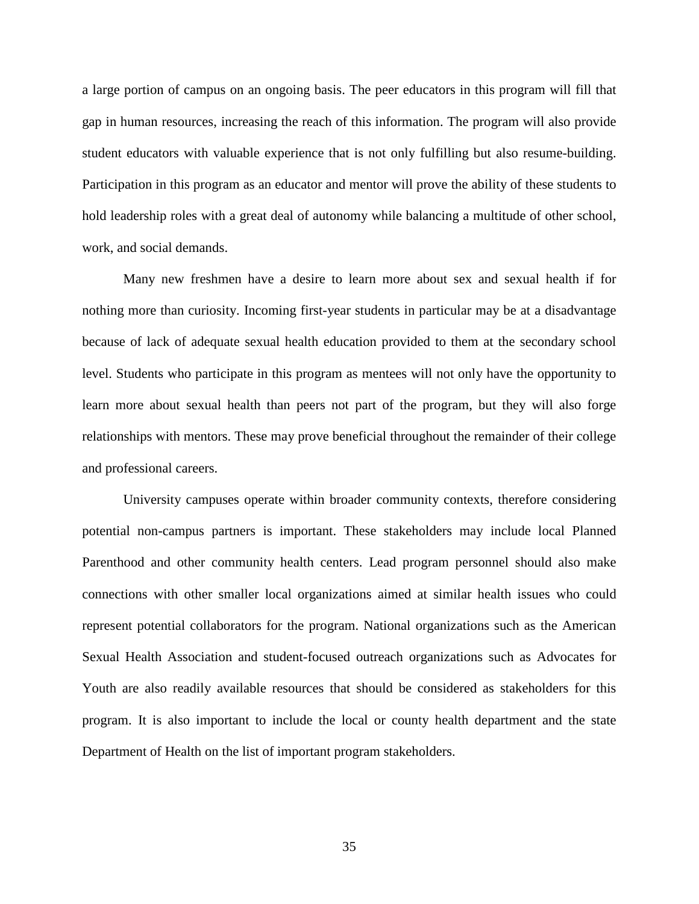a large portion of campus on an ongoing basis. The peer educators in this program will fill that gap in human resources, increasing the reach of this information. The program will also provide student educators with valuable experience that is not only fulfilling but also resume-building. Participation in this program as an educator and mentor will prove the ability of these students to hold leadership roles with a great deal of autonomy while balancing a multitude of other school, work, and social demands.

Many new freshmen have a desire to learn more about sex and sexual health if for nothing more than curiosity. Incoming first-year students in particular may be at a disadvantage because of lack of adequate sexual health education provided to them at the secondary school level. Students who participate in this program as mentees will not only have the opportunity to learn more about sexual health than peers not part of the program, but they will also forge relationships with mentors. These may prove beneficial throughout the remainder of their college and professional careers.

University campuses operate within broader community contexts, therefore considering potential non-campus partners is important. These stakeholders may include local Planned Parenthood and other community health centers. Lead program personnel should also make connections with other smaller local organizations aimed at similar health issues who could represent potential collaborators for the program. National organizations such as the American Sexual Health Association and student-focused outreach organizations such as Advocates for Youth are also readily available resources that should be considered as stakeholders for this program. It is also important to include the local or county health department and the state Department of Health on the list of important program stakeholders.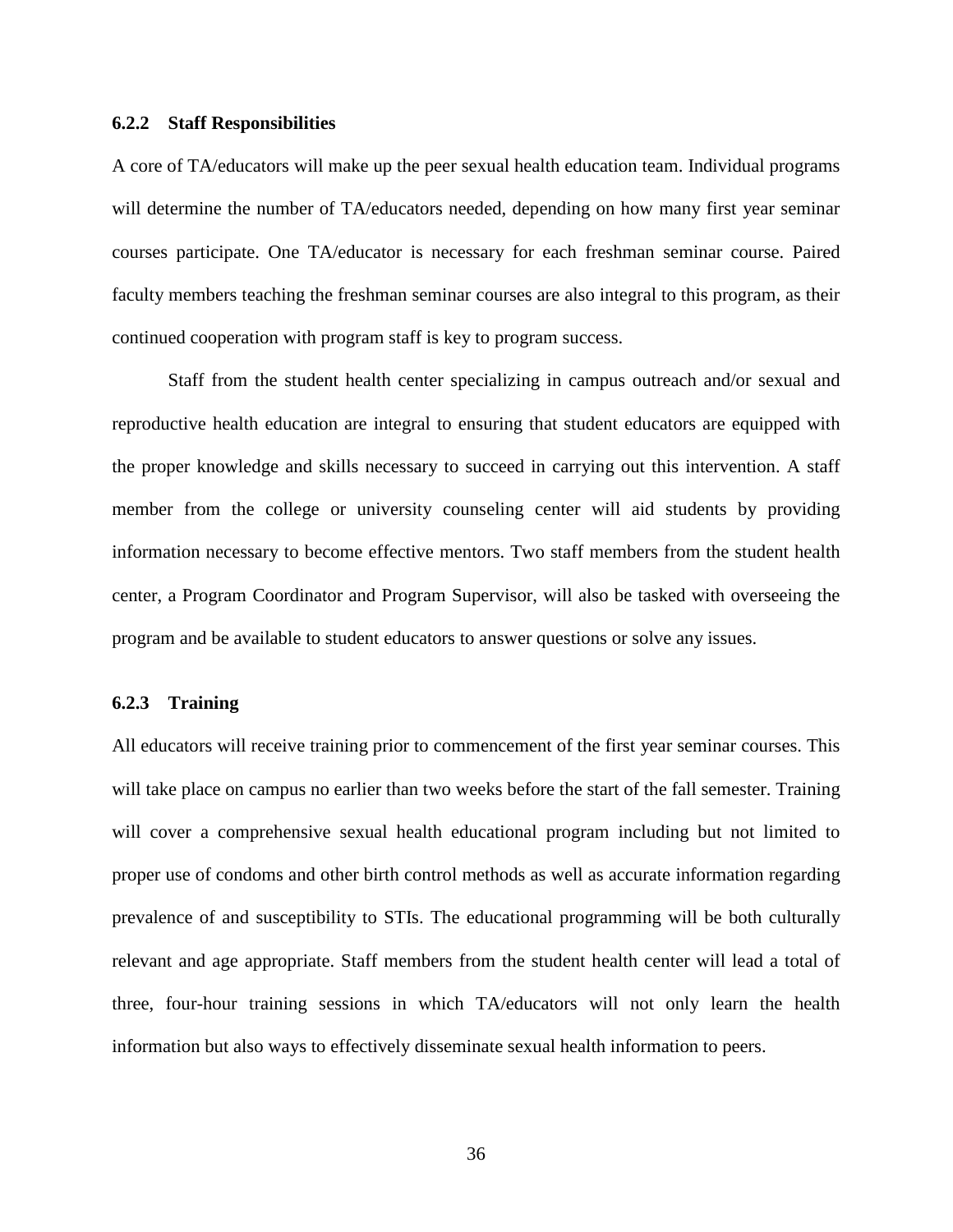### 6.2.2 Staff Responsibilities

A core of TA/educators will make up the peer sexual health education team. Individual programs will determine the number of TA/educators needed, depending on how many first year seminar courses participate. One TA/educator is necessary for each freshman seminar course. Paired faculty members teaching the freshman seminar courses are also integral to this program, as their continued cooperation with program staff is key to program success.

Staff from the student health center specializing in campus outreach and/or sexual and reproductive health education are integral to ensuring that student educators are equipped with the proper knowledge and skills necessary to succeed in carrying out this intervention. A staff member from the college or university counseling center will aid students by providing information necessary to become effective mentors. Two staff members from the student health center, a Program Coordinator and Program Supervisor, will also be tasked with overseeing the program and be available to student educators to answer questions or solve any issues.

### 6.2.3 Training

All educators will receive training prior to commencement of the first year seminar courses. This will take place on campus no earlier than two weeks before the start of the fall semester. Training will cover a comprehensive sexual health educational program including but not limited to proper use of condoms and other birth control methods as well as accurate information regarding prevalence of and susceptibility to STIs. The educational programming will be both culturally relevant and age appropriate. Staff members from the student health center will lead a total of three, four-hour training sessions in which TA/educators will not only learn the health information but also ways to effectively disseminate sexual health information to peers.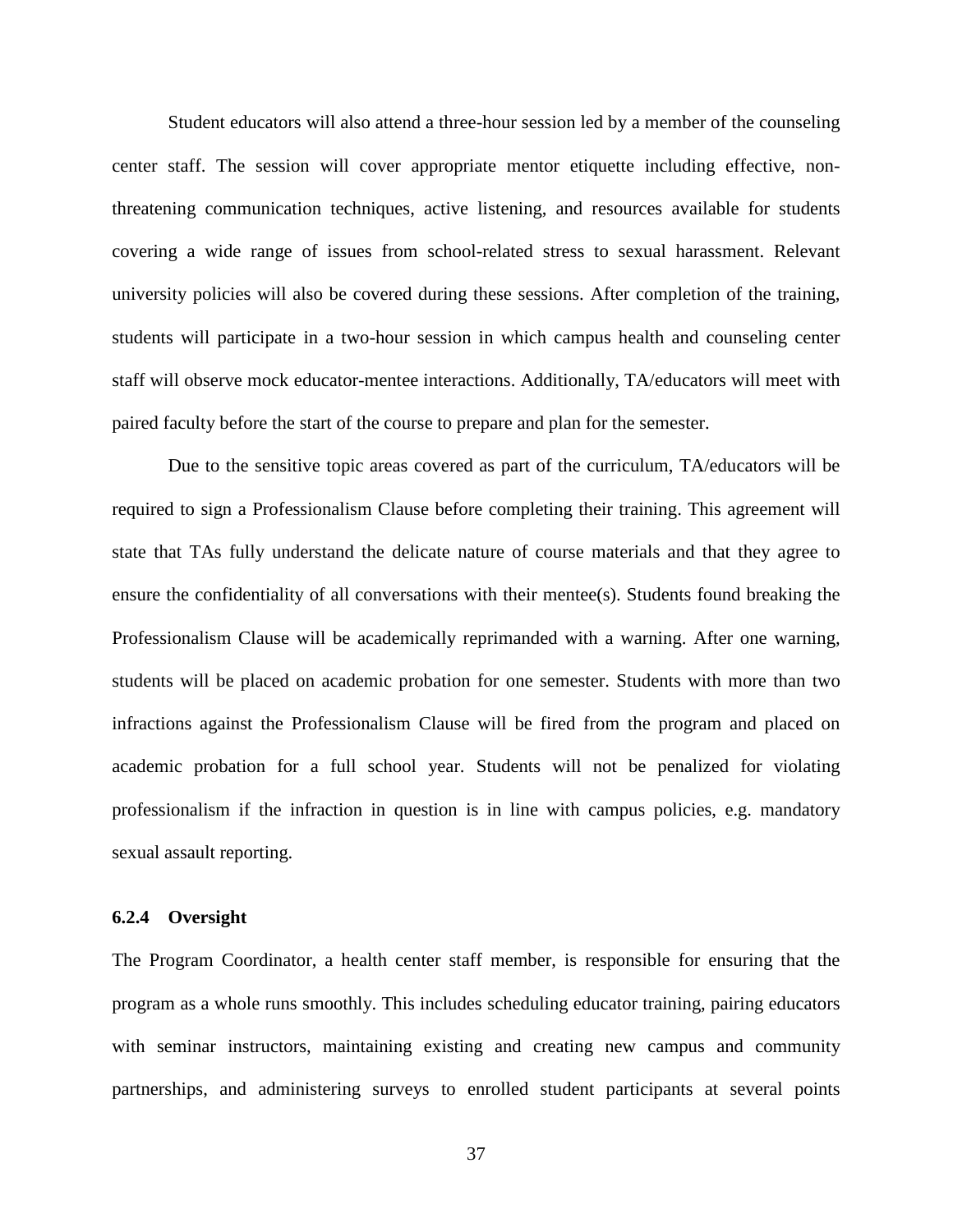Student educators will also attend a three-hour session led by a member of the counseling center staff. The session will cover appropriate mentor etiquette including effective, non-threatening communication techniques, active listening, and resources available for students covering a wide range of issues from school-related stress to sexual harassment. Relevant university policies will also be covered during these sessions. After completion of the training, students will participate in a two-hour session in which campus health and counseling center staff will observe mock educator-mentee interactions. Additionally, TA/educators will meet with paired faculty before the start of the course to prepare and plan for the semester.

Due to the sensitive topic areas covered as part of the curriculum, TA/educators will be required to sign a Professionalism Clause before completing their training. This agreement will state that TAs fully understand the delicate nature of course materials and that they agree to ensure the confidentiality of all conversations with their mentee(s). Students found breaking the Professionalism Clause will be academically reprimanded with a warning. After one warning, students will be placed on academic probation for one semester. Students with more than two infractions against the Professionalism Clause will be fired from the program and placed on academic probation for a full school year. Students will not be penalized for violating professionalism if the infraction in question is in line with campus policies, e.g. mandatory sexual assault reporting.

#### 6.2.4 Oversight

The Program Coordinator, a health center staff member, is responsible for ensuring that the program as a whole runs smoothly. This includes scheduling educator training, pairing educators with seminar instructors, maintaining existing and creating new campus and community partnerships, and administering surveys to enrolled student participants at several points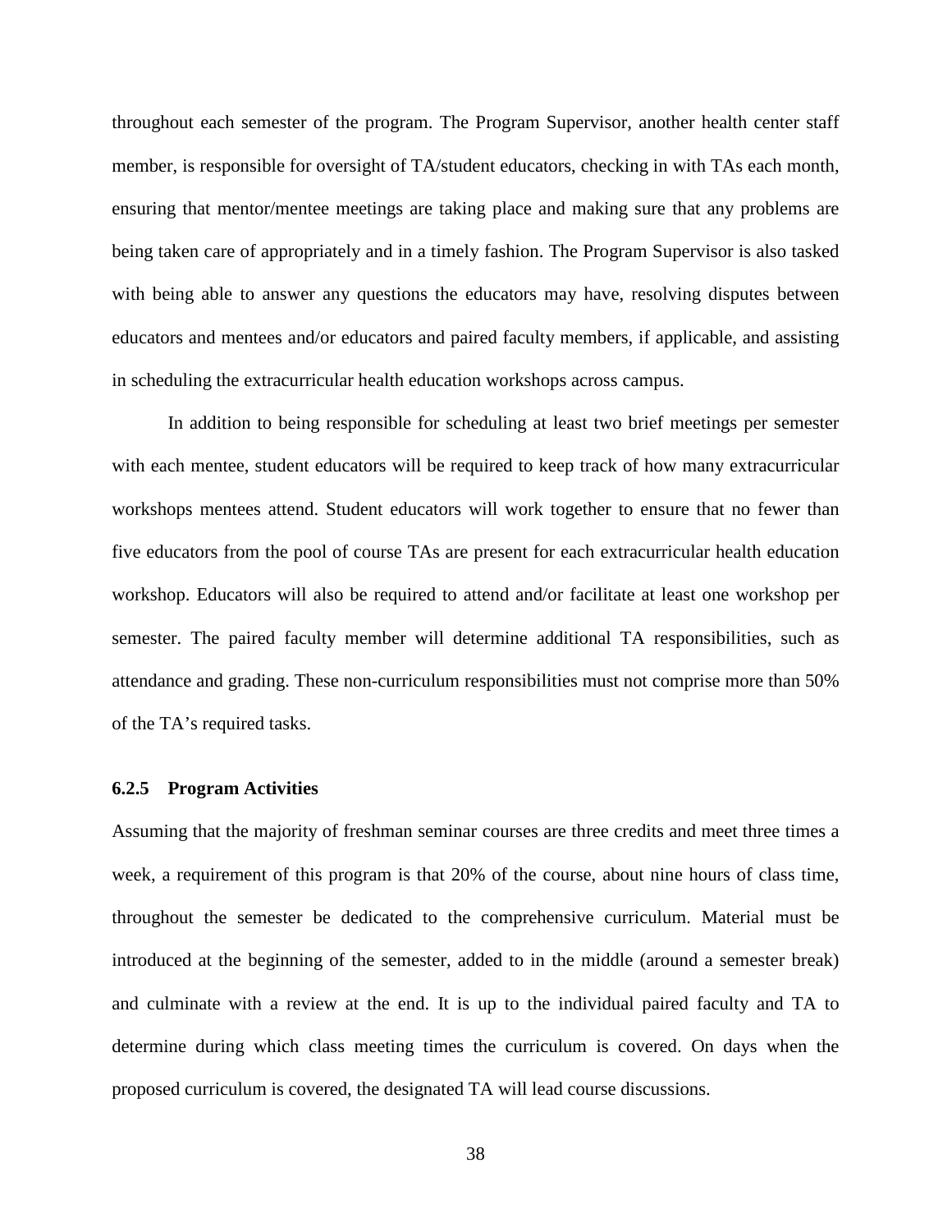throughout each semester of the program. The Program Supervisor, another health center staff member, is responsible for oversight of TA/student educators, checking in with TAs each month, ensuring that mentor/mentee meetings are taking place and making sure that any problems are being taken care of appropriately and in a timely fashion. The Program Supervisor is also tasked with being able to answer any questions the educators may have, resolving disputes between educators and mentees and/or educators and paired faculty members, if applicable, and assisting in scheduling the extracurricular health education workshops across campus.

In addition to being responsible for scheduling at least two brief meetings per semester with each mentee, student educators will be required to keep track of how many extracurricular workshops mentees attend. Student educators will work together to ensure that no fewer than five educators from the pool of course TAs are present for each extracurricular health education workshop. Educators will also be required to attend and/or facilitate at least one workshop per semester. The paired faculty member will determine additional TA responsibilities, such as attendance and grading. These non-curriculum responsibilities must not comprise more than 50% of the TA's required tasks.

### 6.2.5 Program Activities

Assuming that the majority of freshman seminar courses are three credits and meet three times a week, a requirement of this program is that 20% of the course, about nine hours of class time, throughout the semester be dedicated to the comprehensive curriculum. Material must be introduced at the beginning of the semester, added to in the middle (around a semester break) and culminate with a review at the end. It is up to the individual paired faculty and TA to determine during which class meeting times the curriculum is covered. On days when the proposed curriculum is covered, the designated TA will lead course discussions.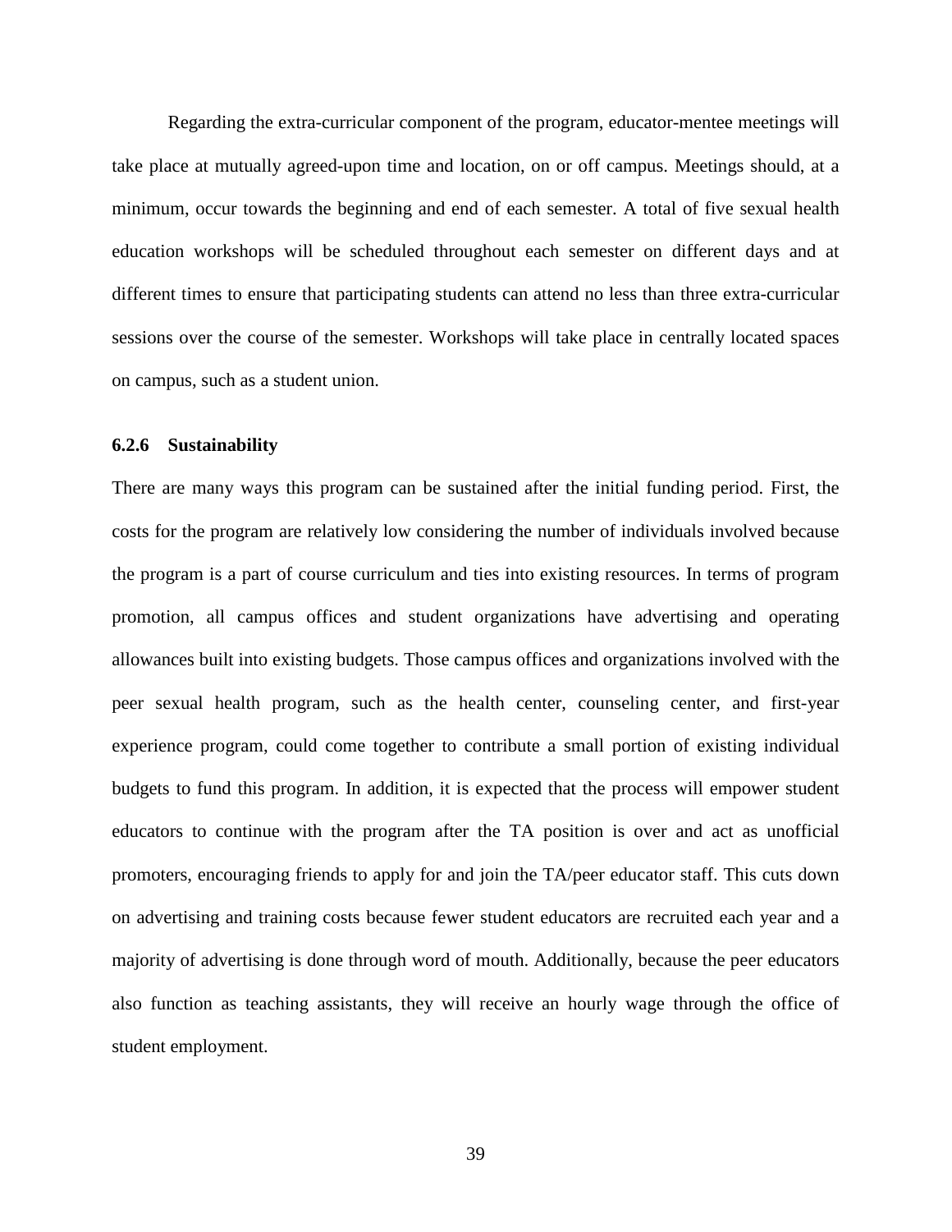Regarding the extra-curricular component of the program, educator-mentee meetings will take place at mutually agreed-upon time and location, on or off campus. Meetings should, at a minimum, occur towards the beginning and end of each semester. A total of five sexual health education workshops will be scheduled throughout each semester on different days and at different times to ensure that participating students can attend no less than three extra-curricular sessions over the course of the semester. Workshops will take place in centrally located spaces on campus, such as a student union.

### 6.2.6 Sustainability

There are many ways this program can be sustained after the initial funding period. First, the costs for the program are relatively low considering the number of individuals involved because the program is a part of course curriculum and ties into existing resources. In terms of program promotion, all campus offices and student organizations have advertising and operating allowances built into existing budgets. Those campus offices and organizations involved with the peer sexual health program, such as the health center, counseling center, and first-year experience program, could come together to contribute a small portion of existing individual budgets to fund this program. In addition, it is expected that the process will empower student educators to continue with the program after the TA position is over and act as unofficial promoters, encouraging friends to apply for and join the TA/peer educator staff. This cuts down on advertising and training costs because fewer student educators are recruited each year and a majority of advertising is done through word of mouth. Additionally, because the peer educators also function as teaching assistants, they will receive an hourly wage through the office of student employment.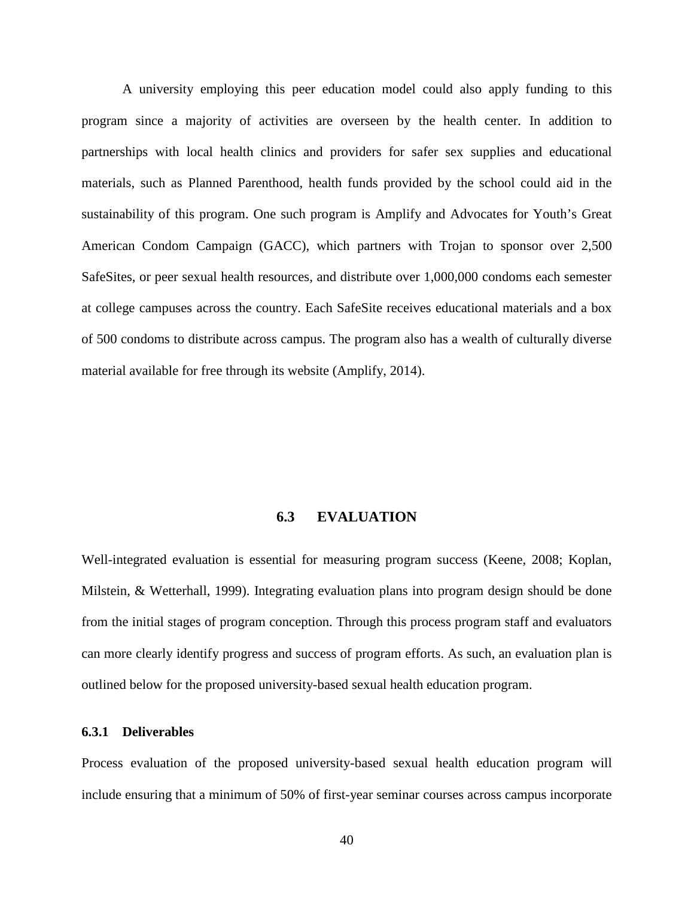A university employing this peer education model could also apply funding to this program since a majority of activities are overseen by the health center. In addition to partnerships with local health clinics and providers for safer sex supplies and educational materials, such as Planned Parenthood, health funds provided by the school could aid in the sustainability of this program. One such program is Amplify and Advocates for Youth's Great American Condom Campaign (GACC), which partners with Trojan to sponsor over 2,500 SafeSites, or peer sexual health resources, and distribute over 1,000,000 condoms each semester at college campuses across the country. Each SafeSite receives educational materials and a box of 500 condoms to distribute across campus. The program also has a wealth of culturally diverse material available for free through its website (Amplify, 2014).

## 6.3 EVALUATION

Well-integrated evaluation is essential for measuring program success (Keene, 2008; Koplan, Milstein, & Wetterhall, 1999). Integrating evaluation plans into program design should be done from the initial stages of program conception. Through this process program staff and evaluators can more clearly identify progress and success of program efforts. As such, an evaluation plan is outlined below for the proposed university-based sexual health education program.

### 6.3.1 Deliverables

Process evaluation of the proposed university-based sexual health education program will include ensuring that a minimum of 50% of first-year seminar courses across campus incorporate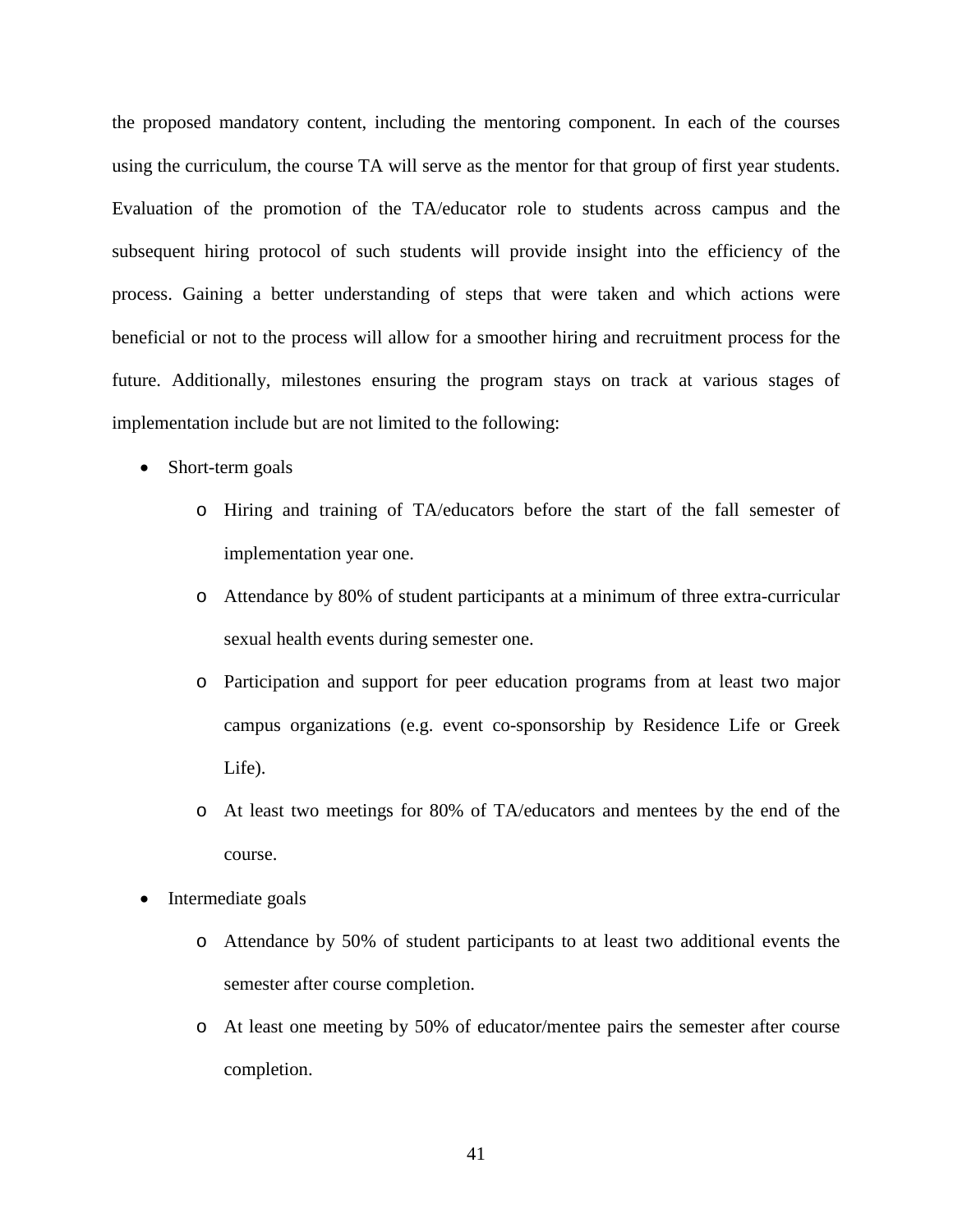the proposed mandatory content, including the mentoring component. In each of the courses using the curriculum, the course TA will serve as the mentor for that group of first year students. Evaluation of the promotion of the TA/educator role to students across campus and the subsequent hiring protocol of such students will provide insight into the efficiency of the process. Gaining a better understanding of steps that were taken and which actions were beneficial or not to the process will allow for a smoother hiring and recruitment process for the future. Additionally, milestones ensuring the program stays on track at various stages of implementation include but are not limited to the following:

- Short-term goals
  - Hiring and training of TA/educators before the start of the fall semester of implementation year one.
  - Attendance by 80% of student participants at a minimum of three extra-curricular sexual health events during semester one.
  - Participation and support for peer education programs from at least two major campus organizations (e.g. event co-sponsorship by Residence Life or Greek Life).
  - At least two meetings for 80% of TA/educators and mentees by the end of the course.
- Intermediate goals
  - Attendance by 50% of student participants to at least two additional events the semester after course completion.
  - At least one meeting by 50% of educator/mentee pairs the semester after course completion.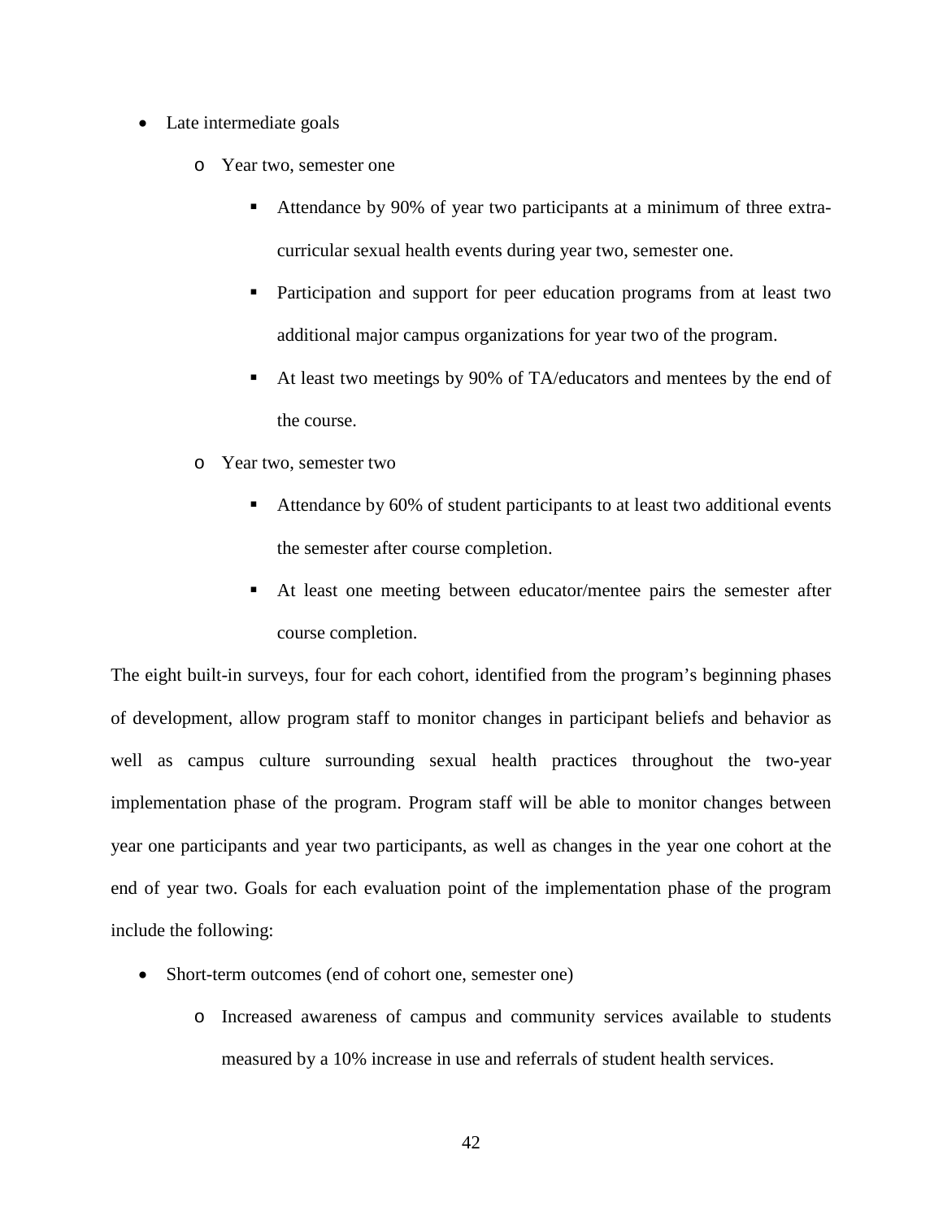- Late intermediate goals
  - Year two, semester one
    - Attendance by 90% of year two participants at a minimum of three extra-curricular sexual health events during year two, semester one.
    - Participation and support for peer education programs from at least two additional major campus organizations for year two of the program.
    - At least two meetings by 90% of TA/educators and mentees by the end of the course.
  - Year two, semester two
    - Attendance by 60% of student participants to at least two additional events the semester after course completion.
    - At least one meeting between educator/mentee pairs the semester after course completion.

The eight built-in surveys, four for each cohort, identified from the program's beginning phases of development, allow program staff to monitor changes in participant beliefs and behavior as well as campus culture surrounding sexual health practices throughout the two-year implementation phase of the program. Program staff will be able to monitor changes between year one participants and year two participants, as well as changes in the year one cohort at the end of year two. Goals for each evaluation point of the implementation phase of the program include the following:

- Short-term outcomes (end of cohort one, semester one)
  - Increased awareness of campus and community services available to students measured by a 10% increase in use and referrals of student health services.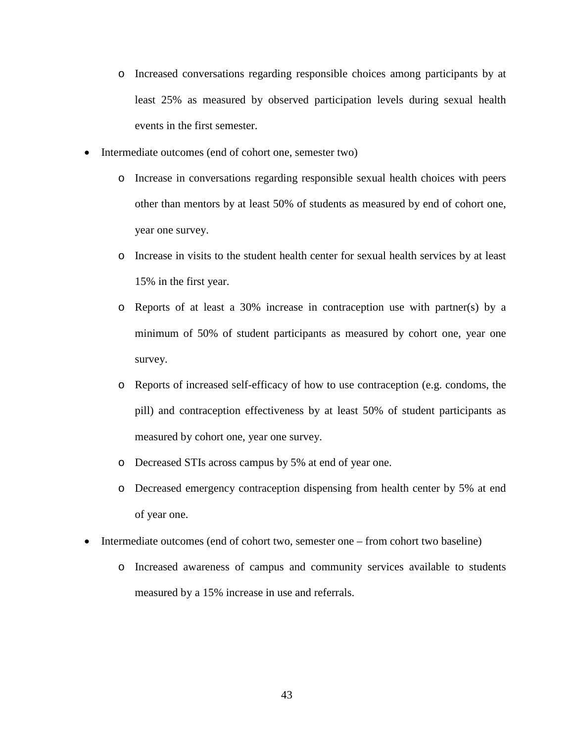- Increased conversations regarding responsible choices among participants by at least 25% as measured by observed participation levels during sexual health events in the first semester.

- Intermediate outcomes (end of cohort one, semester two)
  - Increase in conversations regarding responsible sexual health choices with peers other than mentors by at least 50% of students as measured by end of cohort one, year one survey.
  - Increase in visits to the student health center for sexual health services by at least 15% in the first year.
  - Reports of at least a 30% increase in contraception use with partner(s) by a minimum of 50% of student participants as measured by cohort one, year one survey.
  - Reports of increased self-efficacy of how to use contraception (e.g. condoms, the pill) and contraception effectiveness by at least 50% of student participants as measured by cohort one, year one survey.
  - Decreased STIs across campus by 5% at end of year one.
  - Decreased emergency contraception dispensing from health center by 5% at end of year one.

- Intermediate outcomes (end of cohort two, semester one – from cohort two baseline)
  - Increased awareness of campus and community services available to students measured by a 15% increase in use and referrals.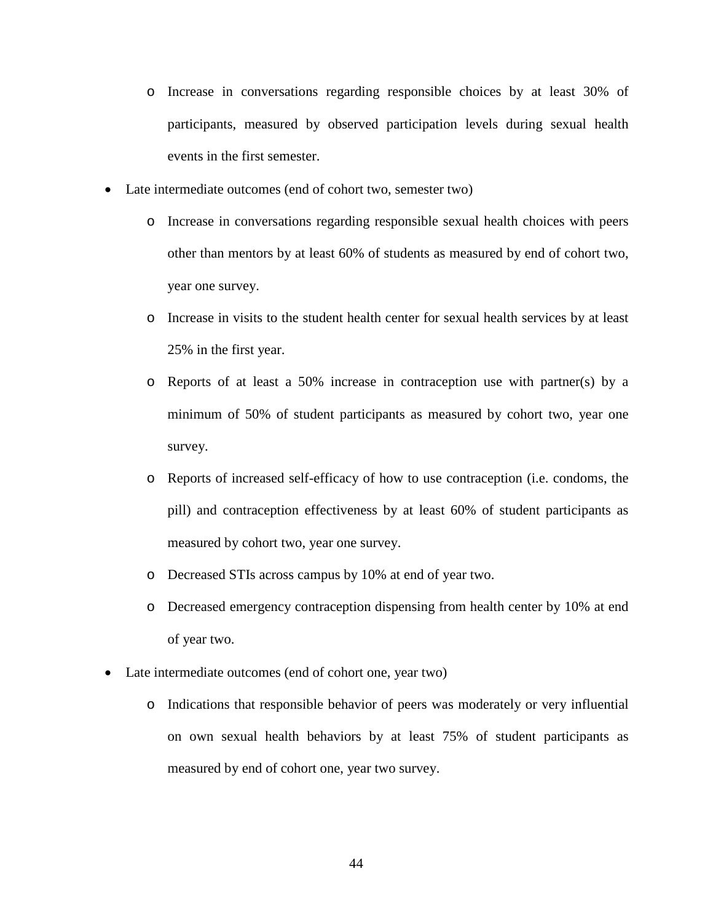- Increase in conversations regarding responsible choices by at least 30% of participants, measured by observed participation levels during sexual health events in the first semester.
- Late intermediate outcomes (end of cohort two, semester two)
  - Increase in conversations regarding responsible sexual health choices with peers other than mentors by at least 60% of students as measured by end of cohort two, year one survey.
  - Increase in visits to the student health center for sexual health services by at least 25% in the first year.
  - Reports of at least a 50% increase in contraception use with partner(s) by a minimum of 50% of student participants as measured by cohort two, year one survey.
  - Reports of increased self-efficacy of how to use contraception (i.e. condoms, the pill) and contraception effectiveness by at least 60% of student participants as measured by cohort two, year one survey.
  - Decreased STIs across campus by 10% at end of year two.
  - Decreased emergency contraception dispensing from health center by 10% at end of year two.
- Late intermediate outcomes (end of cohort one, year two)
  - Indications that responsible behavior of peers was moderately or very influential on own sexual health behaviors by at least 75% of student participants as measured by end of cohort one, year two survey.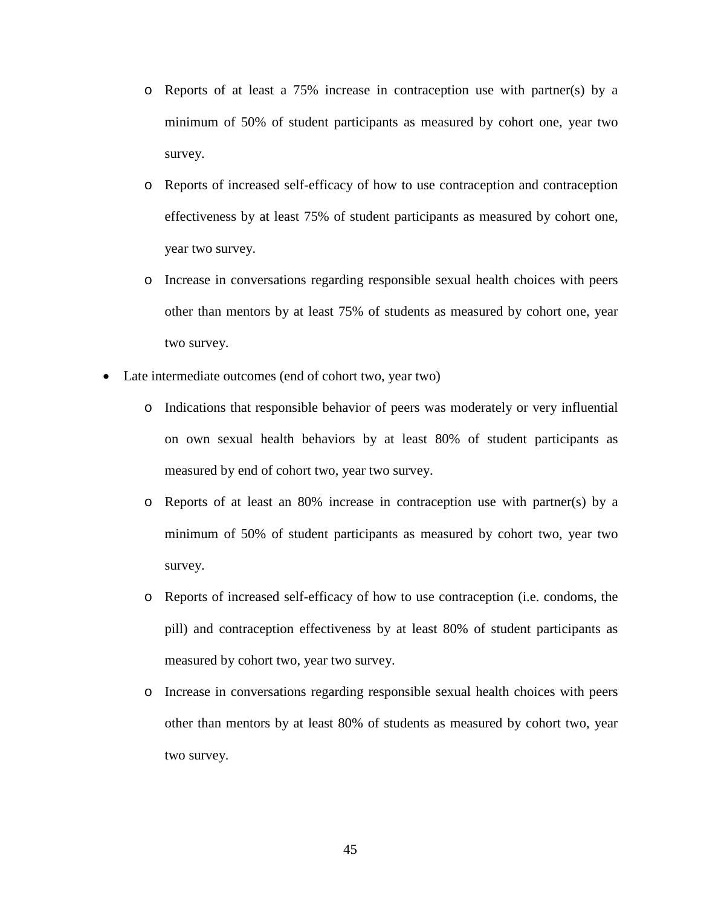- Reports of at least a 75% increase in contraception use with partner(s) by a minimum of 50% of student participants as measured by cohort one, year two survey.
  - Reports of increased self-efficacy of how to use contraception and contraception effectiveness by at least 75% of student participants as measured by cohort one, year two survey.
  - Increase in conversations regarding responsible sexual health choices with peers other than mentors by at least 75% of students as measured by cohort one, year two survey.
- Late intermediate outcomes (end of cohort two, year two)
  - Indications that responsible behavior of peers was moderately or very influential on own sexual health behaviors by at least 80% of student participants as measured by end of cohort two, year two survey.
  - Reports of at least an 80% increase in contraception use with partner(s) by a minimum of 50% of student participants as measured by cohort two, year two survey.
  - Reports of increased self-efficacy of how to use contraception (i.e. condoms, the pill) and contraception effectiveness by at least 80% of student participants as measured by cohort two, year two survey.
  - Increase in conversations regarding responsible sexual health choices with peers other than mentors by at least 80% of students as measured by cohort two, year two survey.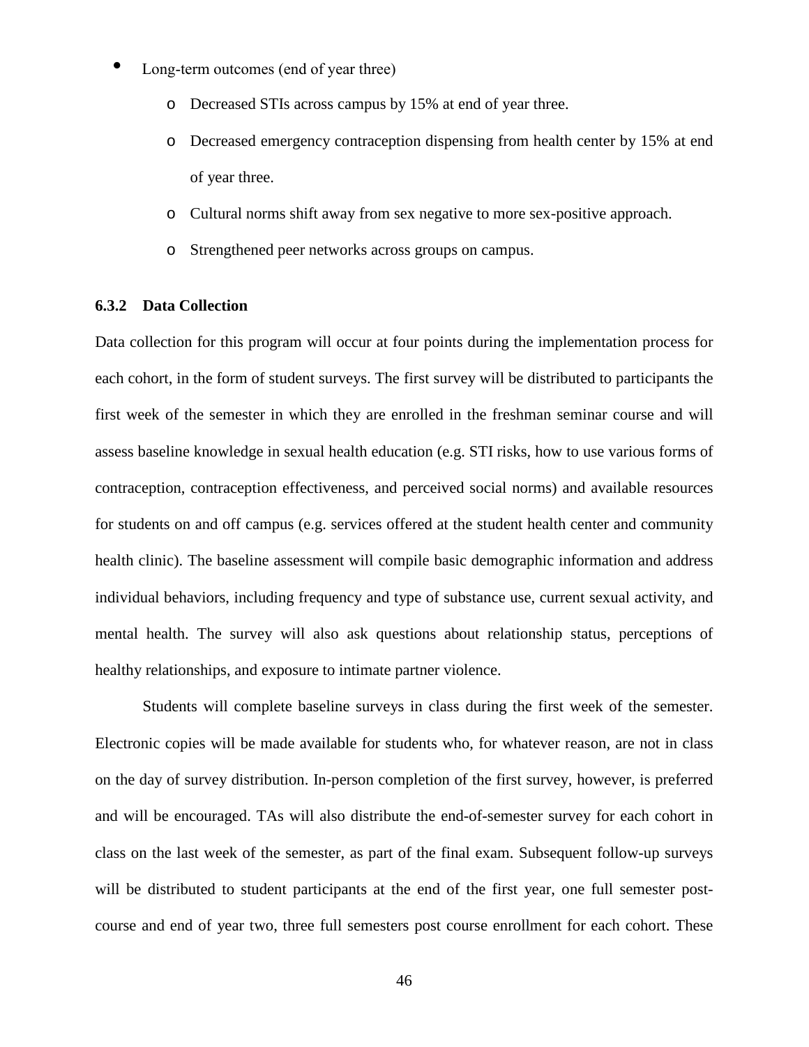- Long-term outcomes (end of year three)
    - Decreased STIs across campus by 15% at end of year three.
    - Decreased emergency contraception dispensing from health center by 15% at end of year three.
    - Cultural norms shift away from sex negative to more sex-positive approach.
    - Strengthened peer networks across groups on campus.

### 6.3.2 Data Collection

Data collection for this program will occur at four points during the implementation process for each cohort, in the form of student surveys. The first survey will be distributed to participants the first week of the semester in which they are enrolled in the freshman seminar course and will assess baseline knowledge in sexual health education (e.g. STI risks, how to use various forms of contraception, contraception effectiveness, and perceived social norms) and available resources for students on and off campus (e.g. services offered at the student health center and community health clinic). The baseline assessment will compile basic demographic information and address individual behaviors, including frequency and type of substance use, current sexual activity, and mental health. The survey will also ask questions about relationship status, perceptions of healthy relationships, and exposure to intimate partner violence.

Students will complete baseline surveys in class during the first week of the semester. Electronic copies will be made available for students who, for whatever reason, are not in class on the day of survey distribution. In-person completion of the first survey, however, is preferred and will be encouraged. TAs will also distribute the end-of-semester survey for each cohort in class on the last week of the semester, as part of the final exam. Subsequent follow-up surveys will be distributed to student participants at the end of the first year, one full semester post-course and end of year two, three full semesters post course enrollment for each cohort. These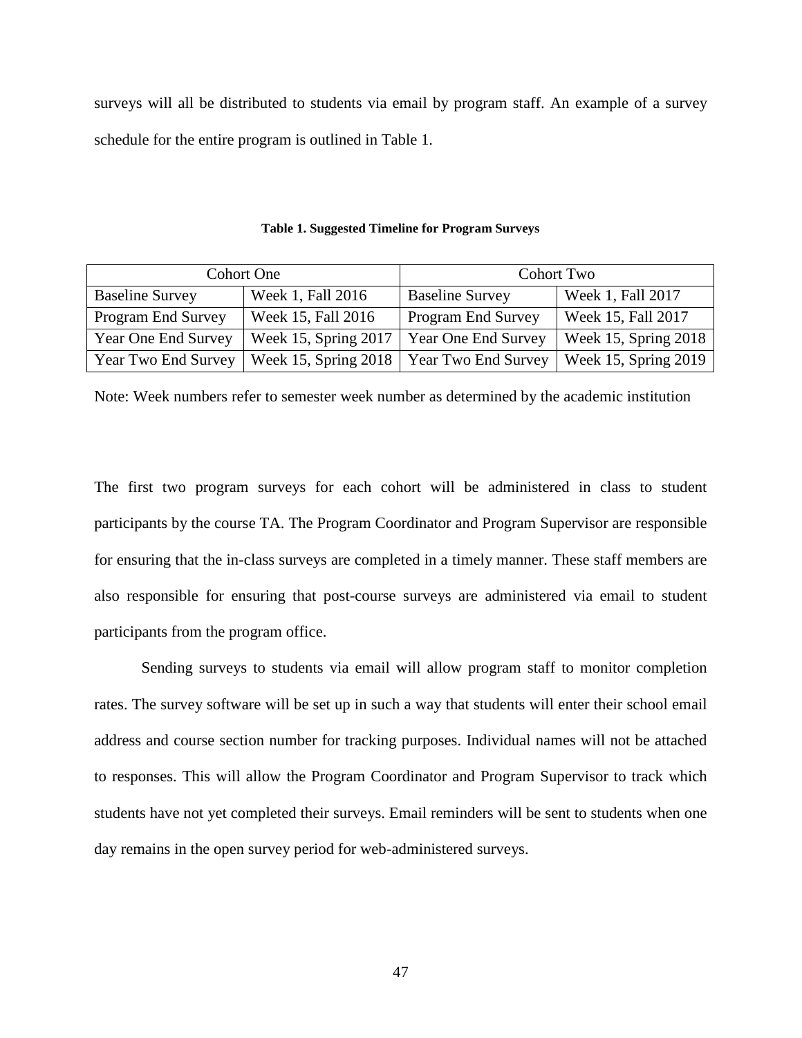surveys will all be distributed to students via email by program staff. An example of a survey schedule for the entire program is outlined in Table 1.

**Table 1. Suggested Timeline for Program Surveys**

| Cohort One | | Cohort Two | |
|---|---|---|---|
| Baseline Survey | Week 1, Fall 2016 | Baseline Survey | Week 1, Fall 2017 |
| Program End Survey | Week 15, Fall 2016 | Program End Survey | Week 15, Fall 2017 |
| Year One End Survey | Week 15, Spring 2017 | Year One End Survey | Week 15, Spring 2018 |
| Year Two End Survey | Week 15, Spring 2018 | Year Two End Survey | Week 15, Spring 2019 |

Note: Week numbers refer to semester week number as determined by the academic institution

The first two program surveys for each cohort will be administered in class to student participants by the course TA. The Program Coordinator and Program Supervisor are responsible for ensuring that the in-class surveys are completed in a timely manner. These staff members are also responsible for ensuring that post-course surveys are administered via email to student participants from the program office.

Sending surveys to students via email will allow program staff to monitor completion rates. The survey software will be set up in such a way that students will enter their school email address and course section number for tracking purposes. Individual names will not be attached to responses. This will allow the Program Coordinator and Program Supervisor to track which students have not yet completed their surveys. Email reminders will be sent to students when one day remains in the open survey period for web-administered surveys.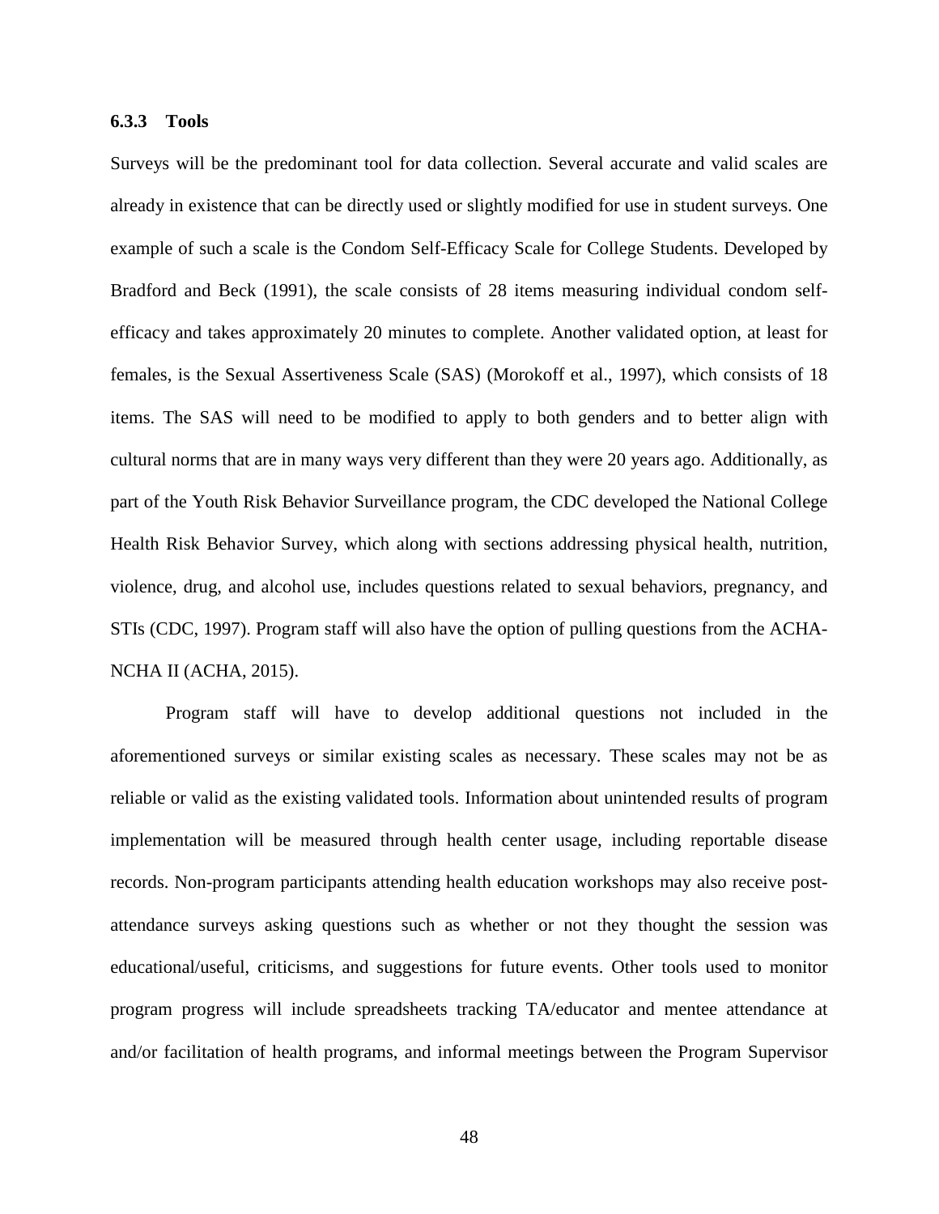### 6.3.3 Tools

Surveys will be the predominant tool for data collection. Several accurate and valid scales are already in existence that can be directly used or slightly modified for use in student surveys. One example of such a scale is the Condom Self-Efficacy Scale for College Students. Developed by Bradford and Beck (1991), the scale consists of 28 items measuring individual condom self-efficacy and takes approximately 20 minutes to complete. Another validated option, at least for females, is the Sexual Assertiveness Scale (SAS) (Morokoff et al., 1997), which consists of 18 items. The SAS will need to be modified to apply to both genders and to better align with cultural norms that are in many ways very different than they were 20 years ago. Additionally, as part of the Youth Risk Behavior Surveillance program, the CDC developed the National College Health Risk Behavior Survey, which along with sections addressing physical health, nutrition, violence, drug, and alcohol use, includes questions related to sexual behaviors, pregnancy, and STIs (CDC, 1997). Program staff will also have the option of pulling questions from the ACHA-NCHA II (ACHA, 2015).

Program staff will have to develop additional questions not included in the aforementioned surveys or similar existing scales as necessary. These scales may not be as reliable or valid as the existing validated tools. Information about unintended results of program implementation will be measured through health center usage, including reportable disease records. Non-program participants attending health education workshops may also receive post-attendance surveys asking questions such as whether or not they thought the session was educational/useful, criticisms, and suggestions for future events. Other tools used to monitor program progress will include spreadsheets tracking TA/educator and mentee attendance at and/or facilitation of health programs, and informal meetings between the Program Supervisor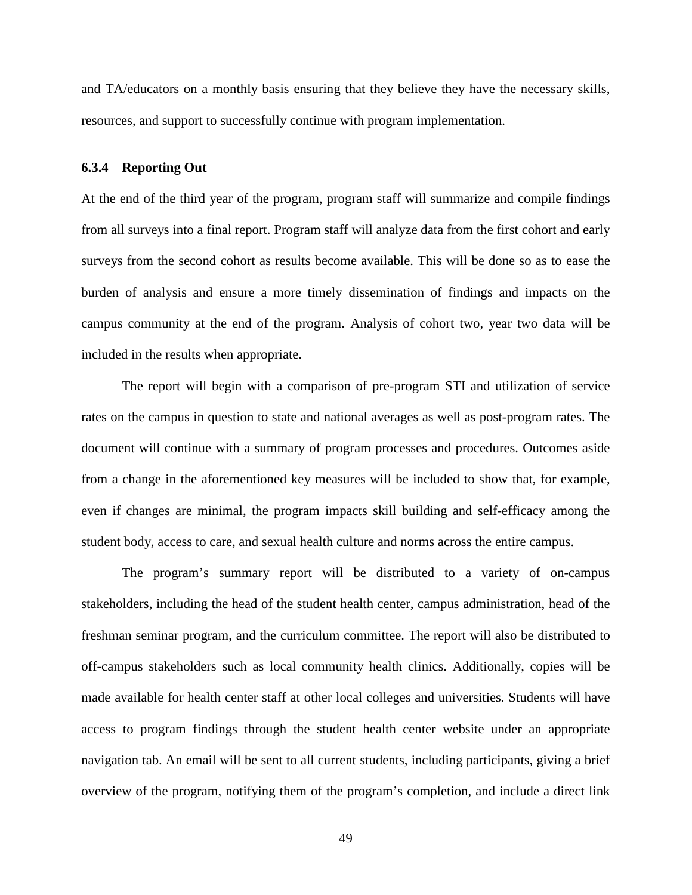and TA/educators on a monthly basis ensuring that they believe they have the necessary skills, resources, and support to successfully continue with program implementation.

### 6.3.4 Reporting Out

At the end of the third year of the program, program staff will summarize and compile findings from all surveys into a final report. Program staff will analyze data from the first cohort and early surveys from the second cohort as results become available. This will be done so as to ease the burden of analysis and ensure a more timely dissemination of findings and impacts on the campus community at the end of the program. Analysis of cohort two, year two data will be included in the results when appropriate.

The report will begin with a comparison of pre-program STI and utilization of service rates on the campus in question to state and national averages as well as post-program rates. The document will continue with a summary of program processes and procedures. Outcomes aside from a change in the aforementioned key measures will be included to show that, for example, even if changes are minimal, the program impacts skill building and self-efficacy among the student body, access to care, and sexual health culture and norms across the entire campus.

The program's summary report will be distributed to a variety of on-campus stakeholders, including the head of the student health center, campus administration, head of the freshman seminar program, and the curriculum committee. The report will also be distributed to off-campus stakeholders such as local community health clinics. Additionally, copies will be made available for health center staff at other local colleges and universities. Students will have access to program findings through the student health center website under an appropriate navigation tab. An email will be sent to all current students, including participants, giving a brief overview of the program, notifying them of the program's completion, and include a direct link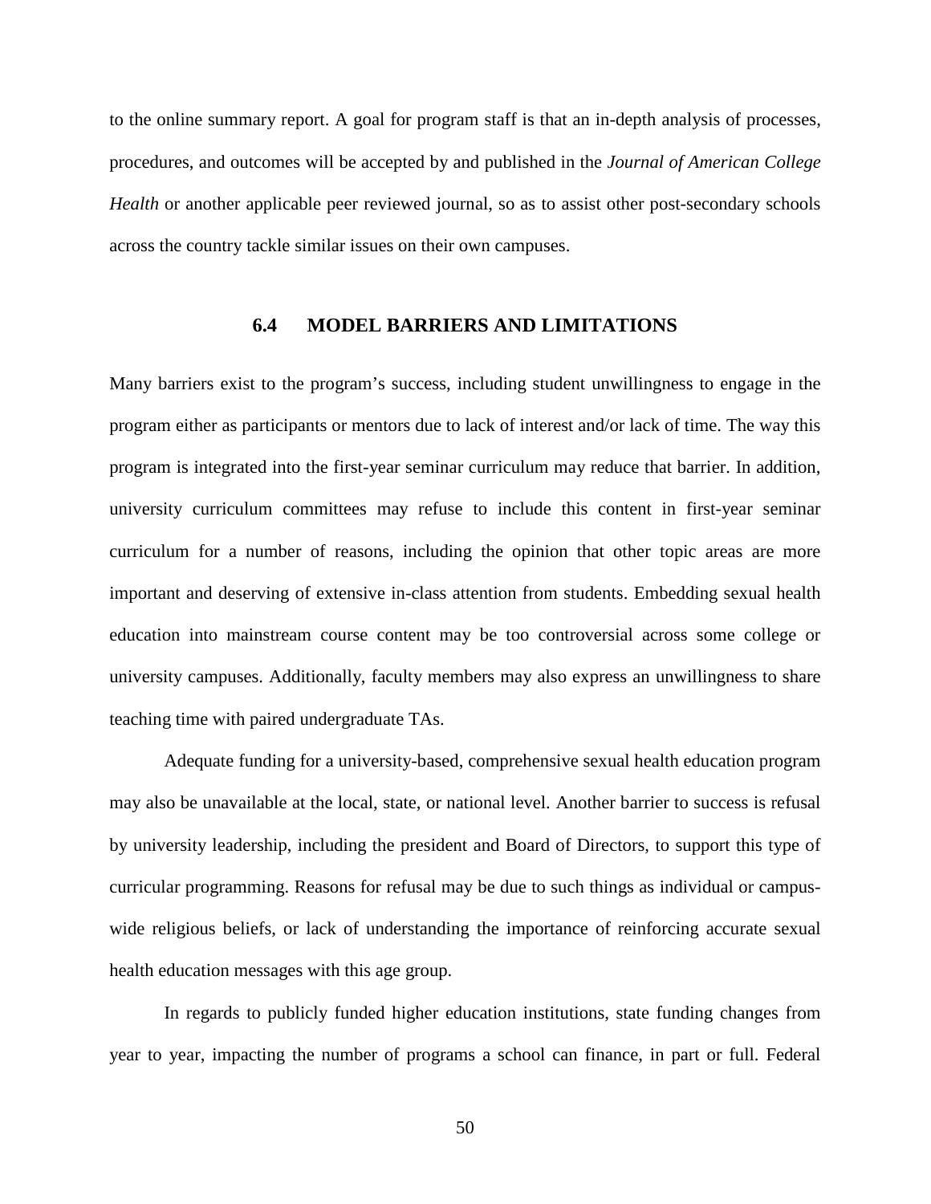to the online summary report. A goal for program staff is that an in-depth analysis of processes, procedures, and outcomes will be accepted by and published in the *Journal of American College Health* or another applicable peer reviewed journal, so as to assist other post-secondary schools across the country tackle similar issues on their own campuses.

## 6.4 MODEL BARRIERS AND LIMITATIONS

Many barriers exist to the program's success, including student unwillingness to engage in the program either as participants or mentors due to lack of interest and/or lack of time. The way this program is integrated into the first-year seminar curriculum may reduce that barrier. In addition, university curriculum committees may refuse to include this content in first-year seminar curriculum for a number of reasons, including the opinion that other topic areas are more important and deserving of extensive in-class attention from students. Embedding sexual health education into mainstream course content may be too controversial across some college or university campuses. Additionally, faculty members may also express an unwillingness to share teaching time with paired undergraduate TAs.

Adequate funding for a university-based, comprehensive sexual health education program may also be unavailable at the local, state, or national level. Another barrier to success is refusal by university leadership, including the president and Board of Directors, to support this type of curricular programming. Reasons for refusal may be due to such things as individual or campus-wide religious beliefs, or lack of understanding the importance of reinforcing accurate sexual health education messages with this age group.

In regards to publicly funded higher education institutions, state funding changes from year to year, impacting the number of programs a school can finance, in part or full. Federal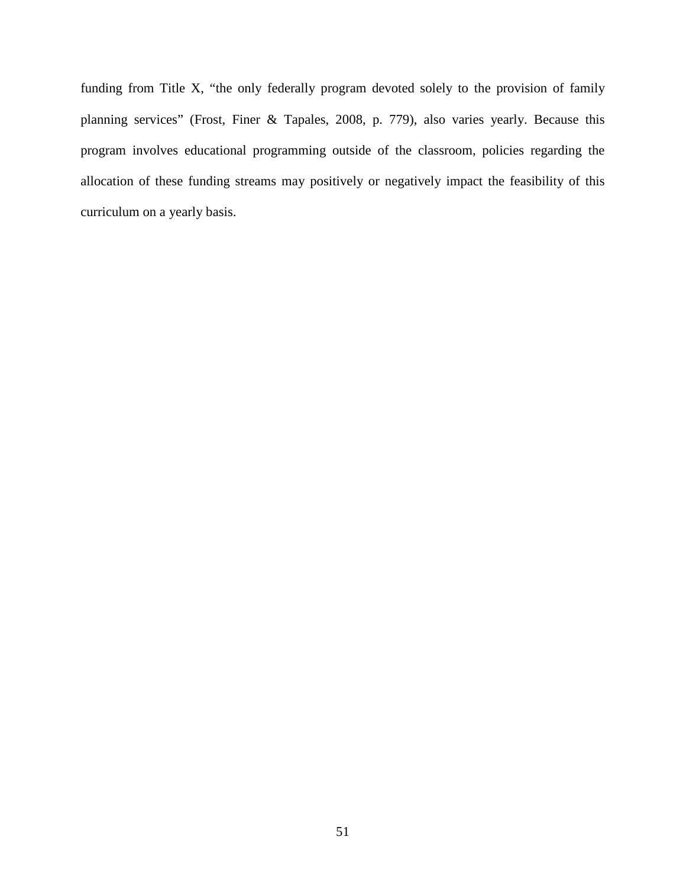funding from Title X, "the only federally program devoted solely to the provision of family planning services" (Frost, Finer & Tapales, 2008, p. 779), also varies yearly. Because this program involves educational programming outside of the classroom, policies regarding the allocation of these funding streams may positively or negatively impact the feasibility of this curriculum on a yearly basis.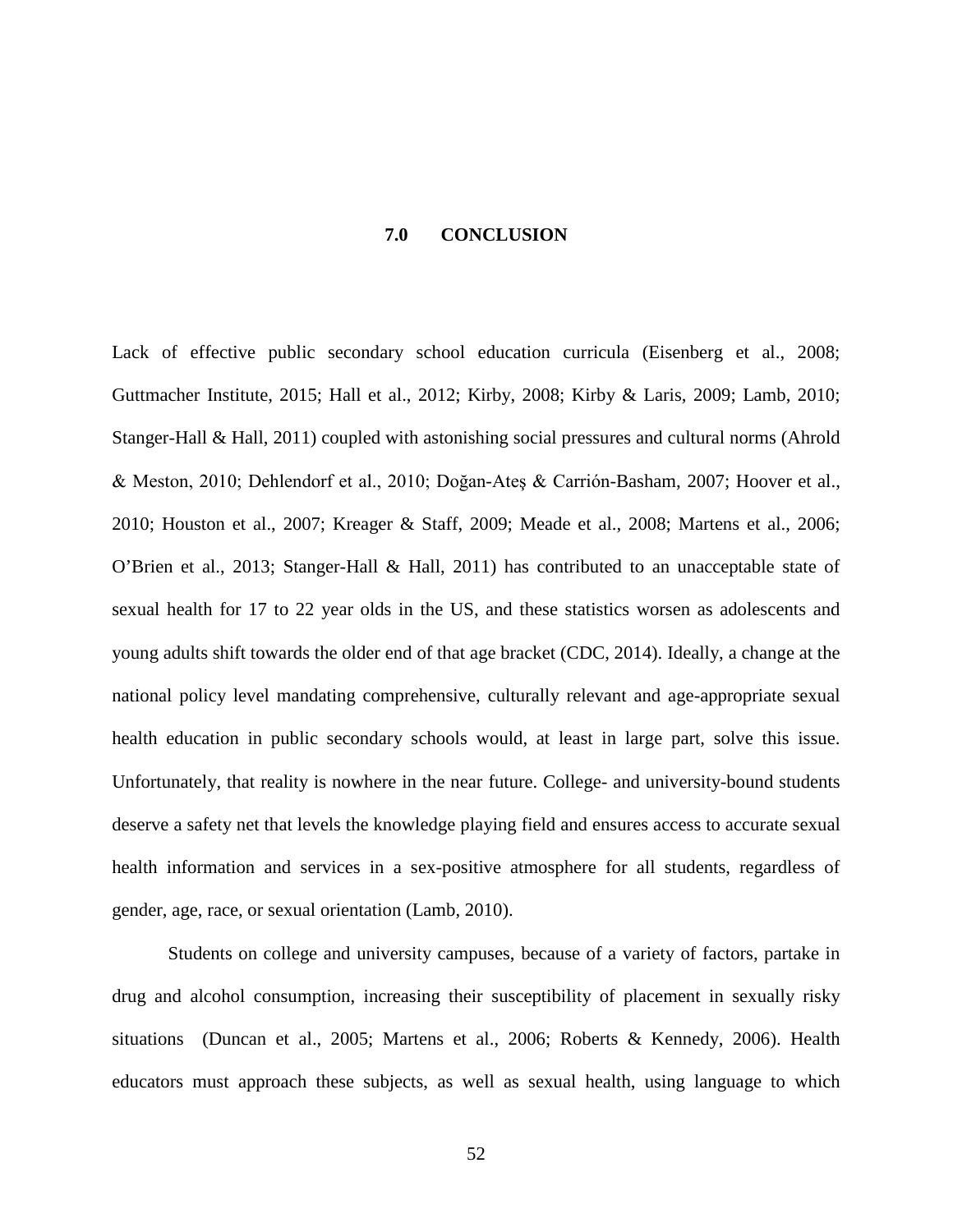# 7.0 CONCLUSION

Lack of effective public secondary school education curricula (Eisenberg et al., 2008; Guttmacher Institute, 2015; Hall et al., 2012; Kirby, 2008; Kirby & Laris, 2009; Lamb, 2010; Stanger-Hall & Hall, 2011) coupled with astonishing social pressures and cultural norms (Ahrold & Meston, 2010; Dehlendorf et al., 2010; Doğan-Ateş & Carrión-Basham, 2007; Hoover et al., 2010; Houston et al., 2007; Kreager & Staff, 2009; Meade et al., 2008; Martens et al., 2006; O'Brien et al., 2013; Stanger-Hall & Hall, 2011) has contributed to an unacceptable state of sexual health for 17 to 22 year olds in the US, and these statistics worsen as adolescents and young adults shift towards the older end of that age bracket (CDC, 2014). Ideally, a change at the national policy level mandating comprehensive, culturally relevant and age-appropriate sexual health education in public secondary schools would, at least in large part, solve this issue. Unfortunately, that reality is nowhere in the near future. College- and university-bound students deserve a safety net that levels the knowledge playing field and ensures access to accurate sexual health information and services in a sex-positive atmosphere for all students, regardless of gender, age, race, or sexual orientation (Lamb, 2010).

Students on college and university campuses, because of a variety of factors, partake in drug and alcohol consumption, increasing their susceptibility of placement in sexually risky situations (Duncan et al., 2005; Martens et al., 2006; Roberts & Kennedy, 2006). Health educators must approach these subjects, as well as sexual health, using language to which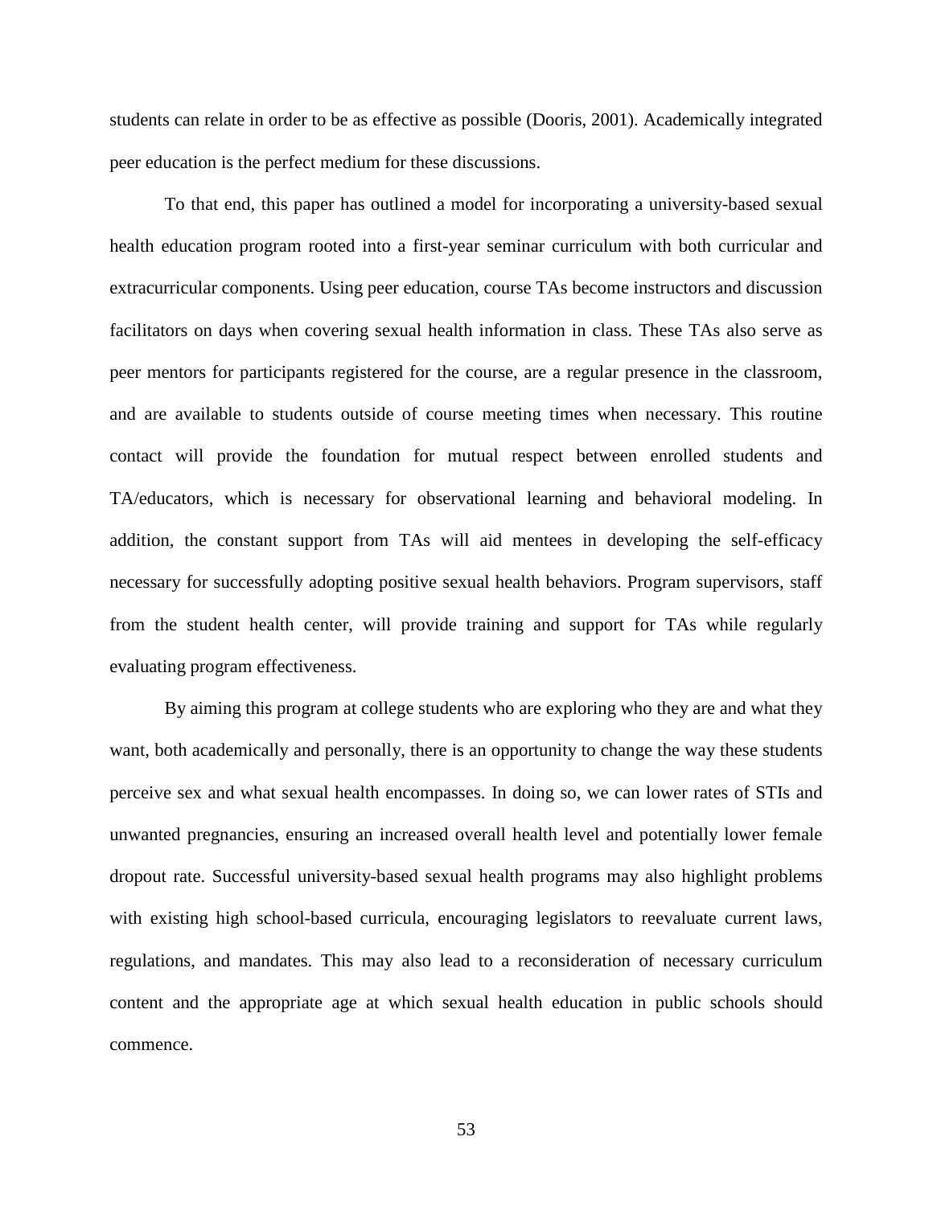students can relate in order to be as effective as possible (Dooris, 2001). Academically integrated peer education is the perfect medium for these discussions.

To that end, this paper has outlined a model for incorporating a university-based sexual health education program rooted into a first-year seminar curriculum with both curricular and extracurricular components. Using peer education, course TAs become instructors and discussion facilitators on days when covering sexual health information in class. These TAs also serve as peer mentors for participants registered for the course, are a regular presence in the classroom, and are available to students outside of course meeting times when necessary. This routine contact will provide the foundation for mutual respect between enrolled students and TA/educators, which is necessary for observational learning and behavioral modeling. In addition, the constant support from TAs will aid mentees in developing the self-efficacy necessary for successfully adopting positive sexual health behaviors. Program supervisors, staff from the student health center, will provide training and support for TAs while regularly evaluating program effectiveness.

By aiming this program at college students who are exploring who they are and what they want, both academically and personally, there is an opportunity to change the way these students perceive sex and what sexual health encompasses. In doing so, we can lower rates of STIs and unwanted pregnancies, ensuring an increased overall health level and potentially lower female dropout rate. Successful university-based sexual health programs may also highlight problems with existing high school-based curricula, encouraging legislators to reevaluate current laws, regulations, and mandates. This may also lead to a reconsideration of necessary curriculum content and the appropriate age at which sexual health education in public schools should commence.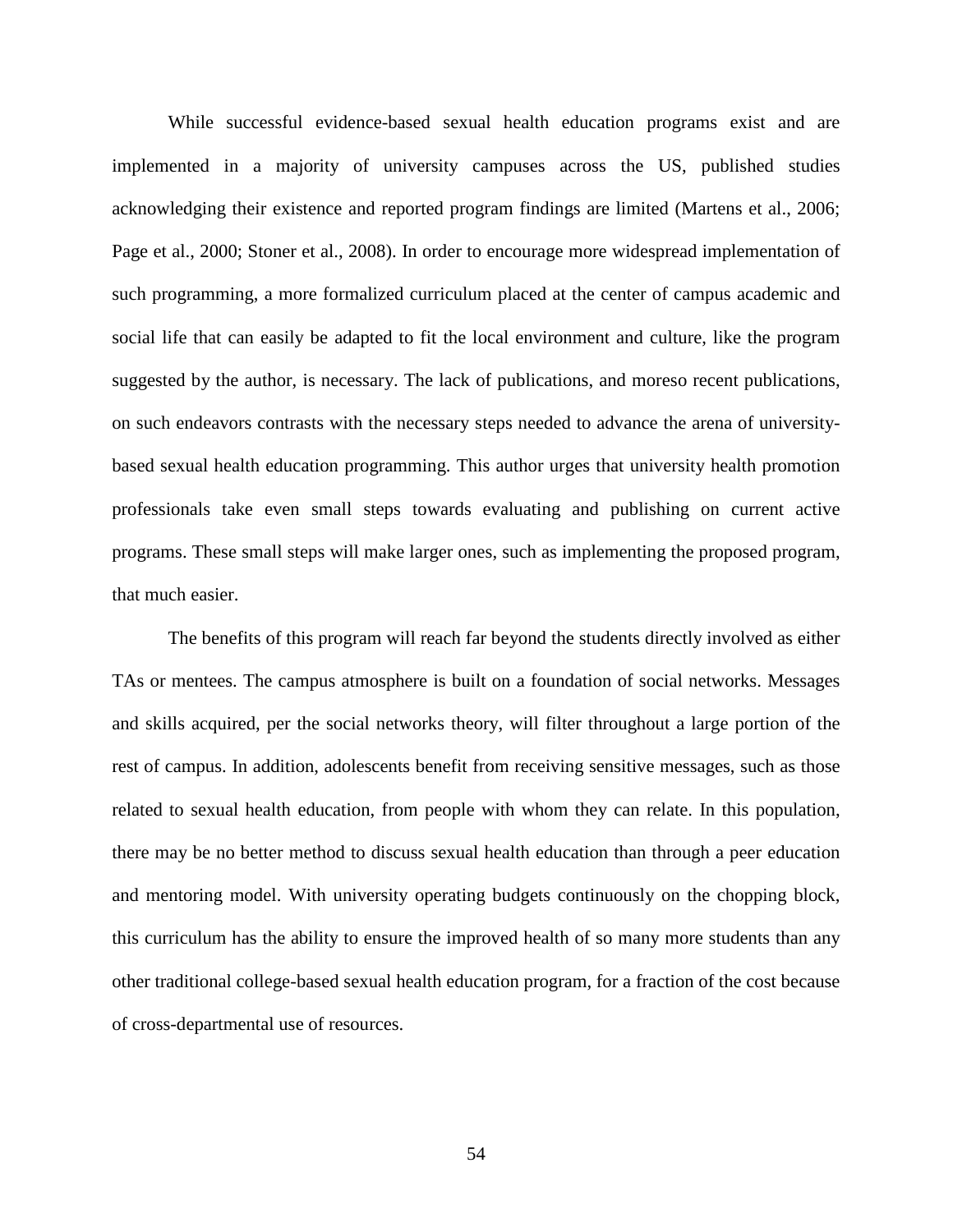While successful evidence-based sexual health education programs exist and are implemented in a majority of university campuses across the US, published studies acknowledging their existence and reported program findings are limited (Martens et al., 2006; Page et al., 2000; Stoner et al., 2008). In order to encourage more widespread implementation of such programming, a more formalized curriculum placed at the center of campus academic and social life that can easily be adapted to fit the local environment and culture, like the program suggested by the author, is necessary. The lack of publications, and moreso recent publications, on such endeavors contrasts with the necessary steps needed to advance the arena of university-based sexual health education programming. This author urges that university health promotion professionals take even small steps towards evaluating and publishing on current active programs. These small steps will make larger ones, such as implementing the proposed program, that much easier.

The benefits of this program will reach far beyond the students directly involved as either TAs or mentees. The campus atmosphere is built on a foundation of social networks. Messages and skills acquired, per the social networks theory, will filter throughout a large portion of the rest of campus. In addition, adolescents benefit from receiving sensitive messages, such as those related to sexual health education, from people with whom they can relate. In this population, there may be no better method to discuss sexual health education than through a peer education and mentoring model. With university operating budgets continuously on the chopping block, this curriculum has the ability to ensure the improved health of so many more students than any other traditional college-based sexual health education program, for a fraction of the cost because of cross-departmental use of resources.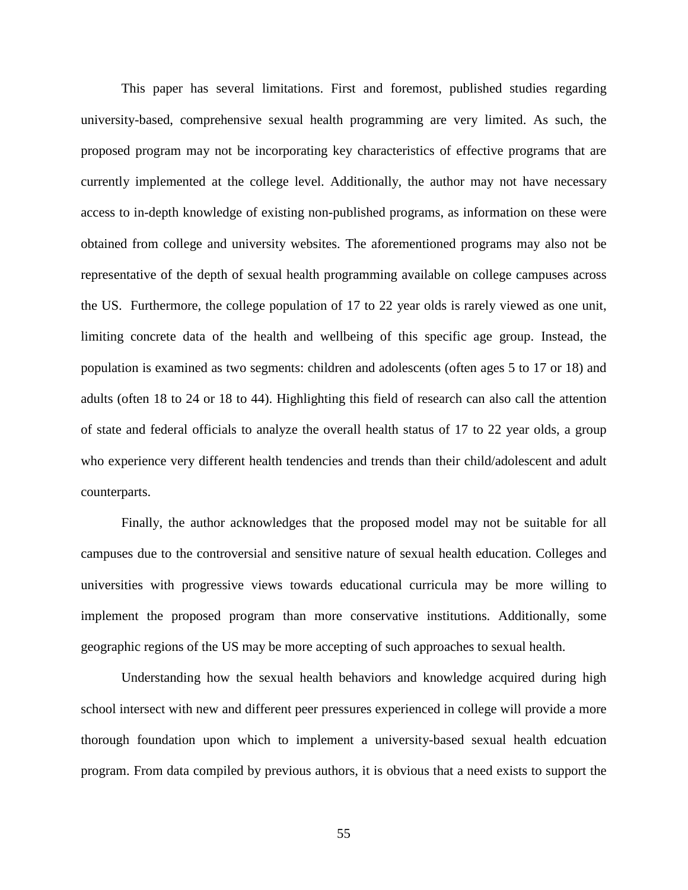This paper has several limitations. First and foremost, published studies regarding university-based, comprehensive sexual health programming are very limited. As such, the proposed program may not be incorporating key characteristics of effective programs that are currently implemented at the college level. Additionally, the author may not have necessary access to in-depth knowledge of existing non-published programs, as information on these were obtained from college and university websites. The aforementioned programs may also not be representative of the depth of sexual health programming available on college campuses across the US. Furthermore, the college population of 17 to 22 year olds is rarely viewed as one unit, limiting concrete data of the health and wellbeing of this specific age group. Instead, the population is examined as two segments: children and adolescents (often ages 5 to 17 or 18) and adults (often 18 to 24 or 18 to 44). Highlighting this field of research can also call the attention of state and federal officials to analyze the overall health status of 17 to 22 year olds, a group who experience very different health tendencies and trends than their child/adolescent and adult counterparts.

Finally, the author acknowledges that the proposed model may not be suitable for all campuses due to the controversial and sensitive nature of sexual health education. Colleges and universities with progressive views towards educational curricula may be more willing to implement the proposed program than more conservative institutions. Additionally, some geographic regions of the US may be more accepting of such approaches to sexual health.

Understanding how the sexual health behaviors and knowledge acquired during high school intersect with new and different peer pressures experienced in college will provide a more thorough foundation upon which to implement a university-based sexual health edcuation program. From data compiled by previous authors, it is obvious that a need exists to support the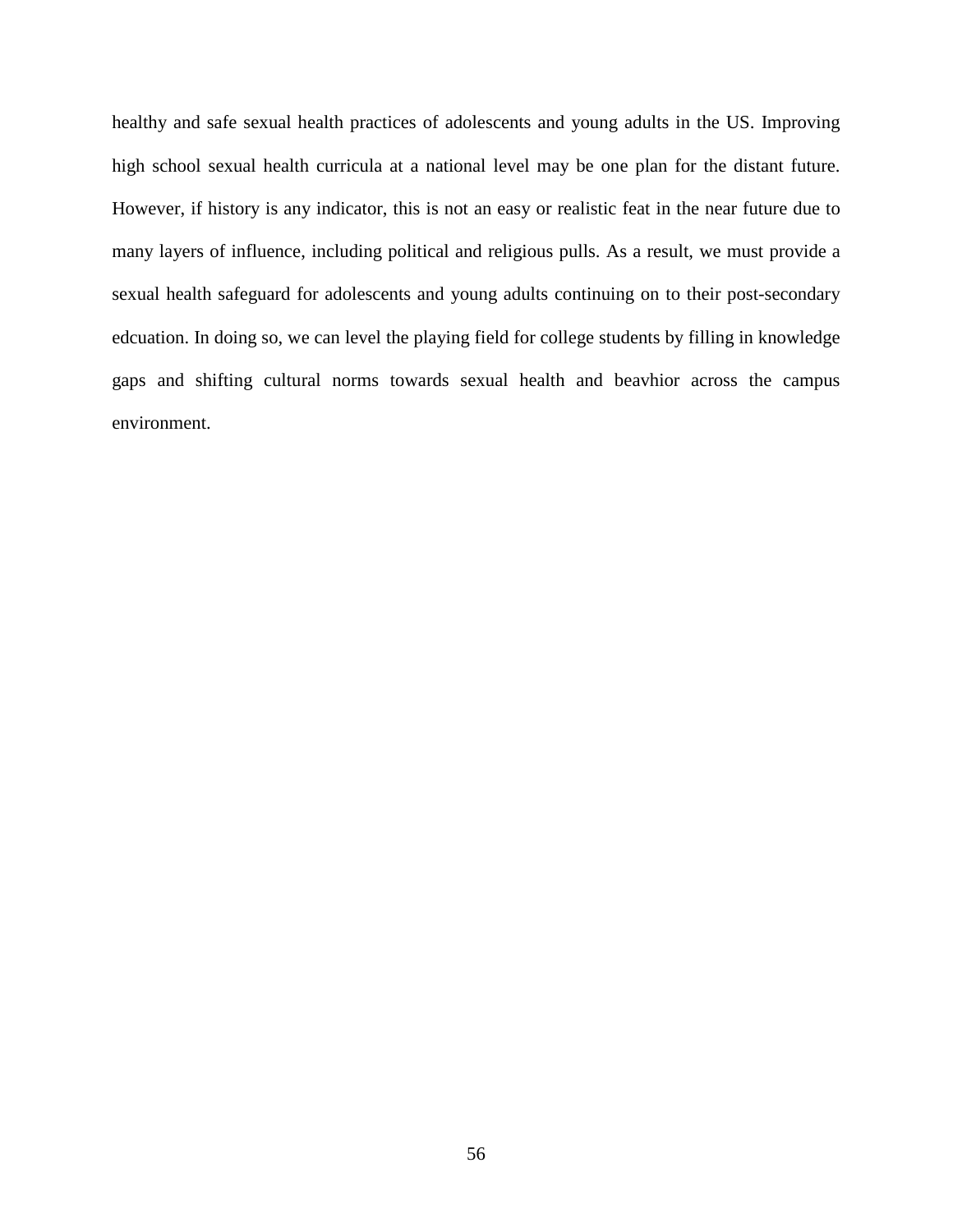healthy and safe sexual health practices of adolescents and young adults in the US. Improving high school sexual health curricula at a national level may be one plan for the distant future. However, if history is any indicator, this is not an easy or realistic feat in the near future due to many layers of influence, including political and religious pulls. As a result, we must provide a sexual health safeguard for adolescents and young adults continuing on to their post-secondary edcuation. In doing so, we can level the playing field for college students by filling in knowledge gaps and shifting cultural norms towards sexual health and beavhior across the campus environment.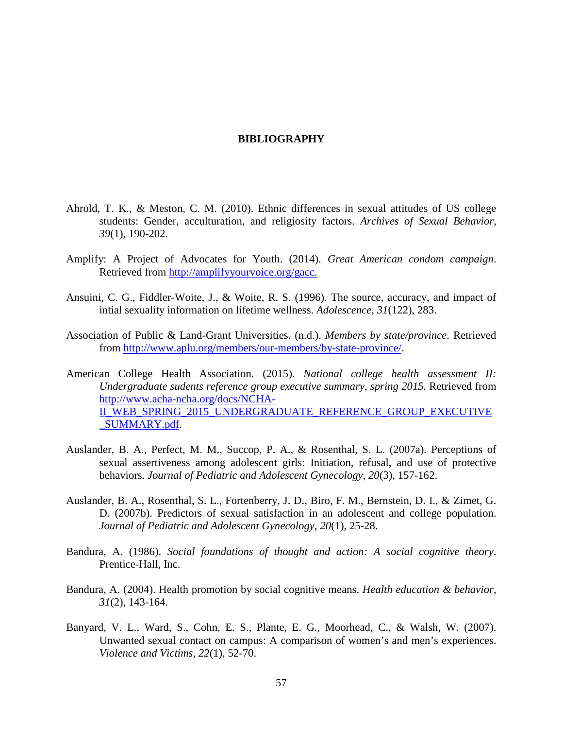# BIBLIOGRAPHY

Ahrold, T. K., & Meston, C. M. (2010). Ethnic differences in sexual attitudes of US college students: Gender, acculturation, and religiosity factors. *Archives of Sexual Behavior*, *39*(1), 190-202.

Amplify: A Project of Advocates for Youth. (2014). *Great American condom campaign*. Retrieved from http://amplifyyourvoice.org/gacc.

Ansuini, C. G., Fiddler-Woite, J., & Woite, R. S. (1996). The source, accuracy, and impact of intial sexuality information on lifetime wellness. *Adolescence*, *31*(122), 283.

Association of Public & Land-Grant Universities. (n.d.). *Members by state/province*. Retrieved from http://www.aplu.org/members/our-members/by-state-province/.

American College Health Association. (2015). *National college health assessment II: Undergraduate sudents reference group executive summary, spring 2015.* Retrieved from http://www.acha-ncha.org/docs/NCHA-II_WEB_SPRING_2015_UNDERGRADUATE_REFERENCE_GROUP_EXECUTIVE_SUMMARY.pdf.

Auslander, B. A., Perfect, M. M., Succop, P. A., & Rosenthal, S. L. (2007a). Perceptions of sexual assertiveness among adolescent girls: Initiation, refusal, and use of protective behaviors. *Journal of Pediatric and Adolescent Gynecology*, *20*(3), 157-162.

Auslander, B. A., Rosenthal, S. L., Fortenberry, J. D., Biro, F. M., Bernstein, D. I., & Zimet, G. D. (2007b). Predictors of sexual satisfaction in an adolescent and college population. *Journal of Pediatric and Adolescent Gynecology*, *20*(1), 25-28.

Bandura, A. (1986). *Social foundations of thought and action: A social cognitive theory*. Prentice-Hall, Inc.

Bandura, A. (2004). Health promotion by social cognitive means. *Health education & behavior*, *31*(2), 143-164.

Banyard, V. L., Ward, S., Cohn, E. S., Plante, E. G., Moorhead, C., & Walsh, W. (2007). Unwanted sexual contact on campus: A comparison of women's and men's experiences. *Violence and Victims*, *22*(1), 52-70.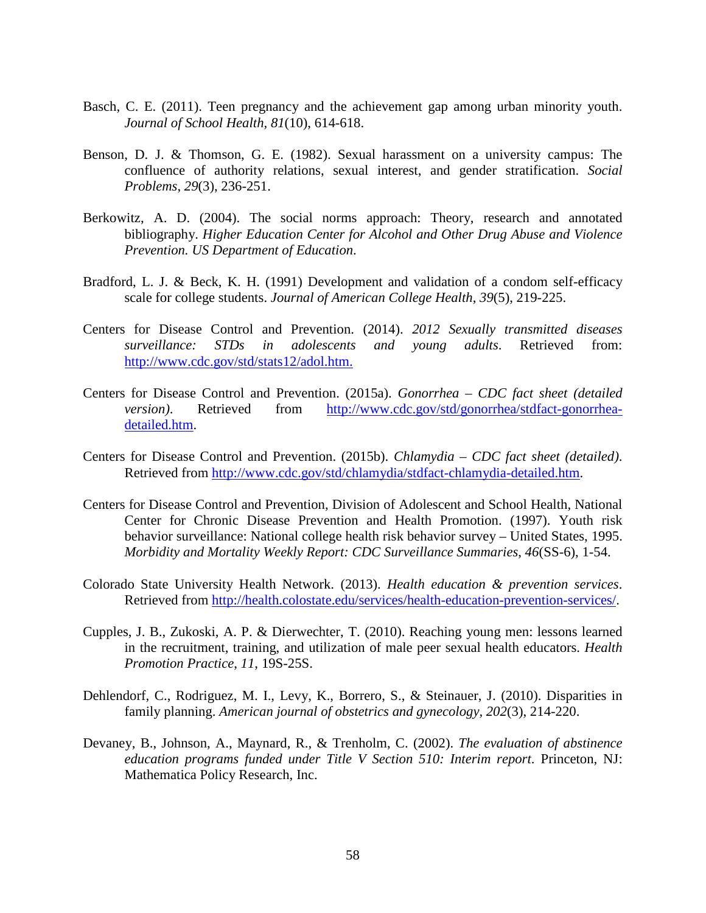Basch, C. E. (2011). Teen pregnancy and the achievement gap among urban minority youth. *Journal of School Health, 81*(10), 614-618.

Benson, D. J. & Thomson, G. E. (1982). Sexual harassment on a university campus: The confluence of authority relations, sexual interest, and gender stratification. *Social Problems*, *29*(3), 236-251.

Berkowitz, A. D. (2004). The social norms approach: Theory, research and annotated bibliography. *Higher Education Center for Alcohol and Other Drug Abuse and Violence Prevention. US Department of Education*.

Bradford, L. J. & Beck, K. H. (1991) Development and validation of a condom self-efficacy scale for college students. *Journal of American College Health*, *39*(5), 219-225.

Centers for Disease Control and Prevention. (2014). *2012 Sexually transmitted diseases surveillance: STDs in adolescents and young adults*. Retrieved from: http://www.cdc.gov/std/stats12/adol.htm.

Centers for Disease Control and Prevention. (2015a). *Gonorrhea – CDC fact sheet (detailed version)*. Retrieved from http://www.cdc.gov/std/gonorrhea/stdfact-gonorrhea-detailed.htm.

Centers for Disease Control and Prevention. (2015b). *Chlamydia – CDC fact sheet (detailed)*. Retrieved from http://www.cdc.gov/std/chlamydia/stdfact-chlamydia-detailed.htm.

Centers for Disease Control and Prevention, Division of Adolescent and School Health, National Center for Chronic Disease Prevention and Health Promotion. (1997). Youth risk behavior surveillance: National college health risk behavior survey – United States, 1995. *Morbidity and Mortality Weekly Report: CDC Surveillance Summaries*, *46*(SS-6), 1-54.

Colorado State University Health Network. (2013). *Health education & prevention services*. Retrieved from http://health.colostate.edu/services/health-education-prevention-services/.

Cupples, J. B., Zukoski, A. P. & Dierwechter, T. (2010). Reaching young men: lessons learned in the recruitment, training, and utilization of male peer sexual health educators. *Health Promotion Practice*, *11*, 19S-25S.

Dehlendorf, C., Rodriguez, M. I., Levy, K., Borrero, S., & Steinauer, J. (2010). Disparities in family planning. *American journal of obstetrics and gynecology*, *202*(3), 214-220.

Devaney, B., Johnson, A., Maynard, R., & Trenholm, C. (2002). *The evaluation of abstinence education programs funded under Title V Section 510: Interim report*. Princeton, NJ: Mathematica Policy Research, Inc.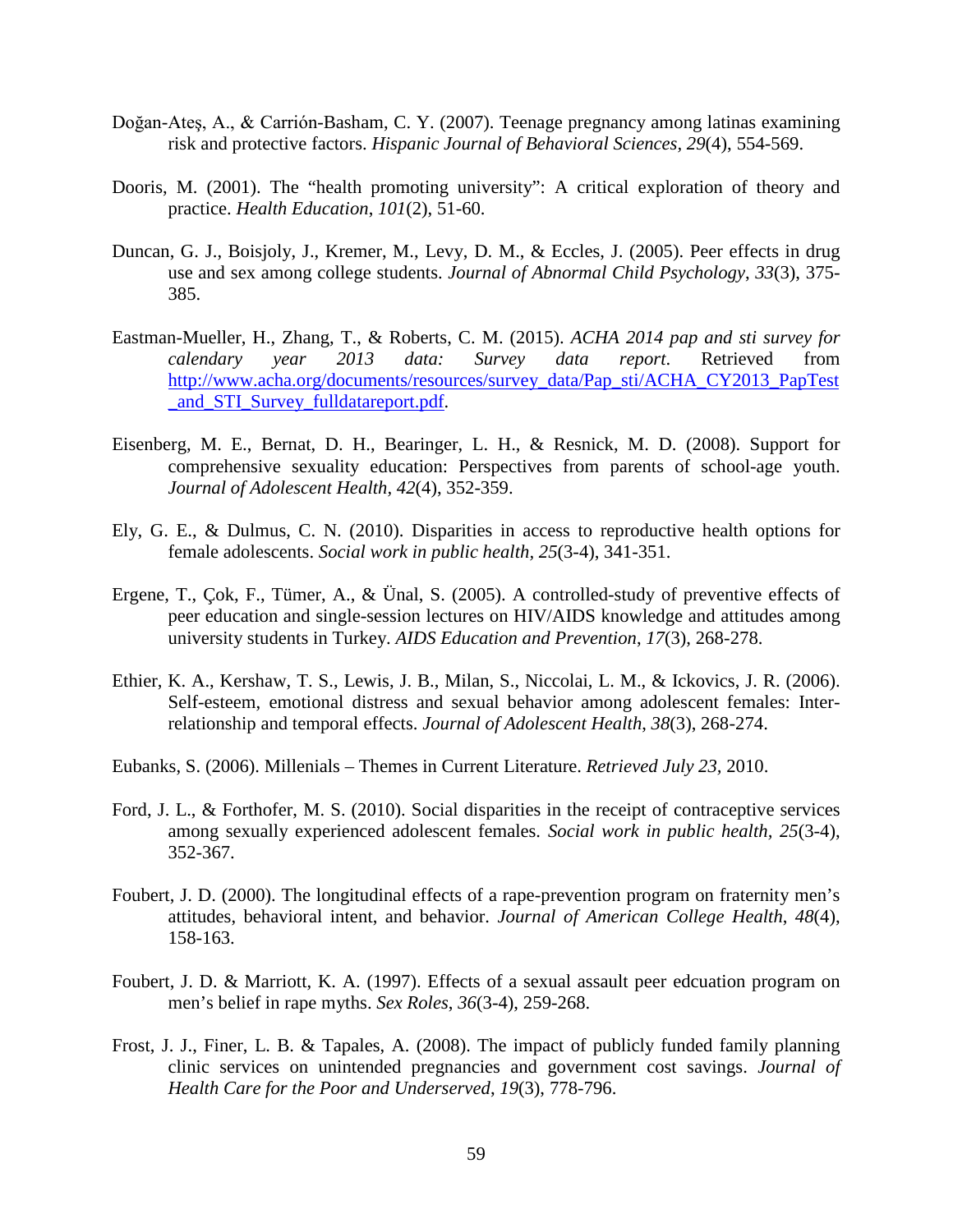Doğan-Ateş, A., & Carrión-Basham, C. Y. (2007). Teenage pregnancy among latinas examining risk and protective factors. *Hispanic Journal of Behavioral Sciences*, *29*(4), 554-569.

Dooris, M. (2001). The "health promoting university": A critical exploration of theory and practice. *Health Education*, *101*(2), 51-60.

Duncan, G. J., Boisjoly, J., Kremer, M., Levy, D. M., & Eccles, J. (2005). Peer effects in drug use and sex among college students. *Journal of Abnormal Child Psychology*, *33*(3), 375-385.

Eastman-Mueller, H., Zhang, T., & Roberts, C. M. (2015). *ACHA 2014 pap and sti survey for calendary year 2013 data: Survey data report*. Retrieved from http://www.acha.org/documents/resources/survey_data/Pap_sti/ACHA_CY2013_PapTest_and_STI_Survey_fulldatareport.pdf.

Eisenberg, M. E., Bernat, D. H., Bearinger, L. H., & Resnick, M. D. (2008). Support for comprehensive sexuality education: Perspectives from parents of school-age youth. *Journal of Adolescent Health*, *42*(4), 352-359.

Ely, G. E., & Dulmus, C. N. (2010). Disparities in access to reproductive health options for female adolescents. *Social work in public health*, *25*(3-4), 341-351.

Ergene, T., Çok, F., Tümer, A., & Ünal, S. (2005). A controlled-study of preventive effects of peer education and single-session lectures on HIV/AIDS knowledge and attitudes among university students in Turkey. *AIDS Education and Prevention*, *17*(3), 268-278.

Ethier, K. A., Kershaw, T. S., Lewis, J. B., Milan, S., Niccolai, L. M., & Ickovics, J. R. (2006). Self-esteem, emotional distress and sexual behavior among adolescent females: Inter-relationship and temporal effects. *Journal of Adolescent Health*, *38*(3), 268-274.

Eubanks, S. (2006). Millenials – Themes in Current Literature. *Retrieved July 23,* 2010.

Ford, J. L., & Forthofer, M. S. (2010). Social disparities in the receipt of contraceptive services among sexually experienced adolescent females. *Social work in public health*, *25*(3-4), 352-367.

Foubert, J. D. (2000). The longitudinal effects of a rape-prevention program on fraternity men's attitudes, behavioral intent, and behavior. *Journal of American College Health*, *48*(4), 158-163.

Foubert, J. D. & Marriott, K. A. (1997). Effects of a sexual assault peer edcuation program on men's belief in rape myths. *Sex Roles*, *36*(3-4), 259-268.

Frost, J. J., Finer, L. B. & Tapales, A. (2008). The impact of publicly funded family planning clinic services on unintended pregnancies and government cost savings. *Journal of Health Care for the Poor and Underserved*, *19*(3), 778-796.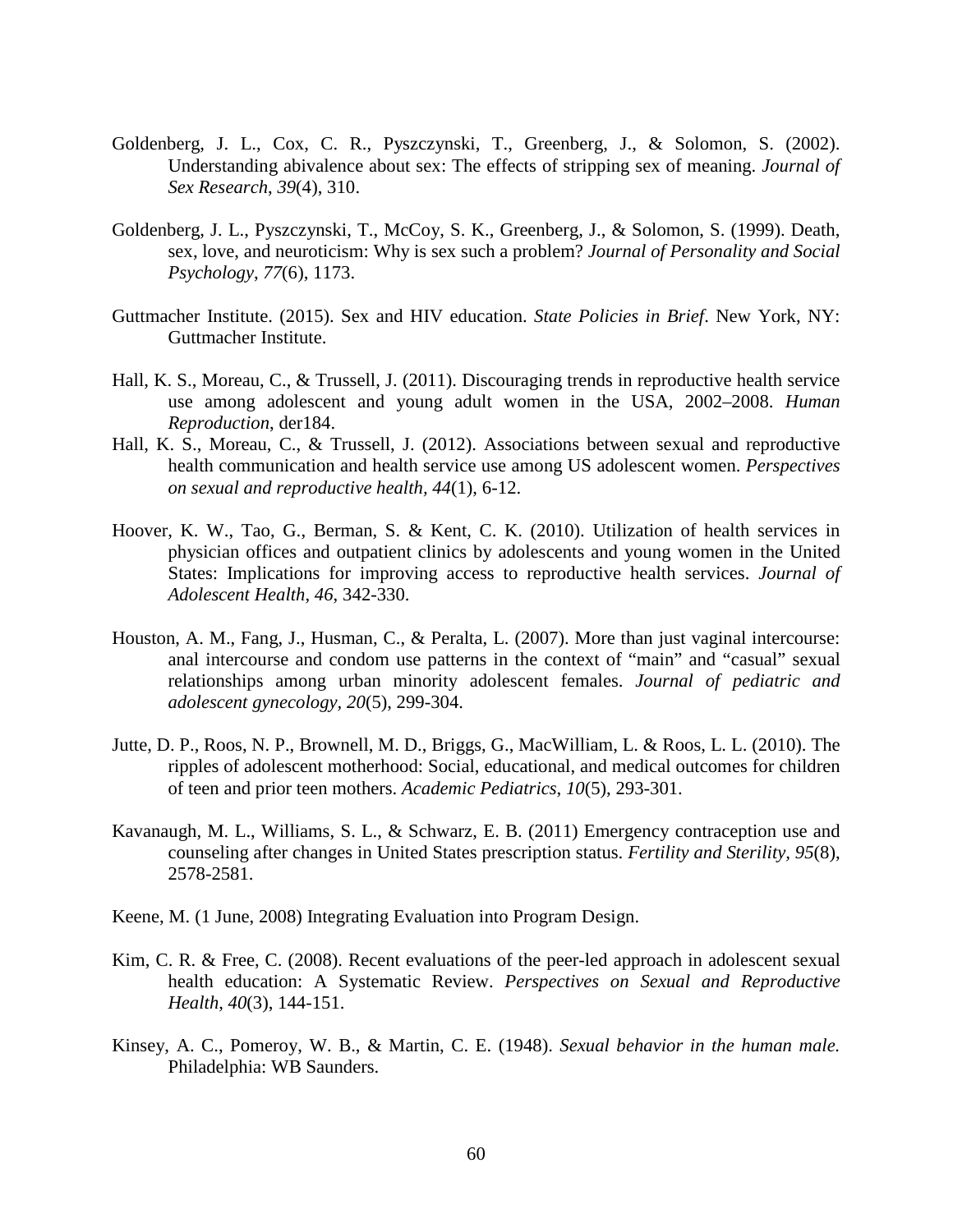Goldenberg, J. L., Cox, C. R., Pyszczynski, T., Greenberg, J., & Solomon, S. (2002). Understanding abivalence about sex: The effects of stripping sex of meaning. *Journal of Sex Research*, *39*(4), 310.

Goldenberg, J. L., Pyszczynski, T., McCoy, S. K., Greenberg, J., & Solomon, S. (1999). Death, sex, love, and neuroticism: Why is sex such a problem? *Journal of Personality and Social Psychology*, *77*(6), 1173.

Guttmacher Institute. (2015). Sex and HIV education. *State Policies in Brief*. New York, NY: Guttmacher Institute.

Hall, K. S., Moreau, C., & Trussell, J. (2011). Discouraging trends in reproductive health service use among adolescent and young adult women in the USA, 2002–2008. *Human Reproduction*, der184.

Hall, K. S., Moreau, C., & Trussell, J. (2012). Associations between sexual and reproductive health communication and health service use among US adolescent women. *Perspectives on sexual and reproductive health*, *44*(1), 6-12.

Hoover, K. W., Tao, G., Berman, S. & Kent, C. K. (2010). Utilization of health services in physician offices and outpatient clinics by adolescents and young women in the United States: Implications for improving access to reproductive health services. *Journal of Adolescent Health*, *46*, 342-330.

Houston, A. M., Fang, J., Husman, C., & Peralta, L. (2007). More than just vaginal intercourse: anal intercourse and condom use patterns in the context of "main" and "casual" sexual relationships among urban minority adolescent females. *Journal of pediatric and adolescent gynecology*, *20*(5), 299-304.

Jutte, D. P., Roos, N. P., Brownell, M. D., Briggs, G., MacWilliam, L. & Roos, L. L. (2010). The ripples of adolescent motherhood: Social, educational, and medical outcomes for children of teen and prior teen mothers. *Academic Pediatrics*, *10*(5), 293-301.

Kavanaugh, M. L., Williams, S. L., & Schwarz, E. B. (2011) Emergency contraception use and counseling after changes in United States prescription status. *Fertility and Sterility, 95*(8), 2578-2581.

Keene, M. (1 June, 2008) Integrating Evaluation into Program Design.

Kim, C. R. & Free, C. (2008). Recent evaluations of the peer-led approach in adolescent sexual health education: A Systematic Review. *Perspectives on Sexual and Reproductive Health*, *40*(3), 144-151.

Kinsey, A. C., Pomeroy, W. B., & Martin, C. E. (1948). *Sexual behavior in the human male.* Philadelphia: WB Saunders.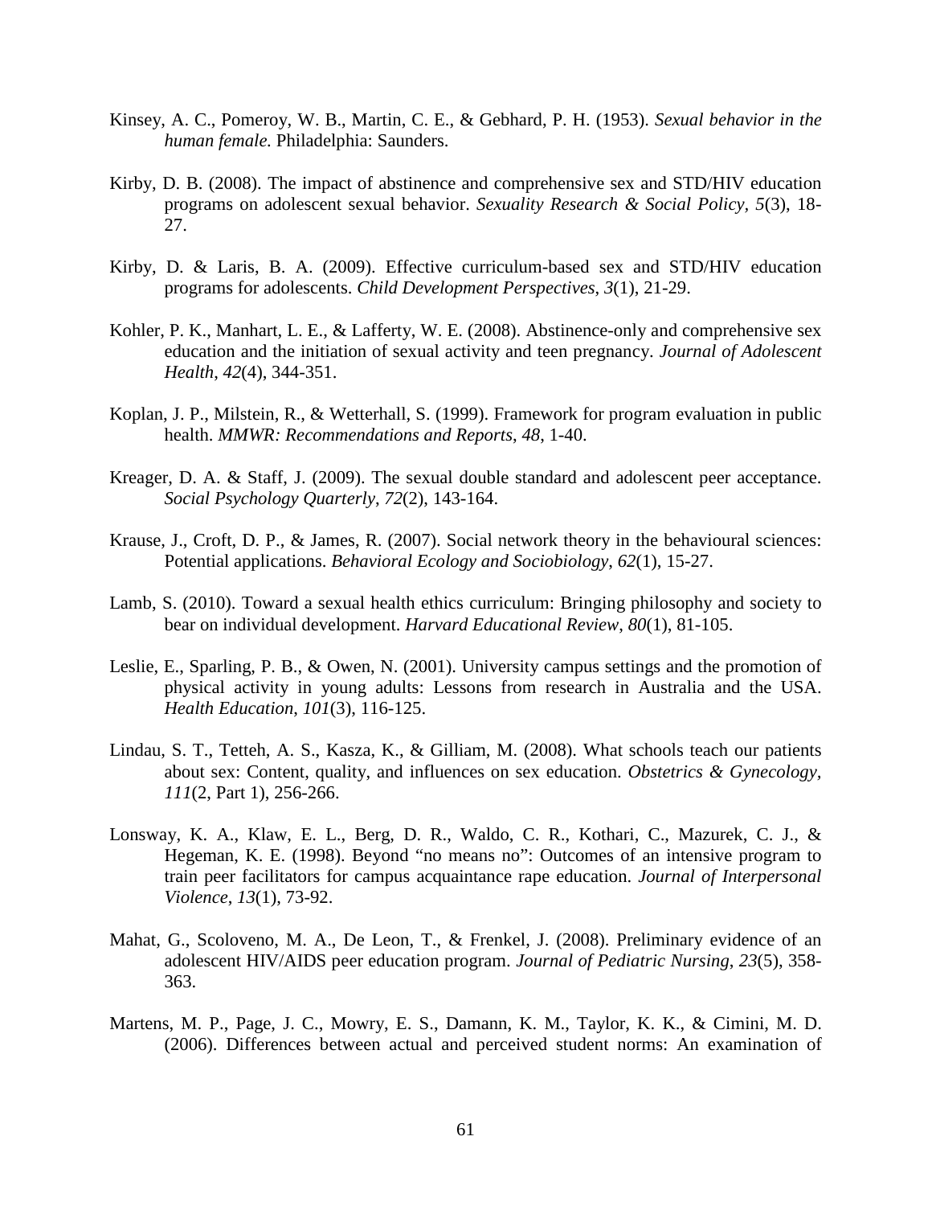Kinsey, A. C., Pomeroy, W. B., Martin, C. E., & Gebhard, P. H. (1953). *Sexual behavior in the human female.* Philadelphia: Saunders.

Kirby, D. B. (2008). The impact of abstinence and comprehensive sex and STD/HIV education programs on adolescent sexual behavior. *Sexuality Research & Social Policy*, *5*(3), 18-27.

Kirby, D. & Laris, B. A. (2009). Effective curriculum-based sex and STD/HIV education programs for adolescents. *Child Development Perspectives*, *3*(1), 21-29.

Kohler, P. K., Manhart, L. E., & Lafferty, W. E. (2008). Abstinence-only and comprehensive sex education and the initiation of sexual activity and teen pregnancy. *Journal of Adolescent Health*, *42*(4), 344-351.

Koplan, J. P., Milstein, R., & Wetterhall, S. (1999). Framework for program evaluation in public health. *MMWR: Recommendations and Reports*, *48*, 1-40.

Kreager, D. A. & Staff, J. (2009). The sexual double standard and adolescent peer acceptance. *Social Psychology Quarterly*, *72*(2), 143-164.

Krause, J., Croft, D. P., & James, R. (2007). Social network theory in the behavioural sciences: Potential applications. *Behavioral Ecology and Sociobiology*, *62*(1), 15-27.

Lamb, S. (2010). Toward a sexual health ethics curriculum: Bringing philosophy and society to bear on individual development. *Harvard Educational Review*, *80*(1), 81-105.

Leslie, E., Sparling, P. B., & Owen, N. (2001). University campus settings and the promotion of physical activity in young adults: Lessons from research in Australia and the USA. *Health Education*, *101*(3), 116-125.

Lindau, S. T., Tetteh, A. S., Kasza, K., & Gilliam, M. (2008). What schools teach our patients about sex: Content, quality, and influences on sex education. *Obstetrics & Gynecology*, *111*(2, Part 1), 256-266.

Lonsway, K. A., Klaw, E. L., Berg, D. R., Waldo, C. R., Kothari, C., Mazurek, C. J., & Hegeman, K. E. (1998). Beyond "no means no": Outcomes of an intensive program to train peer facilitators for campus acquaintance rape education. *Journal of Interpersonal Violence*, *13*(1), 73-92.

Mahat, G., Scoloveno, M. A., De Leon, T., & Frenkel, J. (2008). Preliminary evidence of an adolescent HIV/AIDS peer education program. *Journal of Pediatric Nursing*, *23*(5), 358-363.

Martens, M. P., Page, J. C., Mowry, E. S., Damann, K. M., Taylor, K. K., & Cimini, M. D. (2006). Differences between actual and perceived student norms: An examination of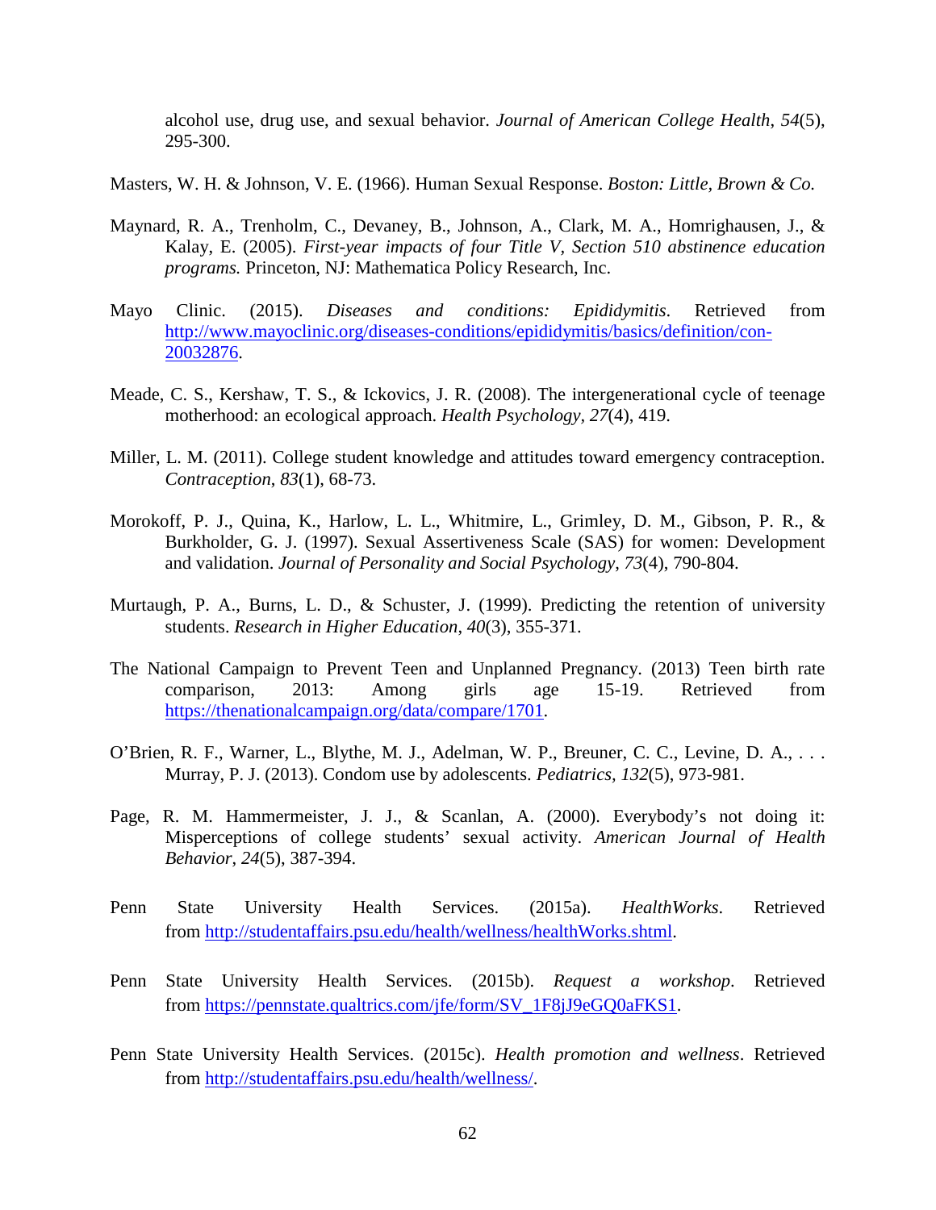alcohol use, drug use, and sexual behavior. *Journal of American College Health*, *54*(5), 295-300.

Masters, W. H. & Johnson, V. E. (1966). Human Sexual Response. *Boston: Little, Brown & Co.*

Maynard, R. A., Trenholm, C., Devaney, B., Johnson, A., Clark, M. A., Homrighausen, J., & Kalay, E. (2005). *First-year impacts of four Title V, Section 510 abstinence education programs.* Princeton, NJ: Mathematica Policy Research, Inc.

Mayo Clinic. (2015). *Diseases and conditions: Epididymitis*. Retrieved from http://www.mayoclinic.org/diseases-conditions/epididymitis/basics/definition/con-20032876.

Meade, C. S., Kershaw, T. S., & Ickovics, J. R. (2008). The intergenerational cycle of teenage motherhood: an ecological approach. *Health Psychology, 27*(4), 419.

Miller, L. M. (2011). College student knowledge and attitudes toward emergency contraception. *Contraception*, *83*(1), 68-73.

Morokoff, P. J., Quina, K., Harlow, L. L., Whitmire, L., Grimley, D. M., Gibson, P. R., & Burkholder, G. J. (1997). Sexual Assertiveness Scale (SAS) for women: Development and validation. *Journal of Personality and Social Psychology*, *73*(4), 790-804.

Murtaugh, P. A., Burns, L. D., & Schuster, J. (1999). Predicting the retention of university students. *Research in Higher Education*, *40*(3), 355-371.

The National Campaign to Prevent Teen and Unplanned Pregnancy. (2013) Teen birth rate comparison, 2013: Among girls age 15-19. Retrieved from https://thenationalcampaign.org/data/compare/1701.

O'Brien, R. F., Warner, L., Blythe, M. J., Adelman, W. P., Breuner, C. C., Levine, D. A., . . . Murray, P. J. (2013). Condom use by adolescents. *Pediatrics*, *132*(5), 973-981.

Page, R. M. Hammermeister, J. J., & Scanlan, A. (2000). Everybody's not doing it: Misperceptions of college students' sexual activity. *American Journal of Health Behavior*, *24*(5), 387-394.

Penn State University Health Services. (2015a). *HealthWorks*. Retrieved from http://studentaffairs.psu.edu/health/wellness/healthWorks.shtml.

Penn State University Health Services. (2015b). *Request a workshop*. Retrieved from https://pennstate.qualtrics.com/jfe/form/SV_1F8jJ9eGQ0aFKS1.

Penn State University Health Services. (2015c). *Health promotion and wellness*. Retrieved from http://studentaffairs.psu.edu/health/wellness/.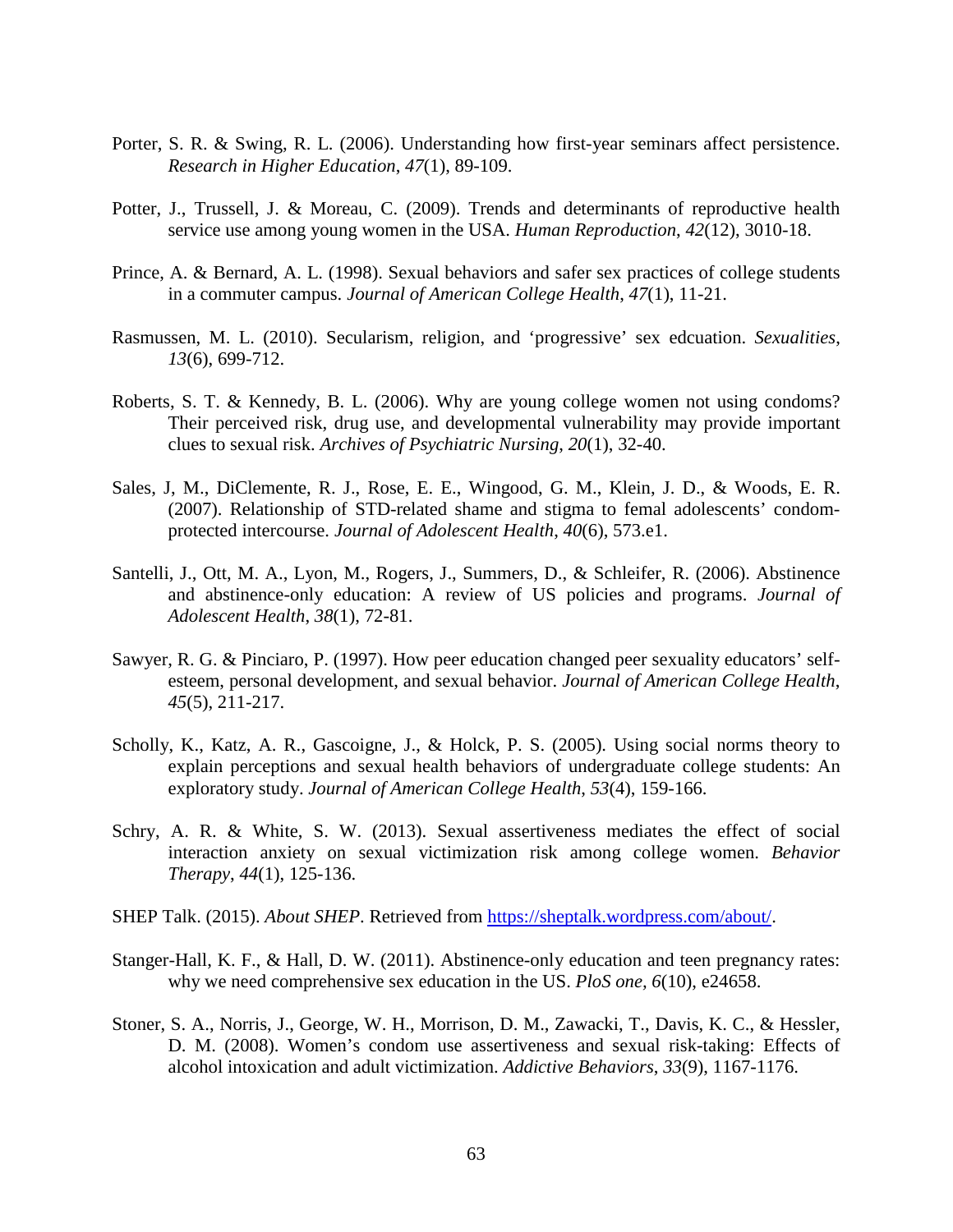Porter, S. R. & Swing, R. L. (2006). Understanding how first-year seminars affect persistence. *Research in Higher Education*, *47*(1), 89-109.

Potter, J., Trussell, J. & Moreau, C. (2009). Trends and determinants of reproductive health service use among young women in the USA. *Human Reproduction*, *42*(12), 3010-18.

Prince, A. & Bernard, A. L. (1998). Sexual behaviors and safer sex practices of college students in a commuter campus. *Journal of American College Health*, *47*(1), 11-21.

Rasmussen, M. L. (2010). Secularism, religion, and 'progressive' sex edcuation. *Sexualities*, *13*(6), 699-712.

Roberts, S. T. & Kennedy, B. L. (2006). Why are young college women not using condoms? Their perceived risk, drug use, and developmental vulnerability may provide important clues to sexual risk. *Archives of Psychiatric Nursing*, *20*(1), 32-40.

Sales, J, M., DiClemente, R. J., Rose, E. E., Wingood, G. M., Klein, J. D., & Woods, E. R. (2007). Relationship of STD-related shame and stigma to femal adolescents' condom-protected intercourse. *Journal of Adolescent Health*, *40*(6), 573.e1.

Santelli, J., Ott, M. A., Lyon, M., Rogers, J., Summers, D., & Schleifer, R. (2006). Abstinence and abstinence-only education: A review of US policies and programs. *Journal of Adolescent Health*, *38*(1), 72-81.

Sawyer, R. G. & Pinciaro, P. (1997). How peer education changed peer sexuality educators' self-esteem, personal development, and sexual behavior. *Journal of American College Health*, *45*(5), 211-217.

Scholly, K., Katz, A. R., Gascoigne, J., & Holck, P. S. (2005). Using social norms theory to explain perceptions and sexual health behaviors of undergraduate college students: An exploratory study. *Journal of American College Health*, *53*(4), 159-166.

Schry, A. R. & White, S. W. (2013). Sexual assertiveness mediates the effect of social interaction anxiety on sexual victimization risk among college women. *Behavior Therapy*, *44*(1), 125-136.

SHEP Talk. (2015). *About SHEP*. Retrieved from https://sheptalk.wordpress.com/about/.

Stanger-Hall, K. F., & Hall, D. W. (2011). Abstinence-only education and teen pregnancy rates: why we need comprehensive sex education in the US. *PloS one*, *6*(10), e24658.

Stoner, S. A., Norris, J., George, W. H., Morrison, D. M., Zawacki, T., Davis, K. C., & Hessler, D. M. (2008). Women's condom use assertiveness and sexual risk-taking: Effects of alcohol intoxication and adult victimization. *Addictive Behaviors*, *33*(9), 1167-1176.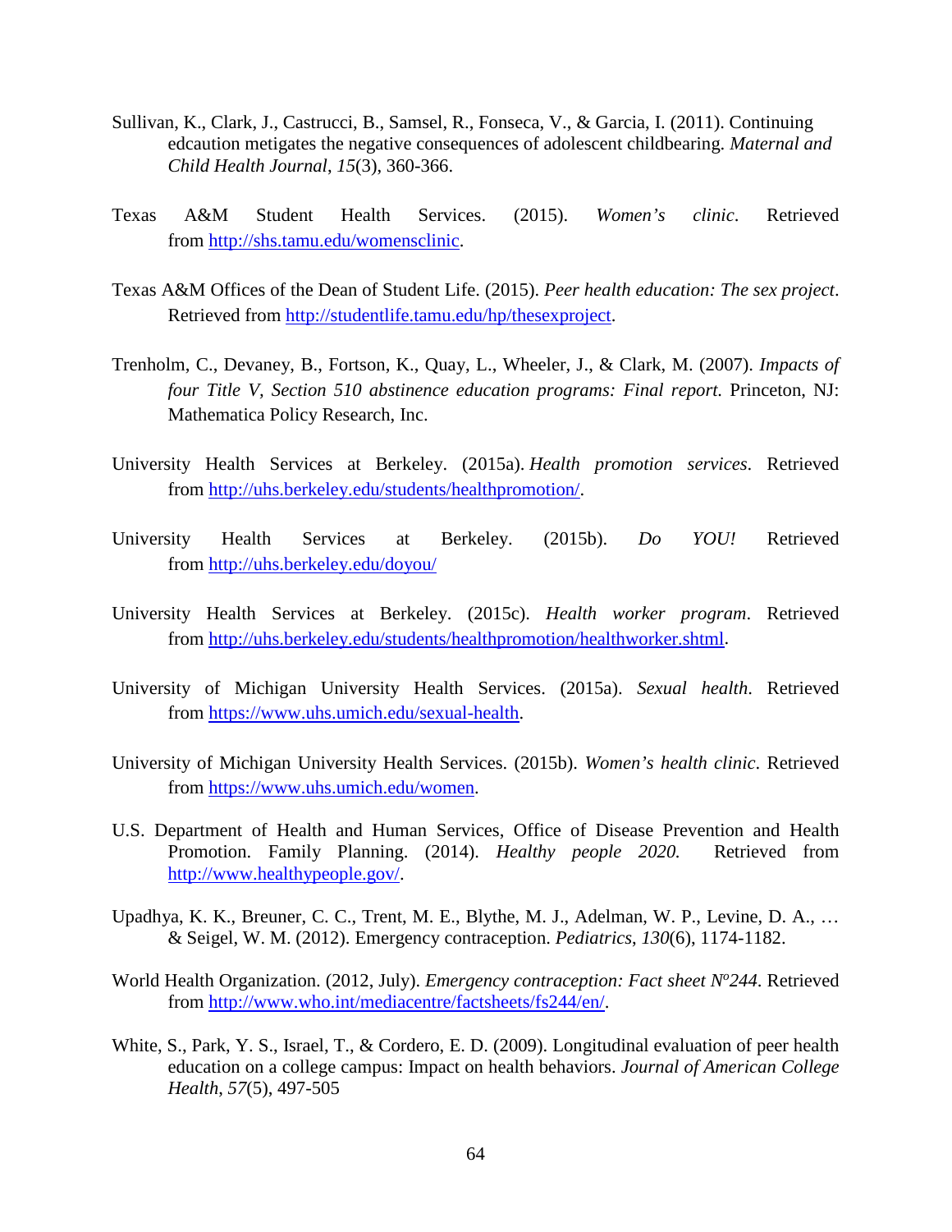Sullivan, K., Clark, J., Castrucci, B., Samsel, R., Fonseca, V., & Garcia, I. (2011). Continuing edcaution metigates the negative consequences of adolescent childbearing. *Maternal and Child Health Journal*, *15*(3), 360-366.

Texas A&M Student Health Services. (2015). *Women's clinic*. Retrieved from http://shs.tamu.edu/womensclinic.

Texas A&M Offices of the Dean of Student Life. (2015). *Peer health education: The sex project*. Retrieved from http://studentlife.tamu.edu/hp/thesexproject.

Trenholm, C., Devaney, B., Fortson, K., Quay, L., Wheeler, J., & Clark, M. (2007). *Impacts of four Title V, Section 510 abstinence education programs: Final report*. Princeton, NJ: Mathematica Policy Research, Inc.

University Health Services at Berkeley. (2015a). *Health promotion services*. Retrieved from http://uhs.berkeley.edu/students/healthpromotion/.

University Health Services at Berkeley. (2015b). *Do YOU!* Retrieved from http://uhs.berkeley.edu/doyou/

University Health Services at Berkeley. (2015c). *Health worker program*. Retrieved from http://uhs.berkeley.edu/students/healthpromotion/healthworker.shtml.

University of Michigan University Health Services. (2015a). *Sexual health*. Retrieved from https://www.uhs.umich.edu/sexual-health.

University of Michigan University Health Services. (2015b). *Women's health clinic*. Retrieved from https://www.uhs.umich.edu/women.

U.S. Department of Health and Human Services, Office of Disease Prevention and Health Promotion. Family Planning. (2014). *Healthy people 2020.* Retrieved from http://www.healthypeople.gov/.

Upadhya, K. K., Breuner, C. C., Trent, M. E., Blythe, M. J., Adelman, W. P., Levine, D. A., … & Seigel, W. M. (2012). Emergency contraception. *Pediatrics*, *130*(6), 1174-1182.

World Health Organization. (2012, July). *Emergency contraception: Fact sheet Nº244*. Retrieved from http://www.who.int/mediacentre/factsheets/fs244/en/.

White, S., Park, Y. S., Israel, T., & Cordero, E. D. (2009). Longitudinal evaluation of peer health education on a college campus: Impact on health behaviors. *Journal of American College Health*, *57*(5), 497-505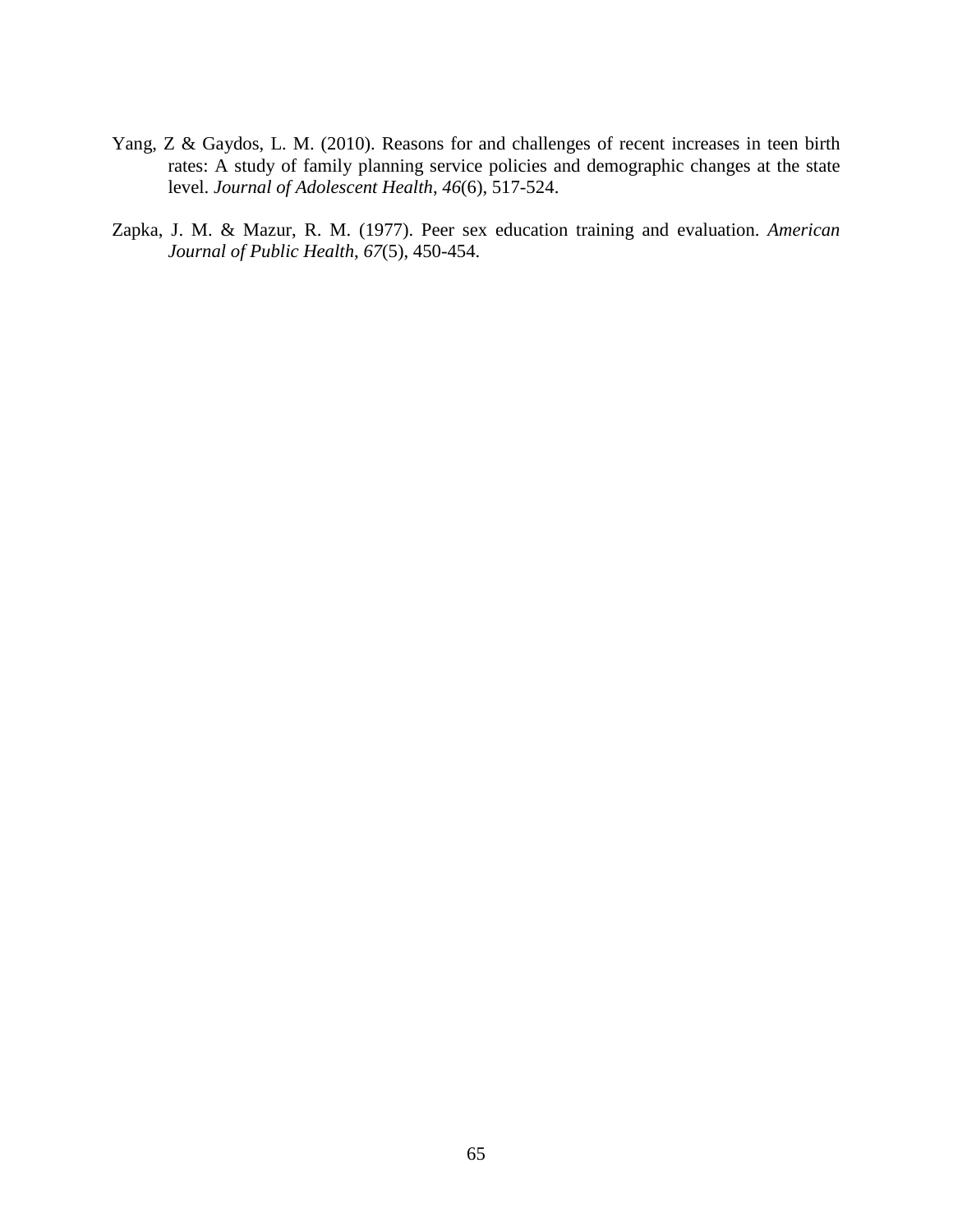Yang, Z & Gaydos, L. M. (2010). Reasons for and challenges of recent increases in teen birth rates: A study of family planning service policies and demographic changes at the state level. *Journal of Adolescent Health*, *46*(6), 517-524.

Zapka, J. M. & Mazur, R. M. (1977). Peer sex education training and evaluation. *American Journal of Public Health*, *67*(5), 450-454.